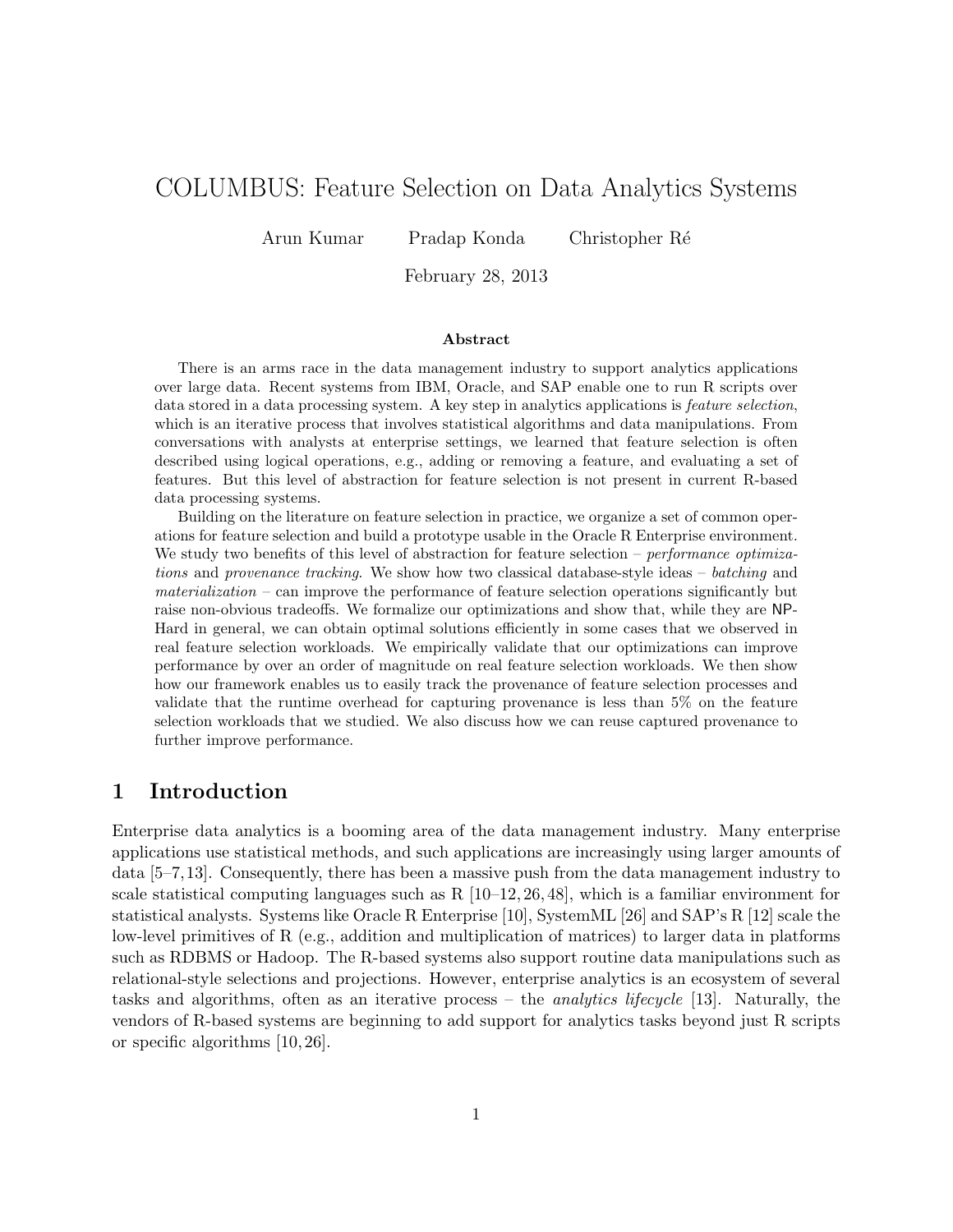# COLUMBUS: Feature Selection on Data Analytics Systems

Arun Kumar  Pradap Konda  Christopher Ré

February 28, 2013

### Abstract

There is an arms race in the data management industry to support analytics applications over large data. Recent systems from IBM, Oracle, and SAP enable one to run R scripts over data stored in a data processing system. A key step in analytics applications is *feature selection*, which is an iterative process that involves statistical algorithms and data manipulations. From conversations with analysts at enterprise settings, we learned that feature selection is often described using logical operations, e.g., adding or removing a feature, and evaluating a set of features. But this level of abstraction for feature selection is not present in current R-based data processing systems.

Building on the literature on feature selection in practice, we organize a set of common operations for feature selection and build a prototype usable in the Oracle R Enterprise environment. We study two benefits of this level of abstraction for feature selection – *performance optimizations* and *provenance tracking*. We show how two classical database-style ideas – *batching* and *materialization* – can improve the performance of feature selection operations significantly but raise non-obvious tradeoffs. We formalize our optimizations and show that, while they are NP-Hard in general, we can obtain optimal solutions efficiently in some cases that we observed in real feature selection workloads. We empirically validate that our optimizations can improve performance by over an order of magnitude on real feature selection workloads. We then show how our framework enables us to easily track the provenance of feature selection processes and validate that the runtime overhead for capturing provenance is less than 5% on the feature selection workloads that we studied. We also discuss how we can reuse captured provenance to further improve performance.

## 1 Introduction

Enterprise data analytics is a booming area of the data management industry. Many enterprise applications use statistical methods, and such applications are increasingly using larger amounts of data [5–7,13]. Consequently, there has been a massive push from the data management industry to scale statistical computing languages such as R [10–12,26,48], which is a familiar environment for statistical analysts. Systems like Oracle R Enterprise [10], SystemML [26] and SAP's R [12] scale the low-level primitives of R (e.g., addition and multiplication of matrices) to larger data in platforms such as RDBMS or Hadoop. The R-based systems also support routine data manipulations such as relational-style selections and projections. However, enterprise analytics is an ecosystem of several tasks and algorithms, often as an iterative process – the *analytics lifecycle* [13]. Naturally, the vendors of R-based systems are beginning to add support for analytics tasks beyond just R scripts or specific algorithms [10,26].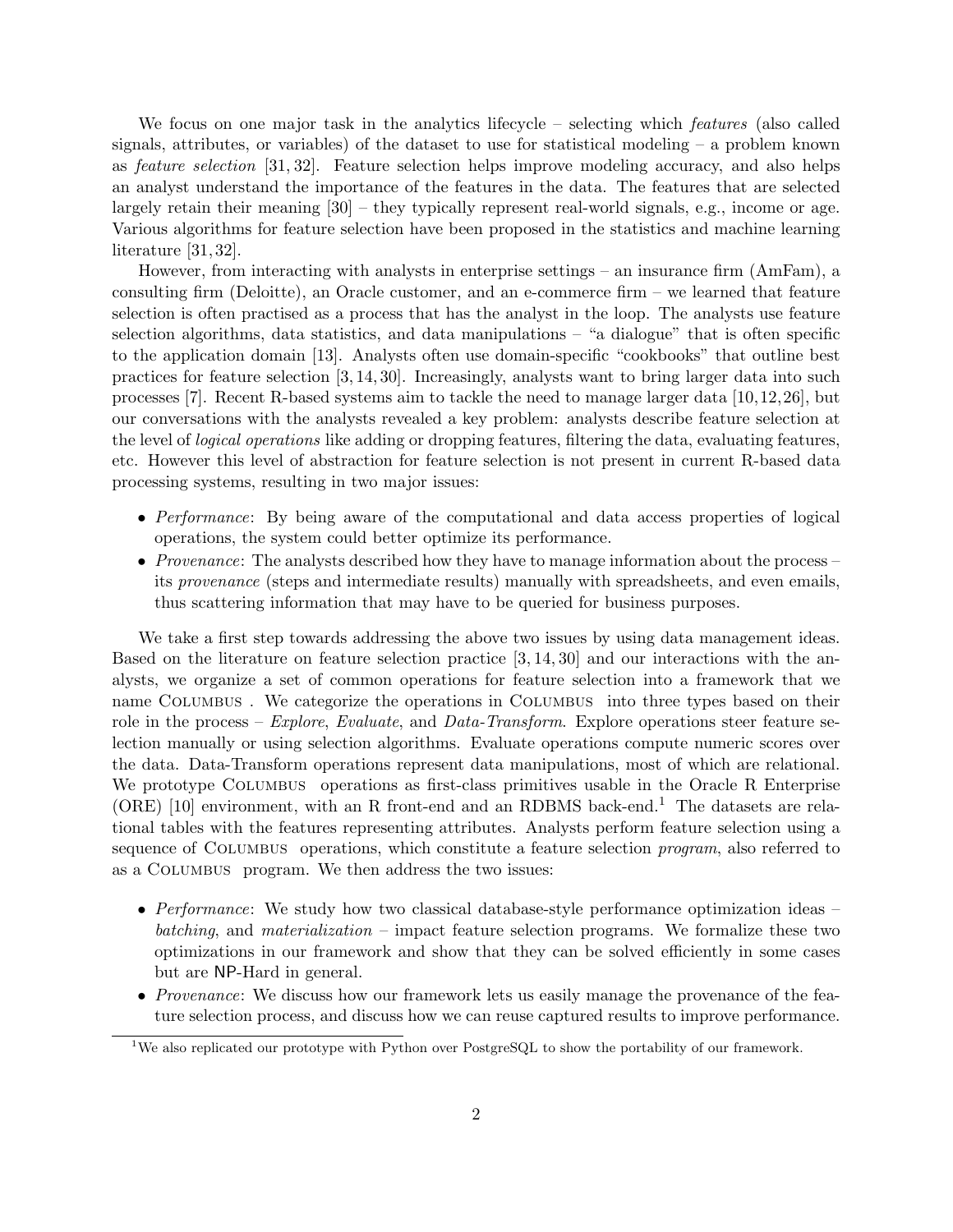We focus on one major task in the analytics lifecycle – selecting which *features* (also called signals, attributes, or variables) of the dataset to use for statistical modeling – a problem known as *feature selection* [31, 32]. Feature selection helps improve modeling accuracy, and also helps an analyst understand the importance of the features in the data. The features that are selected largely retain their meaning [30] – they typically represent real-world signals, e.g., income or age. Various algorithms for feature selection have been proposed in the statistics and machine learning literature [31, 32].

However, from interacting with analysts in enterprise settings – an insurance firm (AmFam), a consulting firm (Deloitte), an Oracle customer, and an e-commerce firm – we learned that feature selection is often practised as a process that has the analyst in the loop. The analysts use feature selection algorithms, data statistics, and data manipulations – "a dialogue" that is often specific to the application domain [13]. Analysts often use domain-specific "cookbooks" that outline best practices for feature selection [3, 14, 30]. Increasingly, analysts want to bring larger data into such processes [7]. Recent R-based systems aim to tackle the need to manage larger data [10, 12, 26], but our conversations with the analysts revealed a key problem: analysts describe feature selection at the level of *logical operations* like adding or dropping features, filtering the data, evaluating features, etc. However this level of abstraction for feature selection is not present in current R-based data processing systems, resulting in two major issues:

- *Performance*: By being aware of the computational and data access properties of logical operations, the system could better optimize its performance.
- *Provenance*: The analysts described how they have to manage information about the process – its *provenance* (steps and intermediate results) manually with spreadsheets, and even emails, thus scattering information that may have to be queried for business purposes.

We take a first step towards addressing the above two issues by using data management ideas. Based on the literature on feature selection practice [3, 14, 30] and our interactions with the analysts, we organize a set of common operations for feature selection into a framework that we name Columbus . We categorize the operations in Columbus into three types based on their role in the process – *Explore*, *Evaluate*, and *Data-Transform*. Explore operations steer feature selection manually or using selection algorithms. Evaluate operations compute numeric scores over the data. Data-Transform operations represent data manipulations, most of which are relational. We prototype Columbus operations as first-class primitives usable in the Oracle R Enterprise (ORE) [10] environment, with an R front-end and an RDBMS back-end.[1] The datasets are relational tables with the features representing attributes. Analysts perform feature selection using a sequence of Columbus operations, which constitute a feature selection *program*, also referred to as a Columbus program. We then address the two issues:

- *Performance*: We study how two classical database-style performance optimization ideas – *batching*, and *materialization* – impact feature selection programs. We formalize these two optimizations in our framework and show that they can be solved efficiently in some cases but are NP-Hard in general.
- *Provenance*: We discuss how our framework lets us easily manage the provenance of the feature selection process, and discuss how we can reuse captured results to improve performance.

[1] We also replicated our prototype with Python over PostgreSQL to show the portability of our framework.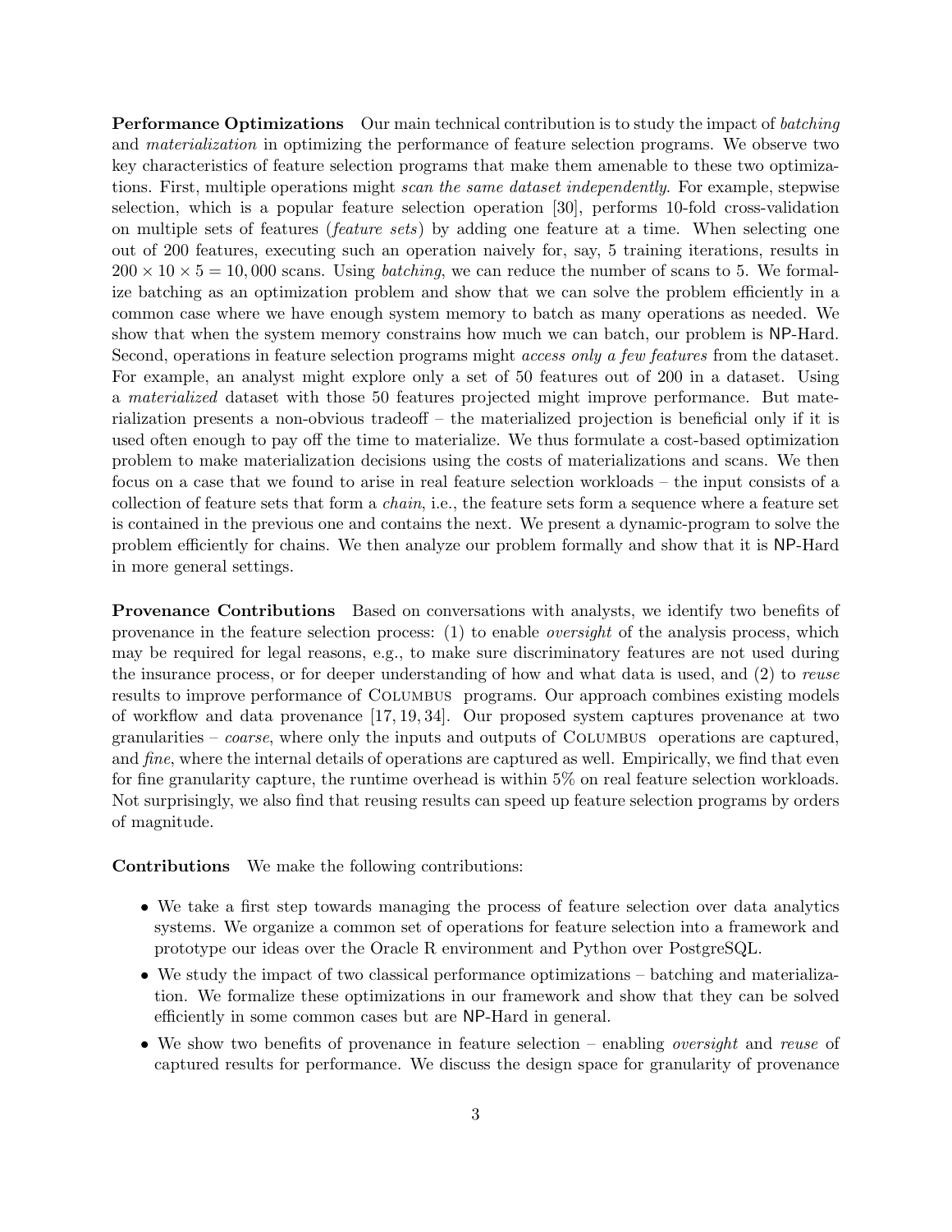**Performance Optimizations** Our main technical contribution is to study the impact of *batching* and *materialization* in optimizing the performance of feature selection programs. We observe two key characteristics of feature selection programs that make them amenable to these two optimizations. First, multiple operations might *scan the same dataset independently*. For example, stepwise selection, which is a popular feature selection operation [30], performs 10-fold cross-validation on multiple sets of features (*feature sets*) by adding one feature at a time. When selecting one out of 200 features, executing such an operation naively for, say, 5 training iterations, results in $200 \times 10 \times 5 = 10,000$ scans. Using *batching*, we can reduce the number of scans to 5. We formalize batching as an optimization problem and show that we can solve the problem efficiently in a common case where we have enough system memory to batch as many operations as needed. We show that when the system memory constrains how much we can batch, our problem is NP-Hard. Second, operations in feature selection programs might *access only a few features* from the dataset. For example, an analyst might explore only a set of 50 features out of 200 in a dataset. Using a *materialized* dataset with those 50 features projected might improve performance. But materialization presents a non-obvious tradeoff – the materialized projection is beneficial only if it is used often enough to pay off the time to materialize. We thus formulate a cost-based optimization problem to make materialization decisions using the costs of materializations and scans. We then focus on a case that we found to arise in real feature selection workloads – the input consists of a collection of feature sets that form a *chain*, i.e., the feature sets form a sequence where a feature set is contained in the previous one and contains the next. We present a dynamic-program to solve the problem efficiently for chains. We then analyze our problem formally and show that it is NP-Hard in more general settings.

**Provenance Contributions** Based on conversations with analysts, we identify two benefits of provenance in the feature selection process: (1) to enable *oversight* of the analysis process, which may be required for legal reasons, e.g., to make sure discriminatory features are not used during the insurance process, or for deeper understanding of how and what data is used, and (2) to *reuse* results to improve performance of Columbus programs. Our approach combines existing models of workflow and data provenance [17, 19, 34]. Our proposed system captures provenance at two granularities – *coarse*, where only the inputs and outputs of Columbus operations are captured, and *fine*, where the internal details of operations are captured as well. Empirically, we find that even for fine granularity capture, the runtime overhead is within 5% on real feature selection workloads. Not surprisingly, we also find that reusing results can speed up feature selection programs by orders of magnitude.

**Contributions** We make the following contributions:

- We take a first step towards managing the process of feature selection over data analytics systems. We organize a common set of operations for feature selection into a framework and prototype our ideas over the Oracle R environment and Python over PostgreSQL.
- We study the impact of two classical performance optimizations – batching and materialization. We formalize these optimizations in our framework and show that they can be solved efficiently in some common cases but are NP-Hard in general.
- We show two benefits of provenance in feature selection – enabling *oversight* and *reuse* of captured results for performance. We discuss the design space for granularity of provenance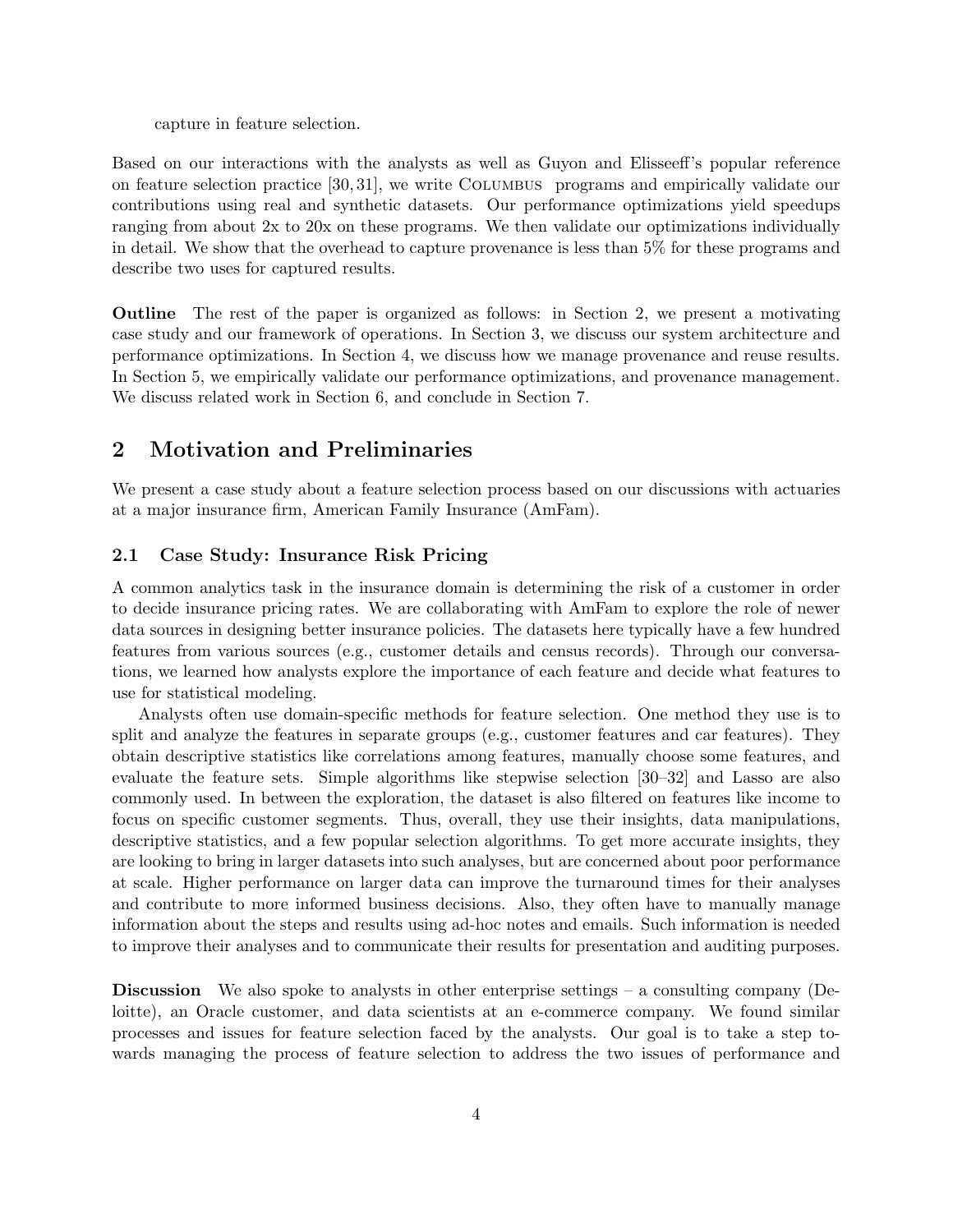capture in feature selection.

Based on our interactions with the analysts as well as Guyon and Elisseeff's popular reference on feature selection practice [30, 31], we write Columbus programs and empirically validate our contributions using real and synthetic datasets. Our performance optimizations yield speedups ranging from about 2x to 20x on these programs. We then validate our optimizations individually in detail. We show that the overhead to capture provenance is less than 5% for these programs and describe two uses for captured results.

**Outline** The rest of the paper is organized as follows: in Section 2, we present a motivating case study and our framework of operations. In Section 3, we discuss our system architecture and performance optimizations. In Section 4, we discuss how we manage provenance and reuse results. In Section 5, we empirically validate our performance optimizations, and provenance management. We discuss related work in Section 6, and conclude in Section 7.

## 2 Motivation and Preliminaries

We present a case study about a feature selection process based on our discussions with actuaries at a major insurance firm, American Family Insurance (AmFam).

### 2.1 Case Study: Insurance Risk Pricing

A common analytics task in the insurance domain is determining the risk of a customer in order to decide insurance pricing rates. We are collaborating with AmFam to explore the role of newer data sources in designing better insurance policies. The datasets here typically have a few hundred features from various sources (e.g., customer details and census records). Through our conversations, we learned how analysts explore the importance of each feature and decide what features to use for statistical modeling.

Analysts often use domain-specific methods for feature selection. One method they use is to split and analyze the features in separate groups (e.g., customer features and car features). They obtain descriptive statistics like correlations among features, manually choose some features, and evaluate the feature sets. Simple algorithms like stepwise selection [30–32] and Lasso are also commonly used. In between the exploration, the dataset is also filtered on features like income to focus on specific customer segments. Thus, overall, they use their insights, data manipulations, descriptive statistics, and a few popular selection algorithms. To get more accurate insights, they are looking to bring in larger datasets into such analyses, but are concerned about poor performance at scale. Higher performance on larger data can improve the turnaround times for their analyses and contribute to more informed business decisions. Also, they often have to manually manage information about the steps and results using ad-hoc notes and emails. Such information is needed to improve their analyses and to communicate their results for presentation and auditing purposes.

**Discussion** We also spoke to analysts in other enterprise settings – a consulting company (Deloitte), an Oracle customer, and data scientists at an e-commerce company. We found similar processes and issues for feature selection faced by the analysts. Our goal is to take a step towards managing the process of feature selection to address the two issues of performance and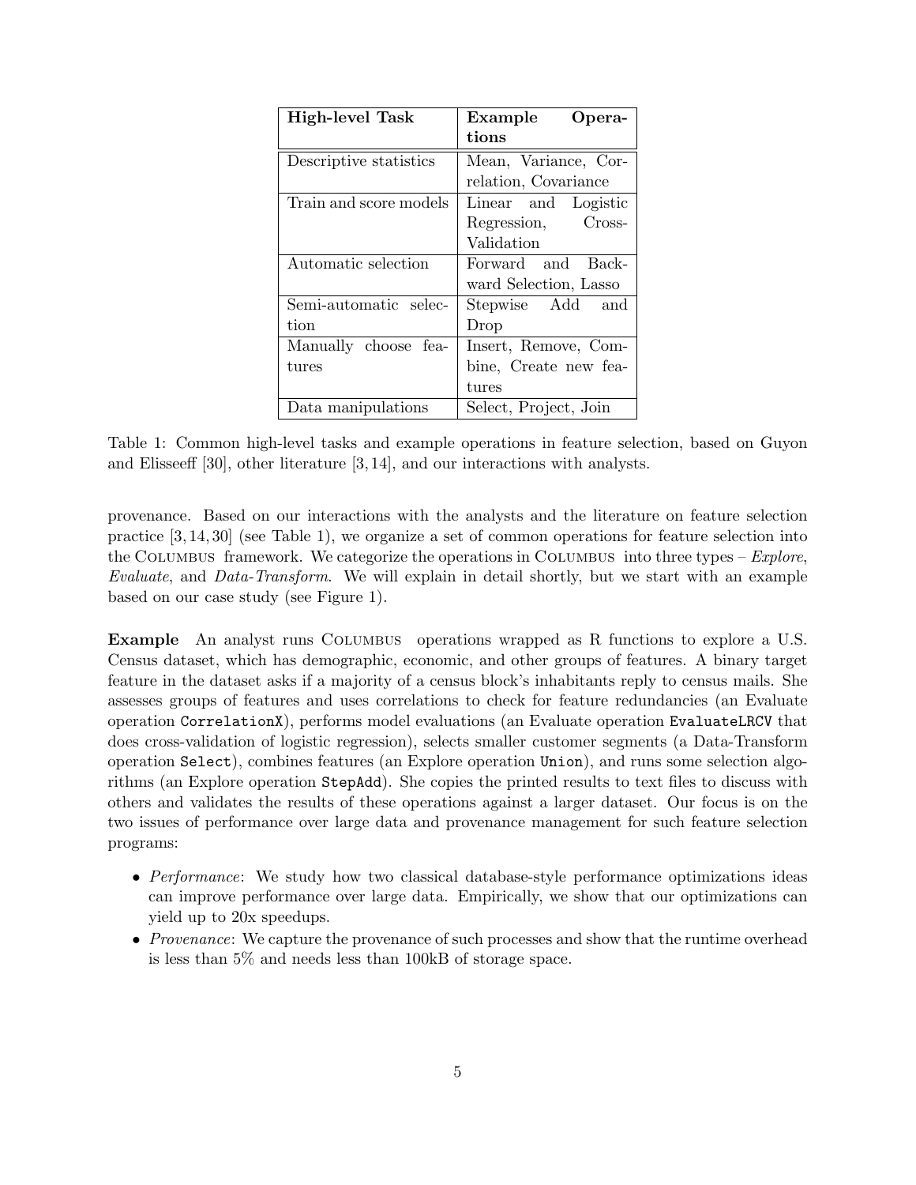| **High-level Task** | **Example Operations** |
|---|---|
| Descriptive statistics | Mean, Variance, Correlation, Covariance |
| Train and score models | Linear and Logistic Regression, Cross-Validation |
| Automatic selection | Forward and Backward Selection, Lasso |
| Semi-automatic selection | Stepwise Add and Drop |
| Manually choose features | Insert, Remove, Combine, Create new features |
| Data manipulations | Select, Project, Join |

Table 1: Common high-level tasks and example operations in feature selection, based on Guyon and Elisseeff [30], other literature [3, 14], and our interactions with analysts.

provenance. Based on our interactions with the analysts and the literature on feature selection practice [3, 14, 30] (see Table 1), we organize a set of common operations for feature selection into the Columbus framework. We categorize the operations in Columbus into three types – *Explore*, *Evaluate*, and *Data-Transform*. We will explain in detail shortly, but we start with an example based on our case study (see Figure 1).

**Example** An analyst runs Columbus operations wrapped as R functions to explore a U.S. Census dataset, which has demographic, economic, and other groups of features. A binary target feature in the dataset asks if a majority of a census block's inhabitants reply to census mails. She assesses groups of features and uses correlations to check for feature redundancies (an Evaluate operation `CorrelationX`), performs model evaluations (an Evaluate operation `EvaluateLRCV` that does cross-validation of logistic regression), selects smaller customer segments (a Data-Transform operation `Select`), combines features (an Explore operation `Union`), and runs some selection algorithms (an Explore operation `StepAdd`). She copies the printed results to text files to discuss with others and validates the results of these operations against a larger dataset. Our focus is on the two issues of performance over large data and provenance management for such feature selection programs:

- *Performance*: We study how two classical database-style performance optimizations ideas can improve performance over large data. Empirically, we show that our optimizations can yield up to 20x speedups.
- *Provenance*: We capture the provenance of such processes and show that the runtime overhead is less than 5% and needs less than 100kB of storage space.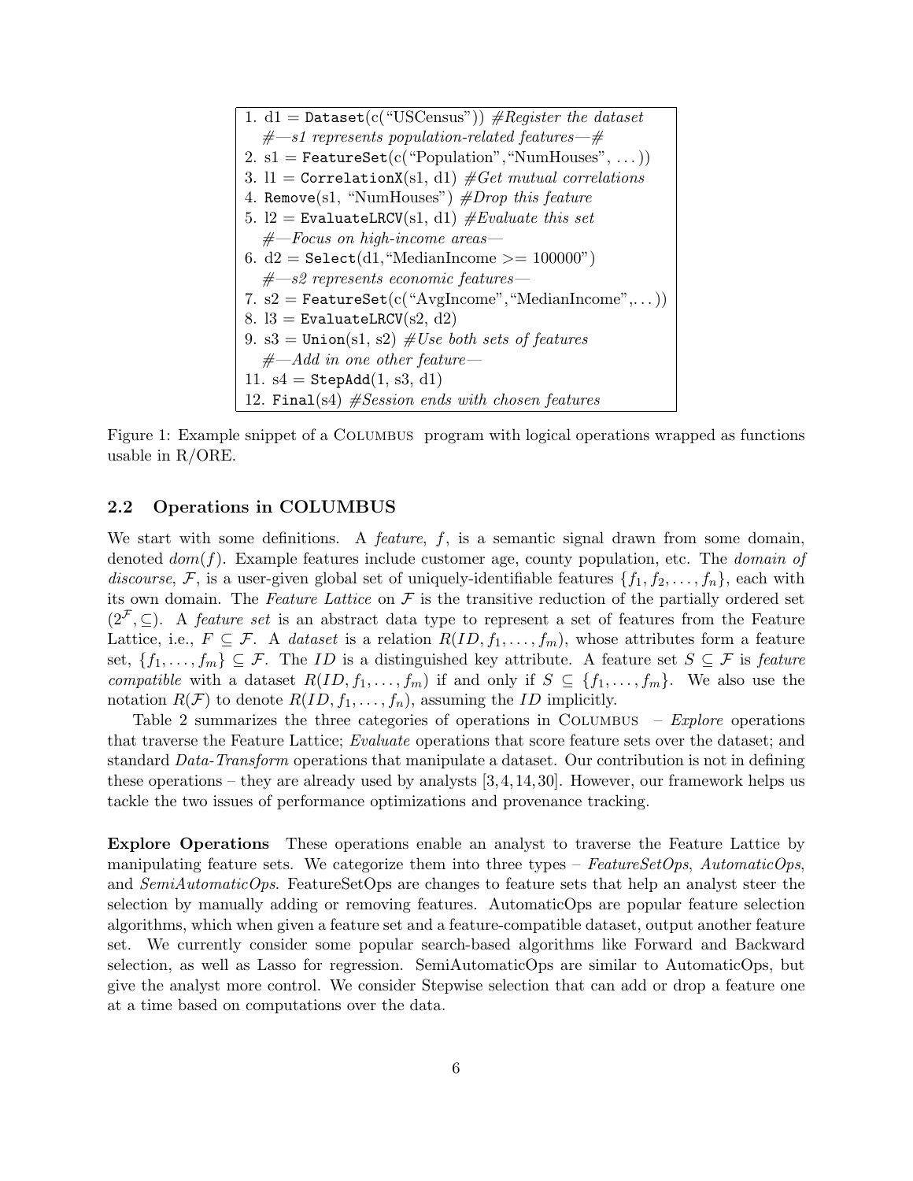```
1. d1 = Dataset(c("USCensus")) #Register the dataset
   #—s1 represents population-related features—#
2. s1 = FeatureSet(c("Population","NumHouses", ...))
3. l1 = CorrelationX(s1, d1) #Get mutual correlations
4. Remove(s1, "NumHouses") #Drop this feature
5. l2 = EvaluateLRCV(s1, d1) #Evaluate this set
   #—Focus on high-income areas—
6. d2 = Select(d1,"MedianIncome >= 100000")
   #—s2 represents economic features—
7. s2 = FeatureSet(c("AvgIncome","MedianIncome",...))
8. l3 = EvaluateLRCV(s2, d2)
9. s3 = Union(s1, s2) #Use both sets of features
   #—Add in one other feature—
11. s4 = StepAdd(1, s3, d1)
12. Final(s4) #Session ends with chosen features
```

Figure 1: Example snippet of a Columbus program with logical operations wrapped as functions usable in R/ORE.

### 2.2 Operations in COLUMBUS

We start with some definitions. A *feature*, $f$, is a semantic signal drawn from some domain, denoted $dom(f)$. Example features include customer age, county population, etc. The *domain of discourse*, $\mathcal{F}$, is a user-given global set of uniquely-identifiable features $\{f_1, f_2, \ldots, f_n\}$, each with its own domain. The *Feature Lattice* on $\mathcal{F}$ is the transitive reduction of the partially ordered set $(2^{\mathcal{F}}, \subseteq)$. A *feature set* is an abstract data type to represent a set of features from the Feature Lattice, i.e., $F \subseteq \mathcal{F}$. A *dataset* is a relation $R(ID, f_1, \ldots, f_m)$, whose attributes form a feature set, $\{f_1, \ldots, f_m\} \subseteq \mathcal{F}$. The $ID$ is a distinguished key attribute. A feature set $S \subseteq \mathcal{F}$ is *feature compatible* with a dataset $R(ID, f_1, \ldots, f_m)$ if and only if $S \subseteq \{f_1, \ldots, f_m\}$. We also use the notation $R(\mathcal{F})$ to denote $R(ID, f_1, \ldots, f_n)$, assuming the $ID$ implicitly.

Table 2 summarizes the three categories of operations in Columbus – *Explore* operations that traverse the Feature Lattice; *Evaluate* operations that score feature sets over the dataset; and standard *Data-Transform* operations that manipulate a dataset. Our contribution is not in defining these operations – they are already used by analysts [3, 4, 14, 30]. However, our framework helps us tackle the two issues of performance optimizations and provenance tracking.

**Explore Operations** These operations enable an analyst to traverse the Feature Lattice by manipulating feature sets. We categorize them into three types – *FeatureSetOps*, *AutomaticOps*, and *SemiAutomaticOps*. FeatureSetOps are changes to feature sets that help an analyst steer the selection by manually adding or removing features. AutomaticOps are popular feature selection algorithms, which when given a feature set and a feature-compatible dataset, output another feature set. We currently consider some popular search-based algorithms like Forward and Backward selection, as well as Lasso for regression. SemiAutomaticOps are similar to AutomaticOps, but give the analyst more control. We consider Stepwise selection that can add or drop a feature one at a time based on computations over the data.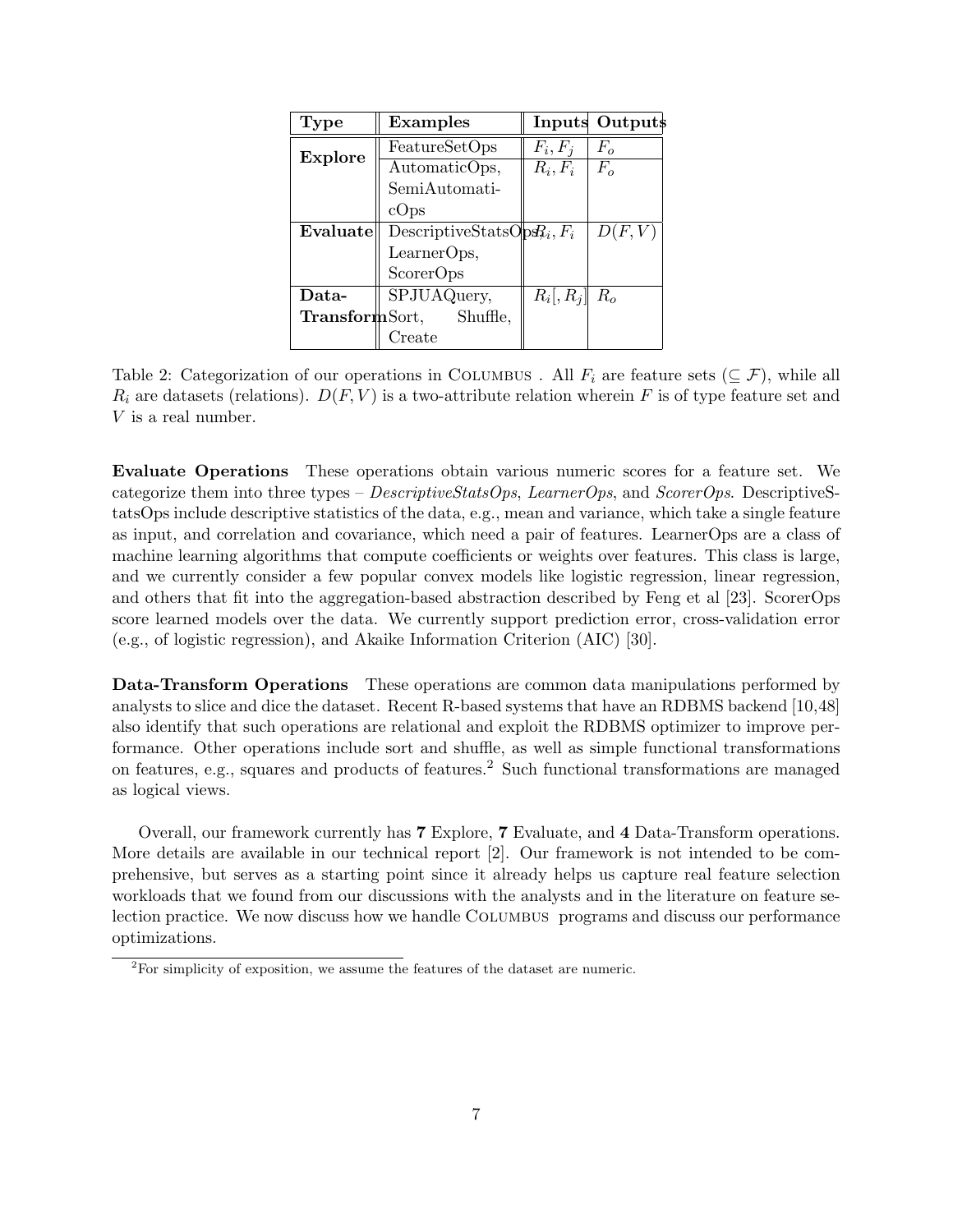| Type | Examples | Inputs | Outputs |
|---|---|---|---|
| **Explore** | FeatureSetOps | $F_i, F_j$ | $F_o$ |
| | AutomaticOps, SemiAutomaticOps | $R_i, F_i$ | $F_o$ |
| **Evaluate** | DescriptiveStatsOps, LearnerOps, ScorerOps | $R_i, F_i$ | $D(F, V)$ |
| **Data-Transform** | SPJUAQuery, Sort, Shuffle, Create | $R_i[, R_j]$ | $R_o$ |

Table 2: Categorization of our operations in Columbus . All $F_i$ are feature sets ($\subseteq \mathcal{F}$), while all $R_i$ are datasets (relations). $D(F, V)$ is a two-attribute relation wherein $F$ is of type feature set and $V$ is a real number.

**Evaluate Operations** These operations obtain various numeric scores for a feature set. We categorize them into three types – *DescriptiveStatsOps*, *LearnerOps*, and *ScorerOps*. DescriptiveStatsOps include descriptive statistics of the data, e.g., mean and variance, which take a single feature as input, and correlation and covariance, which need a pair of features. LearnerOps are a class of machine learning algorithms that compute coefficients or weights over features. This class is large, and we currently consider a few popular convex models like logistic regression, linear regression, and others that fit into the aggregation-based abstraction described by Feng et al [23]. ScorerOps score learned models over the data. We currently support prediction error, cross-validation error (e.g., of logistic regression), and Akaike Information Criterion (AIC) [30].

**Data-Transform Operations** These operations are common data manipulations performed by analysts to slice and dice the dataset. Recent R-based systems that have an RDBMS backend [10,48] also identify that such operations are relational and exploit the RDBMS optimizer to improve performance. Other operations include sort and shuffle, as well as simple functional transformations on features, e.g., squares and products of features.[2] Such functional transformations are managed as logical views.

Overall, our framework currently has **7** Explore, **7** Evaluate, and **4** Data-Transform operations. More details are available in our technical report [2]. Our framework is not intended to be comprehensive, but serves as a starting point since it already helps us capture real feature selection workloads that we found from our discussions with the analysts and in the literature on feature selection practice. We now discuss how we handle Columbus programs and discuss our performance optimizations.

[2]For simplicity of exposition, we assume the features of the dataset are numeric.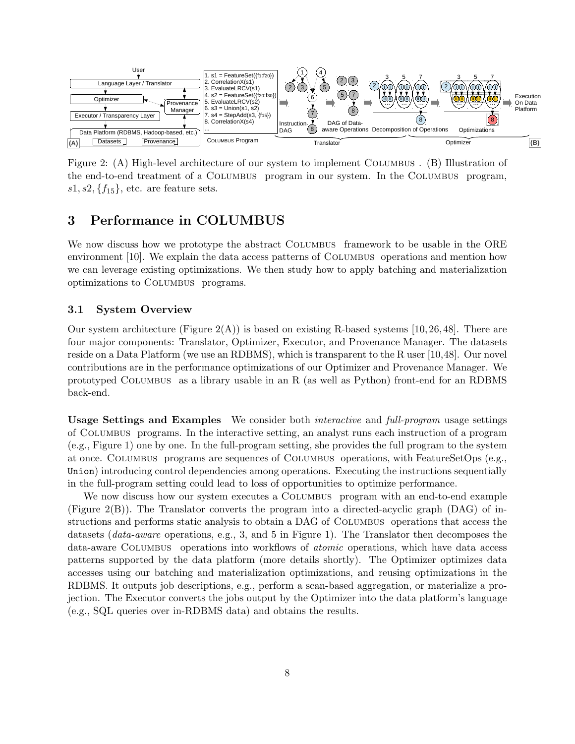Figure 2: (A) High-level architecture of our system to implement COLUMBUS . (B) Illustration of the end-to-end treatment of a COLUMBUS program in our system. In the COLUMBUS program, $s1, s2, \{f_{15}\}$, etc. are feature sets.

# 3 Performance in COLUMBUS

We now discuss how we prototype the abstract COLUMBUS framework to be usable in the ORE environment [10]. We explain the data access patterns of COLUMBUS operations and mention how we can leverage existing optimizations. We then study how to apply batching and materialization optimizations to COLUMBUS programs.

## 3.1 System Overview

Our system architecture (Figure 2(A)) is based on existing R-based systems [10, 26, 48]. There are four major components: Translator, Optimizer, Executor, and Provenance Manager. The datasets reside on a Data Platform (we use an RDBMS), which is transparent to the R user [10,48]. Our novel contributions are in the performance optimizations of our Optimizer and Provenance Manager. We prototyped COLUMBUS as a library usable in an R (as well as Python) front-end for an RDBMS back-end.

**Usage Settings and Examples** We consider both *interactive* and *full-program* usage settings of COLUMBUS programs. In the interactive setting, an analyst runs each instruction of a program (e.g., Figure 1) one by one. In the full-program setting, she provides the full program to the system at once. COLUMBUS programs are sequences of COLUMBUS operations, with FeatureSetOps (e.g., `Union`) introducing control dependencies among operations. Executing the instructions sequentially in the full-program setting could lead to loss of opportunities to optimize performance.

We now discuss how our system executes a COLUMBUS program with an end-to-end example (Figure 2(B)). The Translator converts the program into a directed-acyclic graph (DAG) of instructions and performs static analysis to obtain a DAG of COLUMBUS operations that access the datasets (*data-aware* operations, e.g., 3, and 5 in Figure 1). The Translator then decomposes the data-aware COLUMBUS operations into workflows of *atomic* operations, which have data access patterns supported by the data platform (more details shortly). The Optimizer optimizes data accesses using our batching and materialization optimizations, and reusing optimizations in the RDBMS. It outputs job descriptions, e.g., perform a scan-based aggregation, or materialize a projection. The Executor converts the jobs output by the Optimizer into the data platform's language (e.g., SQL queries over in-RDBMS data) and obtains the results.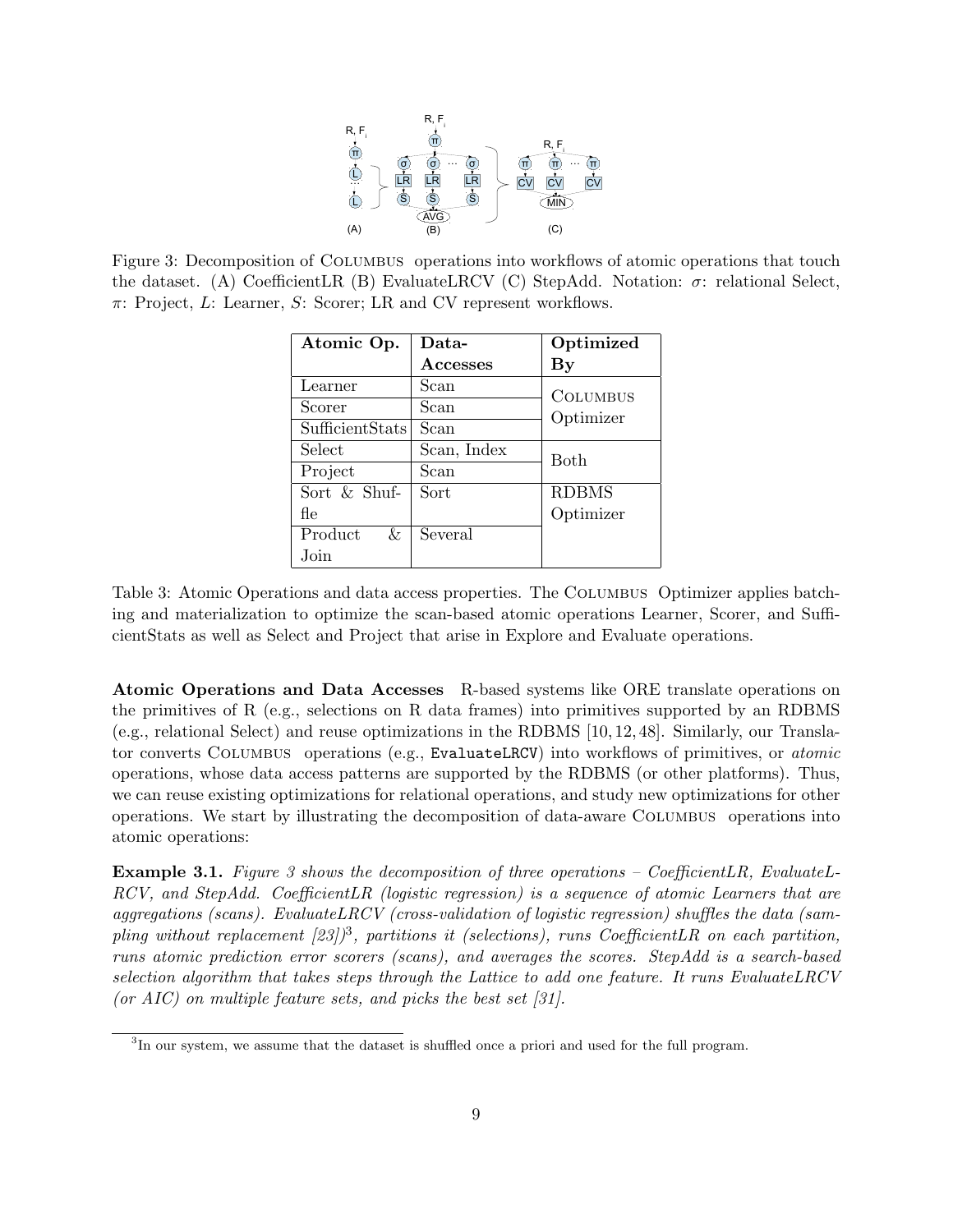Figure 3: Decomposition of COLUMBUS operations into workflows of atomic operations that touch the dataset. (A) CoefficientLR (B) EvaluateLRCV (C) StepAdd. Notation: $\sigma$: relational Select, $\pi$: Project, $L$: Learner, $S$: Scorer; LR and CV represent workflows.

| Atomic Op. | Data-Accesses | Optimized By |
|---|---|---|
| Learner | Scan | COLUMBUS Optimizer |
| Scorer | Scan | |
| SufficientStats | Scan | |
| Select | Scan, Index | Both |
| Project | Scan | |
| Sort & Shuffle | Sort | RDBMS Optimizer |
| Product & Join | Several | |

Table 3: Atomic Operations and data access properties. The COLUMBUS Optimizer applies batching and materialization to optimize the scan-based atomic operations Learner, Scorer, and SufficientStats as well as Select and Project that arise in Explore and Evaluate operations.

**Atomic Operations and Data Accesses** R-based systems like ORE translate operations on the primitives of R (e.g., selections on R data frames) into primitives supported by an RDBMS (e.g., relational Select) and reuse optimizations in the RDBMS [10, 12, 48]. Similarly, our Translator converts COLUMBUS operations (e.g., `EvaluateLRCV`) into workflows of primitives, or *atomic* operations, whose data access patterns are supported by the RDBMS (or other platforms). Thus, we can reuse existing optimizations for relational operations, and study new optimizations for other operations. We start by illustrating the decomposition of data-aware COLUMBUS operations into atomic operations:

**Example 3.1.** *Figure 3 shows the decomposition of three operations – CoefficientLR, EvaluateLRCV, and StepAdd. CoefficientLR (logistic regression) is a sequence of atomic Learners that are aggregations (scans). EvaluateLRCV (cross-validation of logistic regression) shuffles the data (sampling without replacement [23])*[3]*, partitions it (selections), runs CoefficientLR on each partition, runs atomic prediction error scorers (scans), and averages the scores. StepAdd is a search-based selection algorithm that takes steps through the Lattice to add one feature. It runs EvaluateLRCV (or AIC) on multiple feature sets, and picks the best set [31].*

[3] In our system, we assume that the dataset is shuffled once a priori and used for the full program.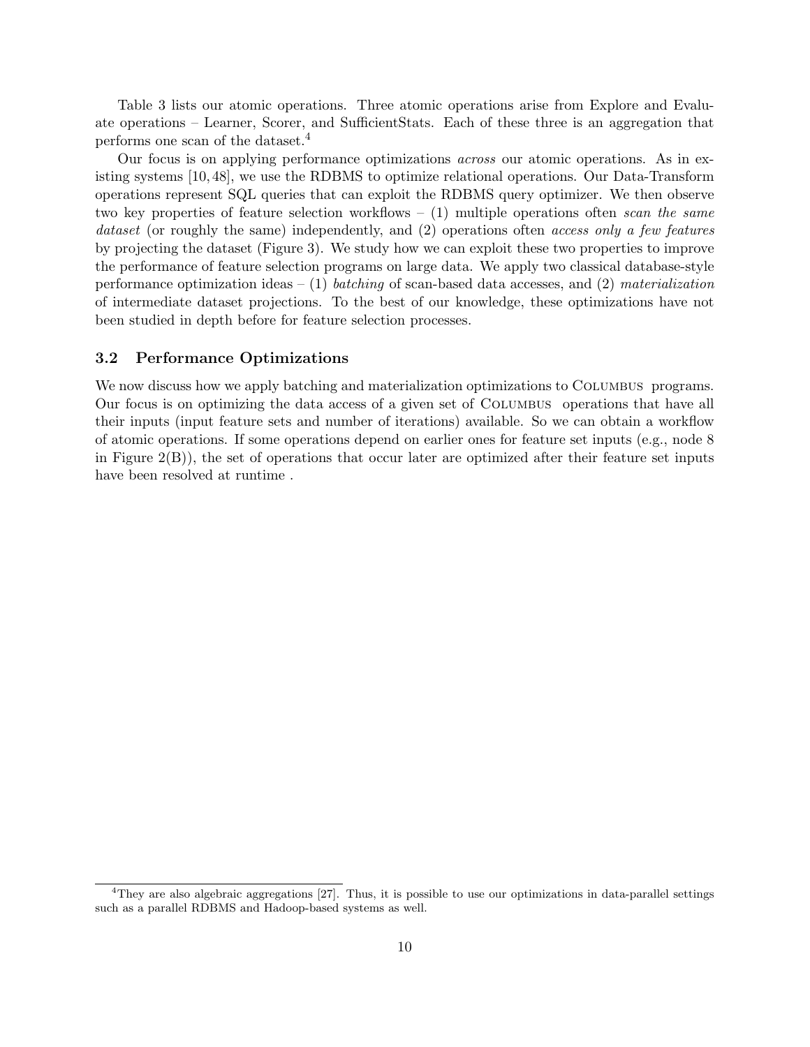Table 3 lists our atomic operations. Three atomic operations arise from Explore and Evaluate operations – Learner, Scorer, and SufficientStats. Each of these three is an aggregation that performs one scan of the dataset.[4]

Our focus is on applying performance optimizations *across* our atomic operations. As in existing systems [10, 48], we use the RDBMS to optimize relational operations. Our Data-Transform operations represent SQL queries that can exploit the RDBMS query optimizer. We then observe two key properties of feature selection workflows – (1) multiple operations often *scan the same dataset* (or roughly the same) independently, and (2) operations often *access only a few features* by projecting the dataset (Figure 3). We study how we can exploit these two properties to improve the performance of feature selection programs on large data. We apply two classical database-style performance optimization ideas – (1) *batching* of scan-based data accesses, and (2) *materialization* of intermediate dataset projections. To the best of our knowledge, these optimizations have not been studied in depth before for feature selection processes.

### 3.2 Performance Optimizations

We now discuss how we apply batching and materialization optimizations to Columbus programs. Our focus is on optimizing the data access of a given set of Columbus operations that have all their inputs (input feature sets and number of iterations) available. So we can obtain a workflow of atomic operations. If some operations depend on earlier ones for feature set inputs (e.g., node 8 in Figure 2(B)), the set of operations that occur later are optimized after their feature set inputs have been resolved at runtime .

[4] They are also algebraic aggregations [27]. Thus, it is possible to use our optimizations in data-parallel settings such as a parallel RDBMS and Hadoop-based systems as well.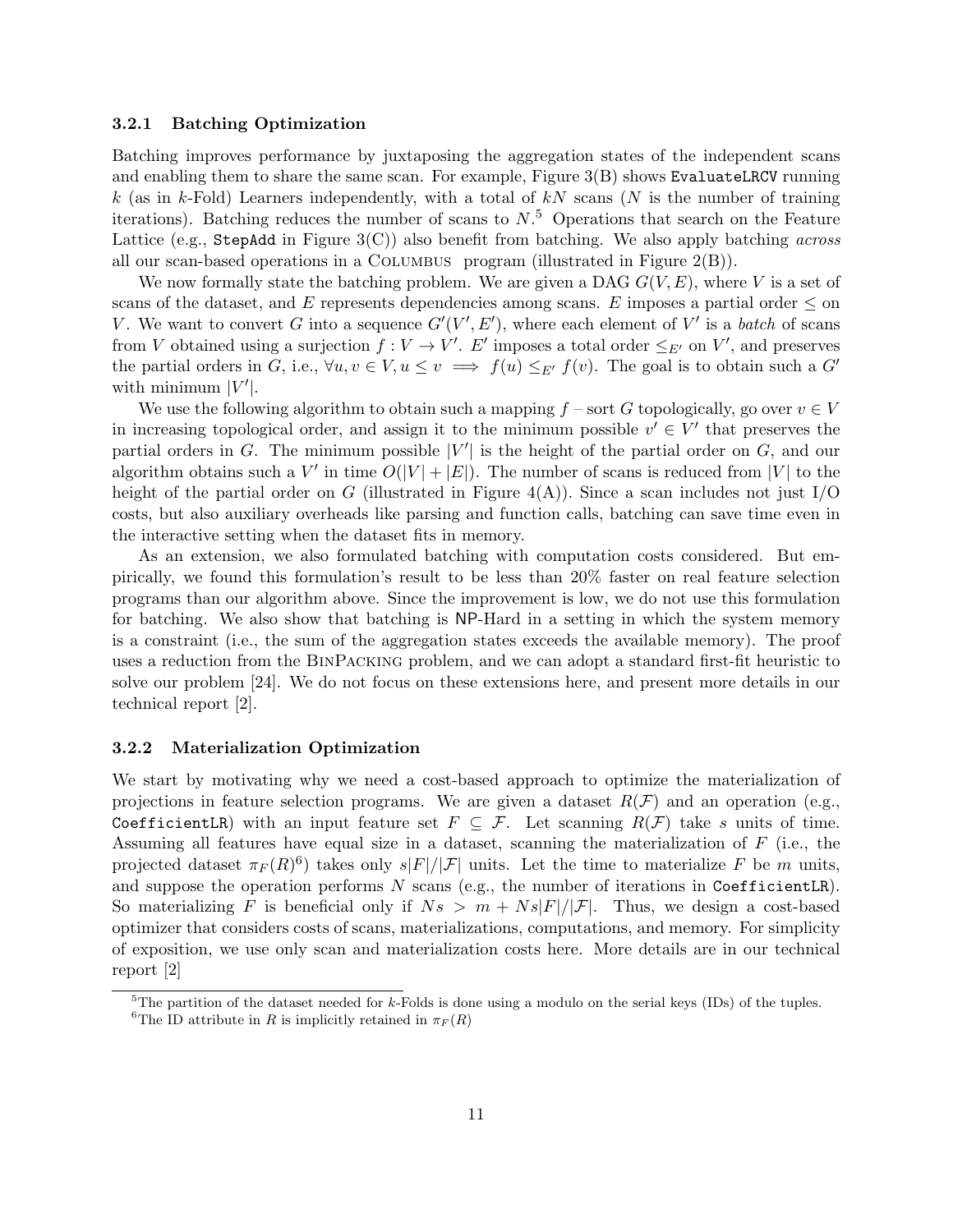### 3.2.1 Batching Optimization

Batching improves performance by juxtaposing the aggregation states of the independent scans and enabling them to share the same scan. For example, Figure 3(B) shows `EvaluateLRCV` running $k$ (as in $k$-Fold) Learners independently, with a total of $kN$ scans ($N$ is the number of training iterations). Batching reduces the number of scans to $N$.[5] Operations that search on the Feature Lattice (e.g., `StepAdd` in Figure 3(C)) also benefit from batching. We also apply batching *across* all our scan-based operations in a Columbus program (illustrated in Figure 2(B)).

We now formally state the batching problem. We are given a DAG $G(V, E)$, where $V$ is a set of scans of the dataset, and $E$ represents dependencies among scans. $E$ imposes a partial order $\leq$ on $V$. We want to convert $G$ into a sequence $G'(V', E')$, where each element of $V'$ is a *batch* of scans from $V$ obtained using a surjection $f : V \to V'$. $E'$ imposes a total order $\leq_{E'}$ on $V'$, and preserves the partial orders in $G$, i.e., $\forall u, v \in V, u \leq v \implies f(u) \leq_{E'} f(v)$. The goal is to obtain such a $G'$ with minimum $|V'|$.

We use the following algorithm to obtain such a mapping $f$ – sort $G$ topologically, go over $v \in V$ in increasing topological order, and assign it to the minimum possible $v' \in V'$ that preserves the partial orders in $G$. The minimum possible $|V'|$ is the height of the partial order on $G$, and our algorithm obtains such a $V'$ in time $O(|V| + |E|)$. The number of scans is reduced from $|V|$ to the height of the partial order on $G$ (illustrated in Figure 4(A)). Since a scan includes not just I/O costs, but also auxiliary overheads like parsing and function calls, batching can save time even in the interactive setting when the dataset fits in memory.

As an extension, we also formulated batching with computation costs considered. But empirically, we found this formulation's result to be less than 20% faster on real feature selection programs than our algorithm above. Since the improvement is low, we do not use this formulation for batching. We also show that batching is NP-Hard in a setting in which the system memory is a constraint (i.e., the sum of the aggregation states exceeds the available memory). The proof uses a reduction from the BinPacking problem, and we can adopt a standard first-fit heuristic to solve our problem [24]. We do not focus on these extensions here, and present more details in our technical report [2].

### 3.2.2 Materialization Optimization

We start by motivating why we need a cost-based approach to optimize the materialization of projections in feature selection programs. We are given a dataset $R(\mathcal{F})$ and an operation (e.g., `CoefficientLR`) with an input feature set $F \subseteq \mathcal{F}$. Let scanning $R(\mathcal{F})$ take $s$ units of time. Assuming all features have equal size in a dataset, scanning the materialization of $F$ (i.e., the projected dataset $\pi_F(R)$[6]) takes only $s|F|/|\mathcal{F}|$ units. Let the time to materialize $F$ be $m$ units, and suppose the operation performs $N$ scans (e.g., the number of iterations in `CoefficientLR`). So materializing $F$ is beneficial only if $Ns > m + Ns|F|/|\mathcal{F}|$. Thus, we design a cost-based optimizer that considers costs of scans, materializations, computations, and memory. For simplicity of exposition, we use only scan and materialization costs here. More details are in our technical report [2]

[5] The partition of the dataset needed for $k$-Folds is done using a modulo on the serial keys (IDs) of the tuples.

[6] The ID attribute in $R$ is implicitly retained in $\pi_F(R)$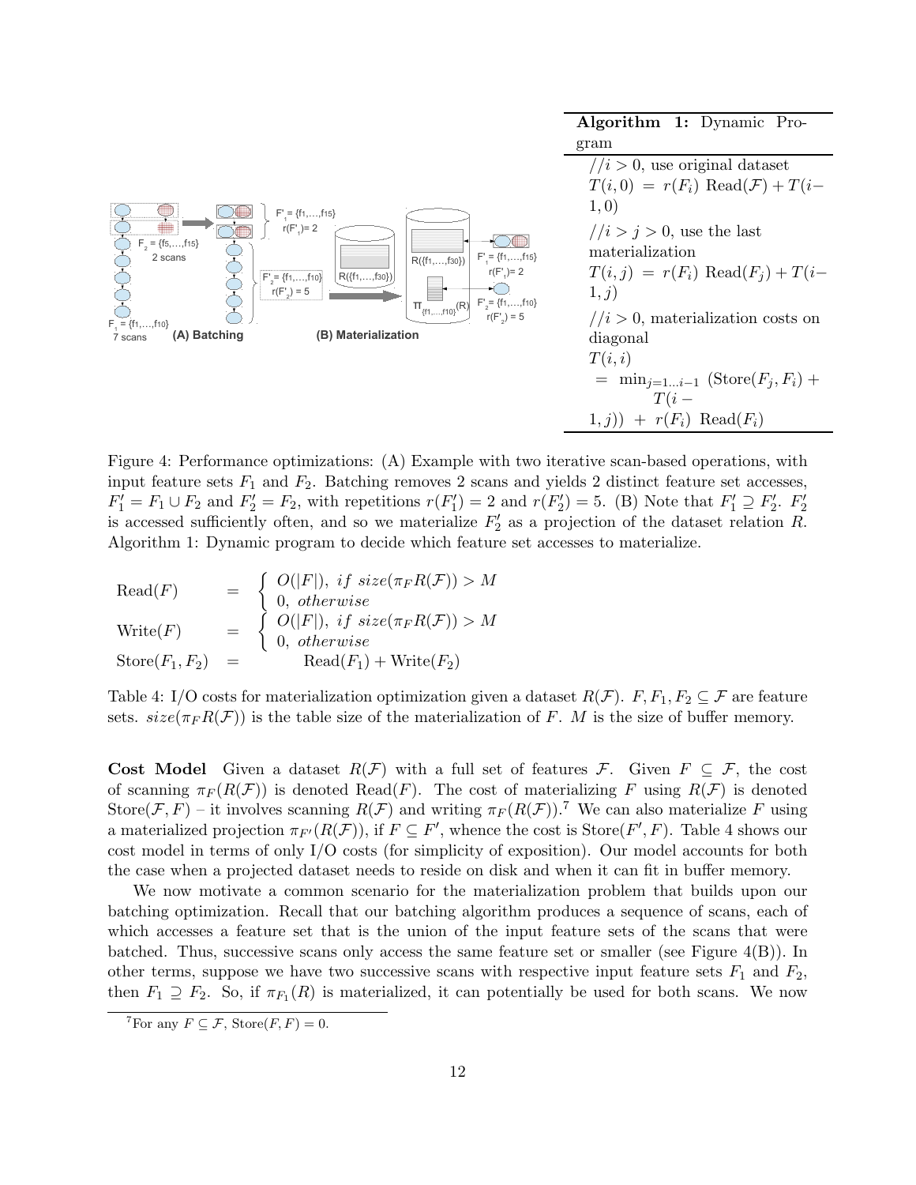**Algorithm 1:** Dynamic Program

//$i > 0$, use original dataset
$T(i, 0) = r(F_i)$ Read$(\mathcal{F}) + T(i-1, 0)$

//$i > j > 0$, use the last materialization
$T(i, j) = r(F_i)$ Read$(F_j) + T(i-1, j)$

//$i > 0$, materialization costs on diagonal
$T(i, i)$
$= \min_{j=1...i-1}$ (Store$(F_j, F_i) + T(i-1, j)) + r(F_i)$ Read$(F_i)$

Figure 4: Performance optimizations: (A) Example with two iterative scan-based operations, with input feature sets $F_1$ and $F_2$. Batching removes 2 scans and yields 2 distinct feature set accesses, $F'_1 = F_1 \cup F_2$ and $F'_2 = F_2$, with repetitions $r(F'_1) = 2$ and $r(F'_2) = 5$. (B) Note that $F'_1 \supseteq F'_2$. $F'_2$ is accessed sufficiently often, and so we materialize $F'_2$ as a projection of the dataset relation $R$. Algorithm 1: Dynamic program to decide which feature set accesses to materialize.

$$
\begin{aligned}
\text{Read}(F) &= \begin{cases} O(|F|), & if\ size(\pi_F R(\mathcal{F})) > M \\ 0, & otherwise \end{cases} \\
\text{Write}(F) &= \begin{cases} O(|F|), & if\ size(\pi_F R(\mathcal{F})) > M \\ 0, & otherwise \end{cases} \\
\text{Store}(F_1, F_2) &= \text{Read}(F_1) + \text{Write}(F_2)
\end{aligned}
$$

Table 4: I/O costs for materialization optimization given a dataset $R(\mathcal{F})$. $F, F_1, F_2 \subseteq \mathcal{F}$ are feature sets. $size(\pi_F R(\mathcal{F}))$ is the table size of the materialization of $F$. $M$ is the size of buffer memory.

**Cost Model** Given a dataset $R(\mathcal{F})$ with a full set of features $\mathcal{F}$. Given $F \subseteq \mathcal{F}$, the cost of scanning $\pi_F(R(\mathcal{F}))$ is denoted Read$(F)$. The cost of materializing $F$ using $R(\mathcal{F})$ is denoted Store$(\mathcal{F}, F)$ – it involves scanning $R(\mathcal{F})$ and writing $\pi_F(R(\mathcal{F}))$.[7] We can also materialize $F$ using a materialized projection $\pi_{F'}(R(\mathcal{F}))$, if $F \subseteq F'$, whence the cost is Store$(F', F)$. Table 4 shows our cost model in terms of only I/O costs (for simplicity of exposition). Our model accounts for both the case when a projected dataset needs to reside on disk and when it can fit in buffer memory.

We now motivate a common scenario for the materialization problem that builds upon our batching optimization. Recall that our batching algorithm produces a sequence of scans, each of which accesses a feature set that is the union of the input feature sets of the scans that were batched. Thus, successive scans only access the same feature set or smaller (see Figure 4(B)). In other terms, suppose we have two successive scans with respective input feature sets $F_1$ and $F_2$, then $F_1 \supseteq F_2$. So, if $\pi_{F_1}(R)$ is materialized, it can potentially be used for both scans. We now

[7] For any $F \subseteq \mathcal{F}$, Store$(F, F) = 0$.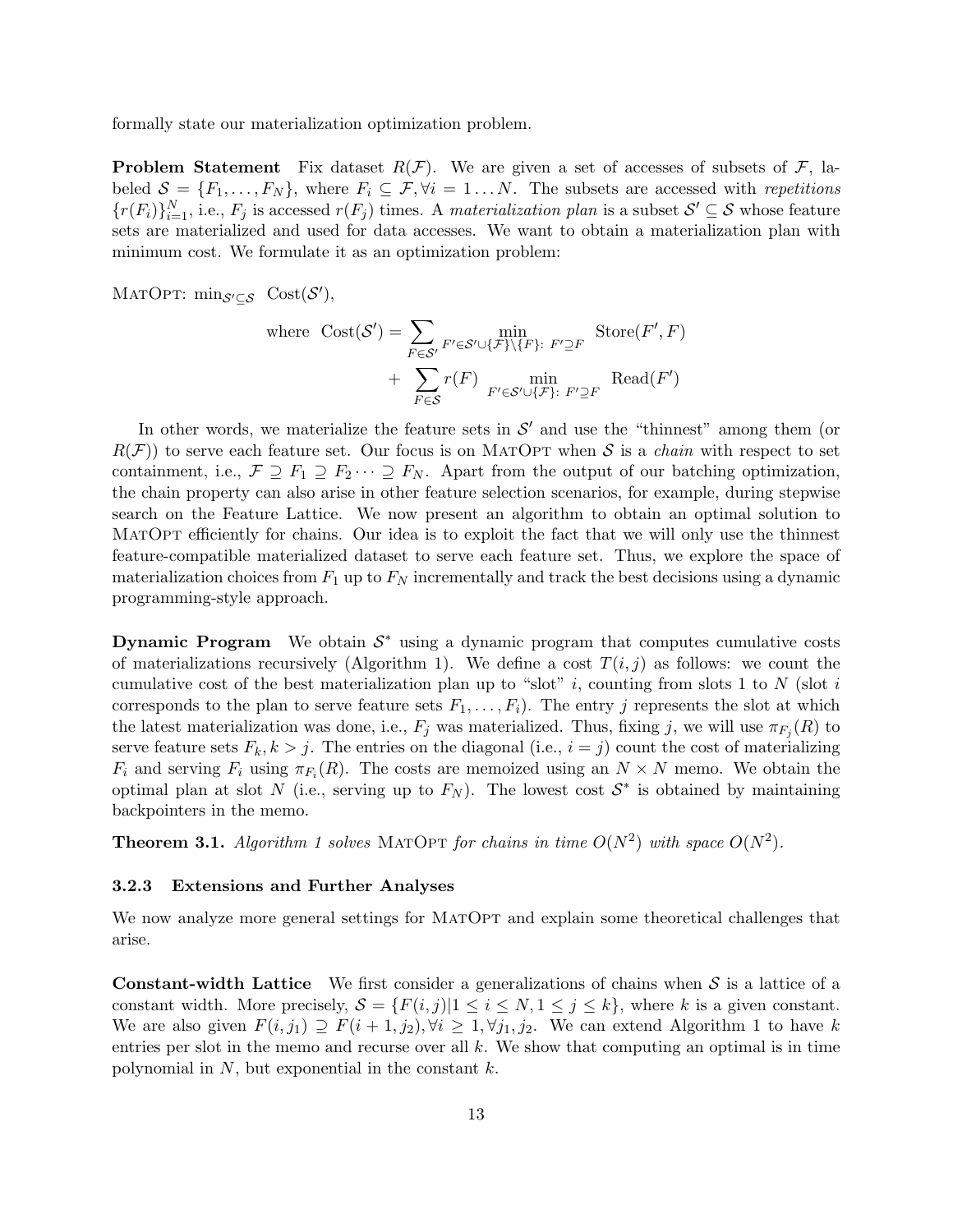formally state our materialization optimization problem.

**Problem Statement** Fix dataset $R(\mathcal{F})$. We are given a set of accesses of subsets of $\mathcal{F}$, labeled $\mathcal{S} = \{F_1, \ldots, F_N\}$, where $F_i \subseteq \mathcal{F}, \forall i = 1 \ldots N$. The subsets are accessed with *repetitions* $\{r(F_i)\}_{i=1}^N$, i.e., $F_j$ is accessed $r(F_j)$ times. A *materialization plan* is a subset $\mathcal{S}' \subseteq \mathcal{S}$ whose feature sets are materialized and used for data accesses. We want to obtain a materialization plan with minimum cost. We formulate it as an optimization problem:

MatOpt: $\min_{\mathcal{S}' \subseteq \mathcal{S}} \ \mathrm{Cost}(\mathcal{S}')$,

$$\text{where } \ \mathrm{Cost}(\mathcal{S}') = \sum_{F \in \mathcal{S}'} \min_{F' \in \mathcal{S}' \cup \{\mathcal{F}\} \setminus \{F\}:\ F' \supseteq F} \ \mathrm{Store}(F', F)$$
$$+ \ \sum_{F \in \mathcal{S}} r(F) \min_{F' \in \mathcal{S}' \cup \{\mathcal{F}\}:\ F' \supseteq F} \ \mathrm{Read}(F')$$

In other words, we materialize the feature sets in $\mathcal{S}'$ and use the "thinnest" among them (or $R(\mathcal{F})$) to serve each feature set. Our focus is on MatOpt when $\mathcal{S}$ is a *chain* with respect to set containment, i.e., $\mathcal{F} \supseteq F_1 \supseteq F_2 \cdots \supseteq F_N$. Apart from the output of our batching optimization, the chain property can also arise in other feature selection scenarios, for example, during stepwise search on the Feature Lattice. We now present an algorithm to obtain an optimal solution to MatOpt efficiently for chains. Our idea is to exploit the fact that we will only use the thinnest feature-compatible materialized dataset to serve each feature set. Thus, we explore the space of materialization choices from $F_1$ up to $F_N$ incrementally and track the best decisions using a dynamic programming-style approach.

**Dynamic Program** We obtain $\mathcal{S}^*$ using a dynamic program that computes cumulative costs of materializations recursively (Algorithm 1). We define a cost $T(i, j)$ as follows: we count the cumulative cost of the best materialization plan up to "slot" $i$, counting from slots 1 to $N$ (slot $i$ corresponds to the plan to serve feature sets $F_1, \ldots, F_i$). The entry $j$ represents the slot at which the latest materialization was done, i.e., $F_j$ was materialized. Thus, fixing $j$, we will use $\pi_{F_j}(R)$ to serve feature sets $F_k, k > j$. The entries on the diagonal (i.e., $i = j$) count the cost of materializing $F_i$ and serving $F_i$ using $\pi_{F_i}(R)$. The costs are memoized using an $N \times N$ memo. We obtain the optimal plan at slot $N$ (i.e., serving up to $F_N$). The lowest cost $\mathcal{S}^*$ is obtained by maintaining backpointers in the memo.

**Theorem 3.1.** *Algorithm 1 solves* MatOpt *for chains in time $O(N^2)$ with space $O(N^2)$.*

### 3.2.3 Extensions and Further Analyses

We now analyze more general settings for MatOpt and explain some theoretical challenges that arise.

**Constant-width Lattice** We first consider a generalizations of chains when $\mathcal{S}$ is a lattice of a constant width. More precisely, $\mathcal{S} = \{F(i, j) | 1 \leq i \leq N, 1 \leq j \leq k\}$, where $k$ is a given constant. We are also given $F(i, j_1) \supseteq F(i + 1, j_2), \forall i \geq 1, \forall j_1, j_2$. We can extend Algorithm 1 to have $k$ entries per slot in the memo and recurse over all $k$. We show that computing an optimal is in time polynomial in $N$, but exponential in the constant $k$.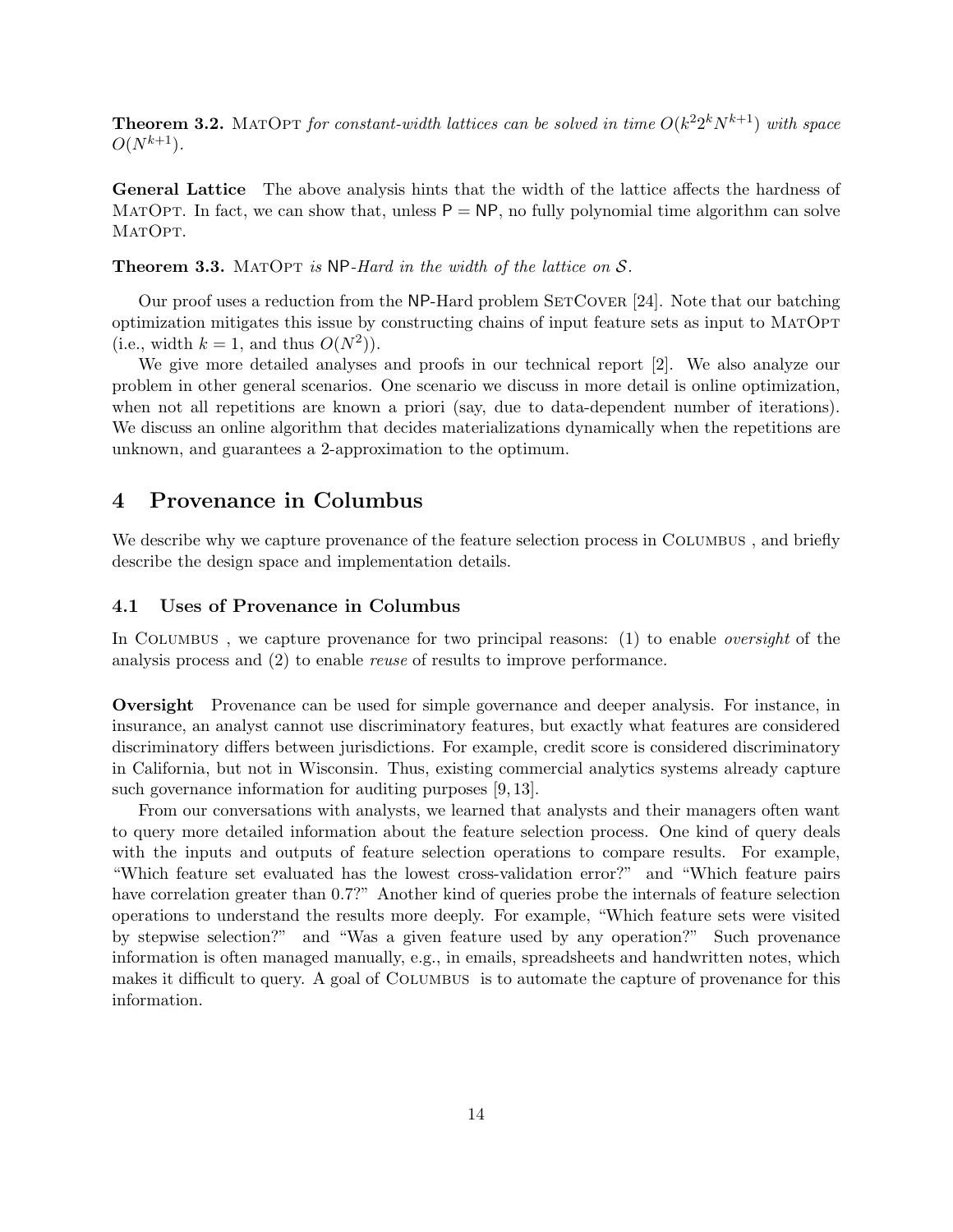**Theorem 3.2.** MatOpt *for constant-width lattices can be solved in time* $O(k^2 2^k N^{k+1})$ *with space* $O(N^{k+1})$.

**General Lattice** The above analysis hints that the width of the lattice affects the hardness of MatOpt. In fact, we can show that, unless P = NP, no fully polynomial time algorithm can solve MatOpt.

**Theorem 3.3.** MatOpt *is* NP*-Hard in the width of the lattice on* $\mathcal{S}$.

Our proof uses a reduction from the NP-Hard problem SetCover [24]. Note that our batching optimization mitigates this issue by constructing chains of input feature sets as input to MatOpt (i.e., width $k = 1$, and thus $O(N^2)$).

We give more detailed analyses and proofs in our technical report [2]. We also analyze our problem in other general scenarios. One scenario we discuss in more detail is online optimization, when not all repetitions are known a priori (say, due to data-dependent number of iterations). We discuss an online algorithm that decides materializations dynamically when the repetitions are unknown, and guarantees a 2-approximation to the optimum.

# 4 Provenance in Columbus

We describe why we capture provenance of the feature selection process in Columbus , and briefly describe the design space and implementation details.

## 4.1 Uses of Provenance in Columbus

In Columbus , we capture provenance for two principal reasons: (1) to enable *oversight* of the analysis process and (2) to enable *reuse* of results to improve performance.

**Oversight** Provenance can be used for simple governance and deeper analysis. For instance, in insurance, an analyst cannot use discriminatory features, but exactly what features are considered discriminatory differs between jurisdictions. For example, credit score is considered discriminatory in California, but not in Wisconsin. Thus, existing commercial analytics systems already capture such governance information for auditing purposes [9, 13].

From our conversations with analysts, we learned that analysts and their managers often want to query more detailed information about the feature selection process. One kind of query deals with the inputs and outputs of feature selection operations to compare results. For example, "Which feature set evaluated has the lowest cross-validation error?" and "Which feature pairs have correlation greater than 0.7?" Another kind of queries probe the internals of feature selection operations to understand the results more deeply. For example, "Which feature sets were visited by stepwise selection?" and "Was a given feature used by any operation?" Such provenance information is often managed manually, e.g., in emails, spreadsheets and handwritten notes, which makes it difficult to query. A goal of Columbus is to automate the capture of provenance for this information.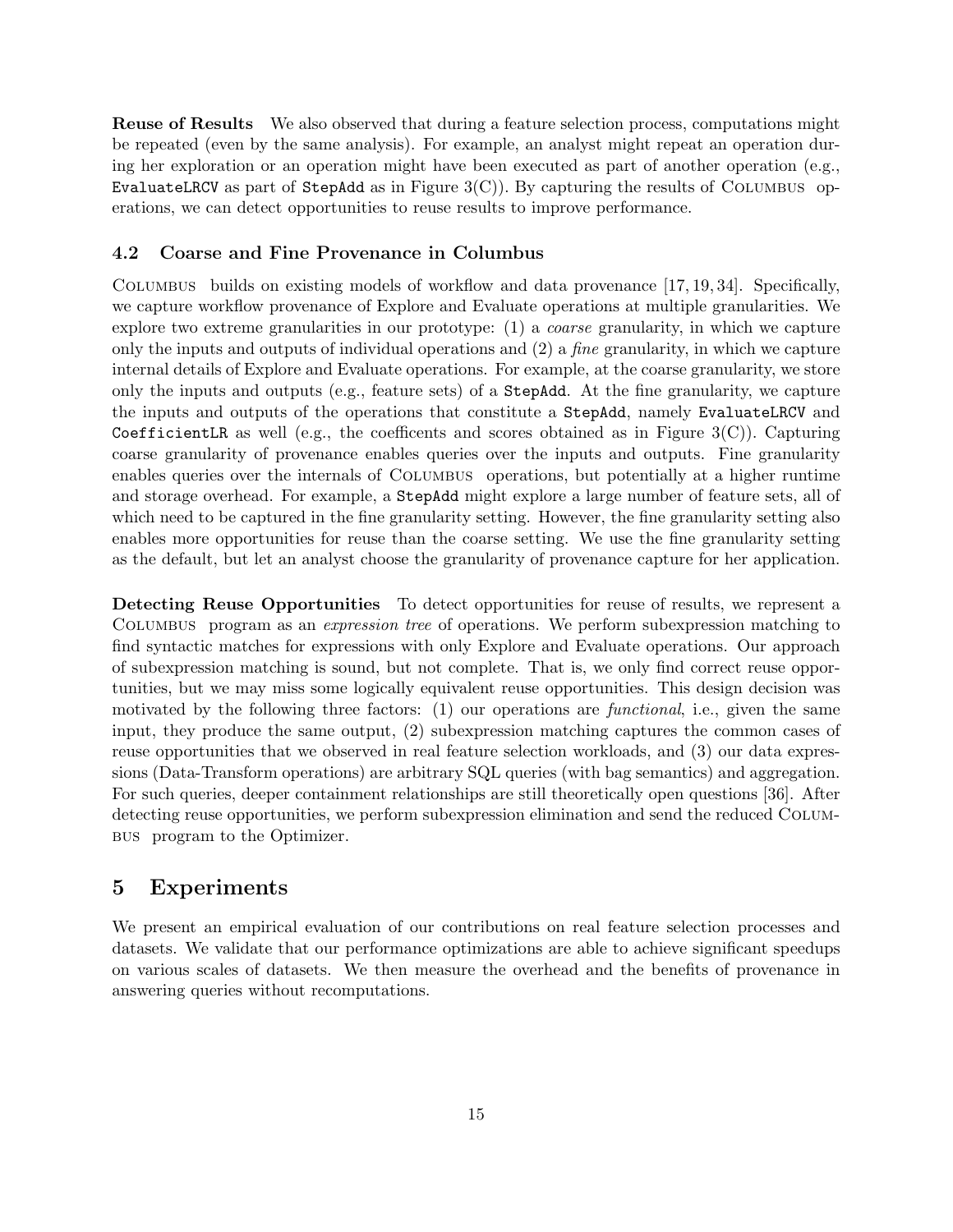**Reuse of Results** We also observed that during a feature selection process, computations might be repeated (even by the same analysis). For example, an analyst might repeat an operation during her exploration or an operation might have been executed as part of another operation (e.g., `EvaluateLRCV` as part of `StepAdd` as in Figure 3(C)). By capturing the results of Columbus operations, we can detect opportunities to reuse results to improve performance.

### 4.2 Coarse and Fine Provenance in Columbus

Columbus builds on existing models of workflow and data provenance [17, 19, 34]. Specifically, we capture workflow provenance of Explore and Evaluate operations at multiple granularities. We explore two extreme granularities in our prototype: (1) a *coarse* granularity, in which we capture only the inputs and outputs of individual operations and (2) a *fine* granularity, in which we capture internal details of Explore and Evaluate operations. For example, at the coarse granularity, we store only the inputs and outputs (e.g., feature sets) of a `StepAdd`. At the fine granularity, we capture the inputs and outputs of the operations that constitute a `StepAdd`, namely `EvaluateLRCV` and `CoefficientLR` as well (e.g., the coefficents and scores obtained as in Figure 3(C)). Capturing coarse granularity of provenance enables queries over the inputs and outputs. Fine granularity enables queries over the internals of Columbus operations, but potentially at a higher runtime and storage overhead. For example, a `StepAdd` might explore a large number of feature sets, all of which need to be captured in the fine granularity setting. However, the fine granularity setting also enables more opportunities for reuse than the coarse setting. We use the fine granularity setting as the default, but let an analyst choose the granularity of provenance capture for her application.

**Detecting Reuse Opportunities** To detect opportunities for reuse of results, we represent a Columbus program as an *expression tree* of operations. We perform subexpression matching to find syntactic matches for expressions with only Explore and Evaluate operations. Our approach of subexpression matching is sound, but not complete. That is, we only find correct reuse opportunities, but we may miss some logically equivalent reuse opportunities. This design decision was motivated by the following three factors: (1) our operations are *functional*, i.e., given the same input, they produce the same output, (2) subexpression matching captures the common cases of reuse opportunities that we observed in real feature selection workloads, and (3) our data expressions (Data-Transform operations) are arbitrary SQL queries (with bag semantics) and aggregation. For such queries, deeper containment relationships are still theoretically open questions [36]. After detecting reuse opportunities, we perform subexpression elimination and send the reduced Columbus program to the Optimizer.

## 5 Experiments

We present an empirical evaluation of our contributions on real feature selection processes and datasets. We validate that our performance optimizations are able to achieve significant speedups on various scales of datasets. We then measure the overhead and the benefits of provenance in answering queries without recomputations.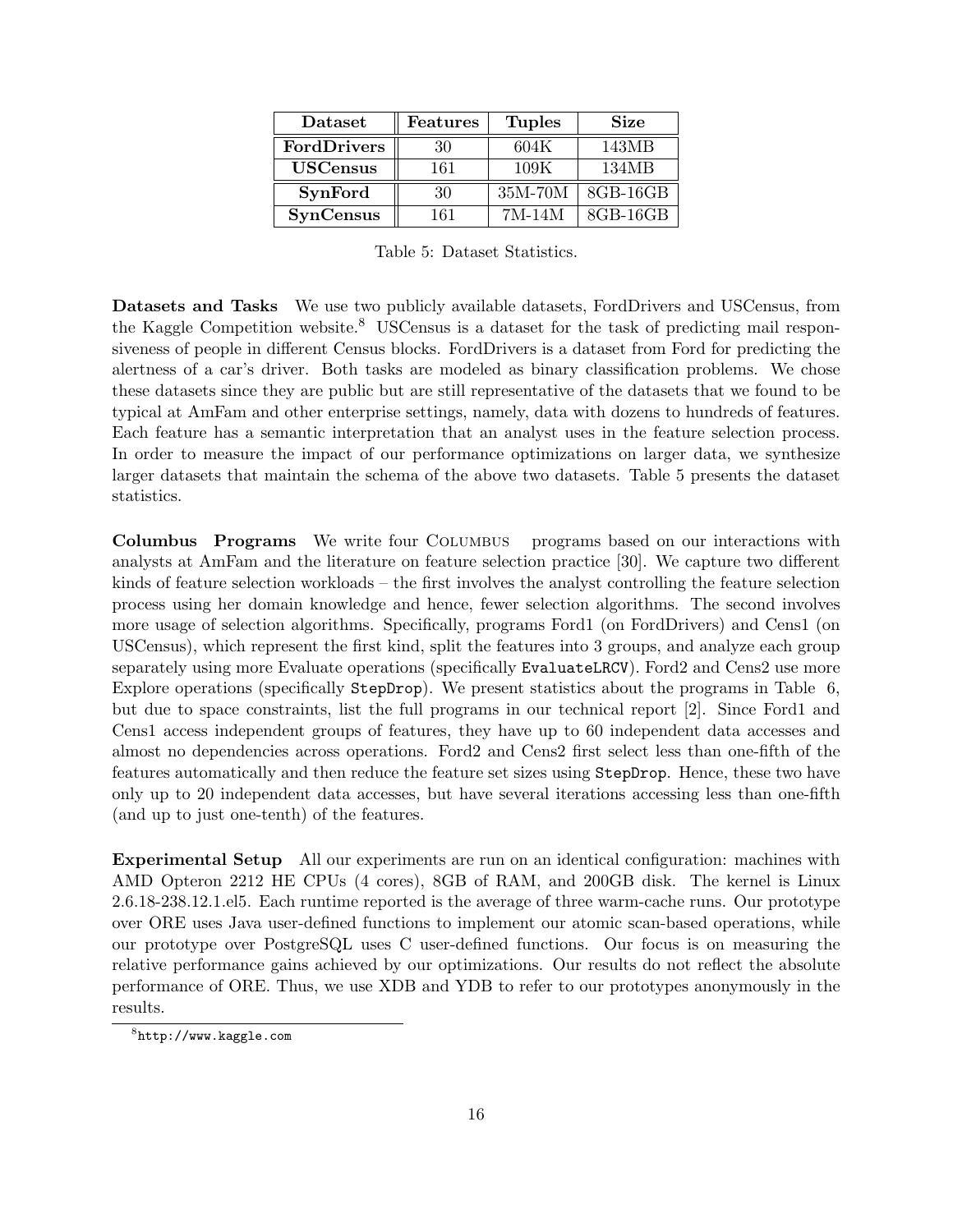| Dataset | Features | Tuples | Size |
|---|---|---|---|
| **FordDrivers** | 30 | 604K | 143MB |
| **USCensus** | 161 | 109K | 134MB |
| **SynFord** | 30 | 35M-70M | 8GB-16GB |
| **SynCensus** | 161 | 7M-14M | 8GB-16GB |

Table 5: Dataset Statistics.

**Datasets and Tasks** We use two publicly available datasets, FordDrivers and USCensus, from the Kaggle Competition website.[8] USCensus is a dataset for the task of predicting mail responsiveness of people in different Census blocks. FordDrivers is a dataset from Ford for predicting the alertness of a car's driver. Both tasks are modeled as binary classification problems. We chose these datasets since they are public but are still representative of the datasets that we found to be typical at AmFam and other enterprise settings, namely, data with dozens to hundreds of features. Each feature has a semantic interpretation that an analyst uses in the feature selection process. In order to measure the impact of our performance optimizations on larger data, we synthesize larger datasets that maintain the schema of the above two datasets. Table 5 presents the dataset statistics.

**Columbus Programs** We write four Columbus programs based on our interactions with analysts at AmFam and the literature on feature selection practice [30]. We capture two different kinds of feature selection workloads – the first involves the analyst controlling the feature selection process using her domain knowledge and hence, fewer selection algorithms. The second involves more usage of selection algorithms. Specifically, programs Ford1 (on FordDrivers) and Cens1 (on USCensus), which represent the first kind, split the features into 3 groups, and analyze each group separately using more Evaluate operations (specifically `EvaluateLRCV`). Ford2 and Cens2 use more Explore operations (specifically `StepDrop`). We present statistics about the programs in Table 6, but due to space constraints, list the full programs in our technical report [2]. Since Ford1 and Cens1 access independent groups of features, they have up to 60 independent data accesses and almost no dependencies across operations. Ford2 and Cens2 first select less than one-fifth of the features automatically and then reduce the feature set sizes using `StepDrop`. Hence, these two have only up to 20 independent data accesses, but have several iterations accessing less than one-fifth (and up to just one-tenth) of the features.

**Experimental Setup** All our experiments are run on an identical configuration: machines with AMD Opteron 2212 HE CPUs (4 cores), 8GB of RAM, and 200GB disk. The kernel is Linux 2.6.18-238.12.1.el5. Each runtime reported is the average of three warm-cache runs. Our prototype over ORE uses Java user-defined functions to implement our atomic scan-based operations, while our prototype over PostgreSQL uses C user-defined functions. Our focus is on measuring the relative performance gains achieved by our optimizations. Our results do not reflect the absolute performance of ORE. Thus, we use XDB and YDB to refer to our prototypes anonymously in the results.

[8] http://www.kaggle.com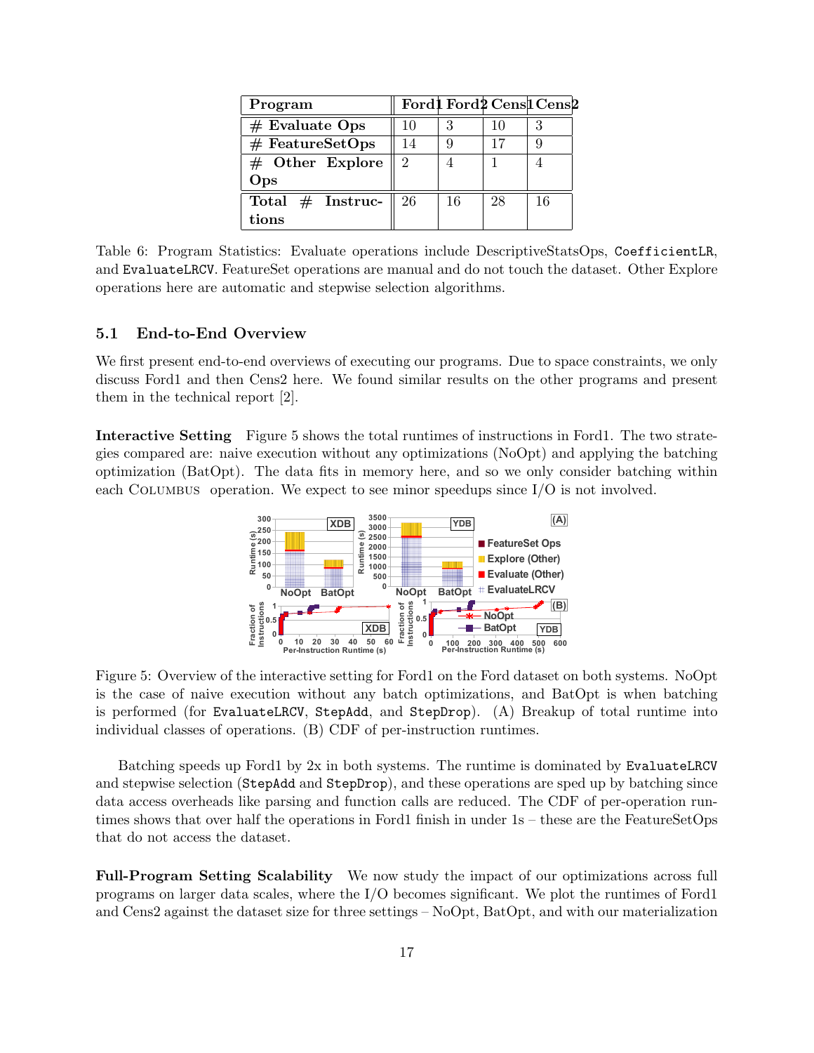| Program | Ford1 | Ford2 | Cens1 | Cens2 |
|---|---|---|---|---|
| # Evaluate Ops | 10 | 3 | 10 | 3 |
| # FeatureSetOps | 14 | 9 | 17 | 9 |
| # Other Explore Ops | 2 | 4 | 1 | 4 |
| Total # Instructions | 26 | 16 | 28 | 16 |

Table 6: Program Statistics: Evaluate operations include DescriptiveStatsOps, `CoefficientLR`, and `EvaluateLRCV`. FeatureSet operations are manual and do not touch the dataset. Other Explore operations here are automatic and stepwise selection algorithms.

### 5.1 End-to-End Overview

We first present end-to-end overviews of executing our programs. Due to space constraints, we only discuss Ford1 and then Cens2 here. We found similar results on the other programs and present them in the technical report [2].

**Interactive Setting** Figure 5 shows the total runtimes of instructions in Ford1. The two strategies compared are: naive execution without any optimizations (NoOpt) and applying the batching optimization (BatOpt). The data fits in memory here, and so we only consider batching within each Columbus operation. We expect to see minor speedups since I/O is not involved.

Figure 5: Overview of the interactive setting for Ford1 on the Ford dataset on both systems. NoOpt is the case of naive execution without any batch optimizations, and BatOpt is when batching is performed (for `EvaluateLRCV`, `StepAdd`, and `StepDrop`). (A) Breakup of total runtime into individual classes of operations. (B) CDF of per-instruction runtimes.

Batching speeds up Ford1 by 2x in both systems. The runtime is dominated by `EvaluateLRCV` and stepwise selection (`StepAdd` and `StepDrop`), and these operations are sped up by batching since data access overheads like parsing and function calls are reduced. The CDF of per-operation runtimes shows that over half the operations in Ford1 finish in under 1s – these are the FeatureSetOps that do not access the dataset.

**Full-Program Setting Scalability** We now study the impact of our optimizations across full programs on larger data scales, where the I/O becomes significant. We plot the runtimes of Ford1 and Cens2 against the dataset size for three settings – NoOpt, BatOpt, and with our materialization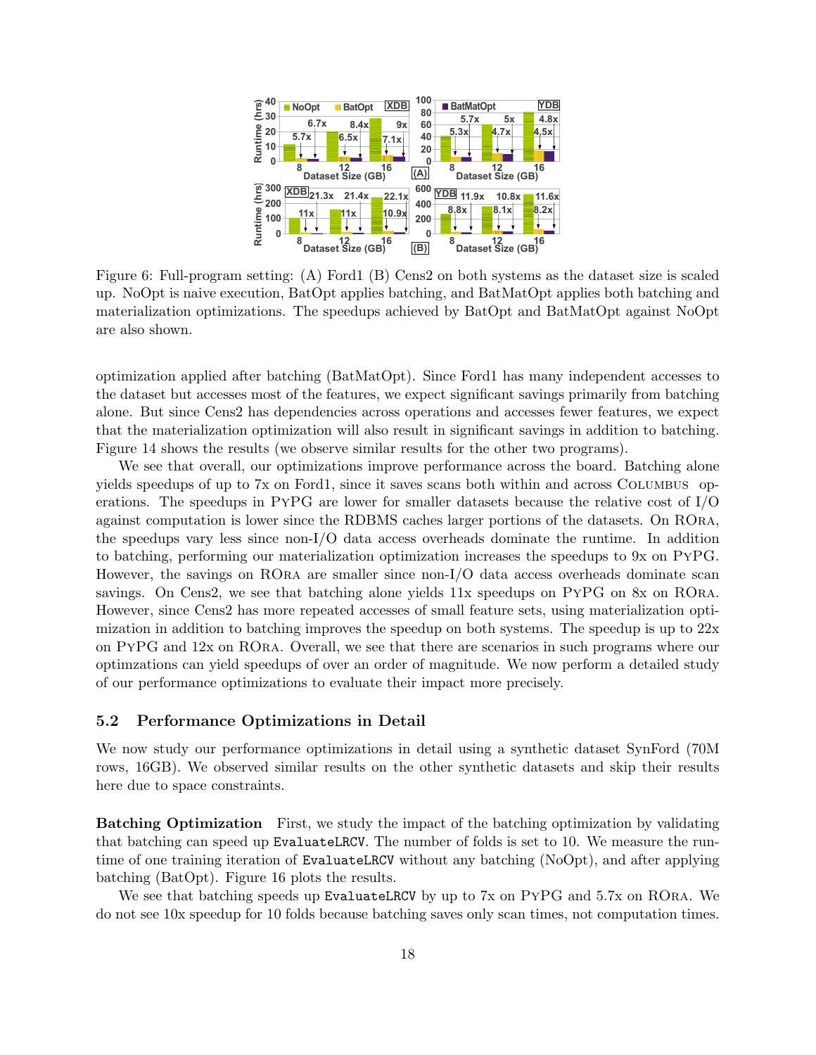Figure 6: Full-program setting: (A) Ford1 (B) Cens2 on both systems as the dataset size is scaled up. NoOpt is naive execution, BatOpt applies batching, and BatMatOpt applies both batching and materialization optimizations. The speedups achieved by BatOpt and BatMatOpt against NoOpt are also shown.

optimization applied after batching (BatMatOpt). Since Ford1 has many independent accesses to the dataset but accesses most of the features, we expect significant savings primarily from batching alone. But since Cens2 has dependencies across operations and accesses fewer features, we expect that the materialization optimization will also result in significant savings in addition to batching. Figure 14 shows the results (we observe similar results for the other two programs).

We see that overall, our optimizations improve performance across the board. Batching alone yields speedups of up to 7x on Ford1, since it saves scans both within and across Columbus operations. The speedups in PyPG are lower for smaller datasets because the relative cost of I/O against computation is lower since the RDBMS caches larger portions of the datasets. On ROra, the speedups vary less since non-I/O data access overheads dominate the runtime. In addition to batching, performing our materialization optimization increases the speedups to 9x on PyPG. However, the savings on ROra are smaller since non-I/O data access overheads dominate scan savings. On Cens2, we see that batching alone yields 11x speedups on PyPG on 8x on ROra. However, since Cens2 has more repeated accesses of small feature sets, using materialization optimization in addition to batching improves the speedup on both systems. The speedup is up to 22x on PyPG and 12x on ROra. Overall, we see that there are scenarios in such programs where our optimzations can yield speedups of over an order of magnitude. We now perform a detailed study of our performance optimizations to evaluate their impact more precisely.

### 5.2 Performance Optimizations in Detail

We now study our performance optimizations in detail using a synthetic dataset SynFord (70M rows, 16GB). We observed similar results on the other synthetic datasets and skip their results here due to space constraints.

**Batching Optimization** First, we study the impact of the batching optimization by validating that batching can speed up EvaluateLRCV. The number of folds is set to 10. We measure the runtime of one training iteration of EvaluateLRCV without any batching (NoOpt), and after applying batching (BatOpt). Figure 16 plots the results.

We see that batching speeds up EvaluateLRCV by up to 7x on PyPG and 5.7x on ROra. We do not see 10x speedup for 10 folds because batching saves only scan times, not computation times.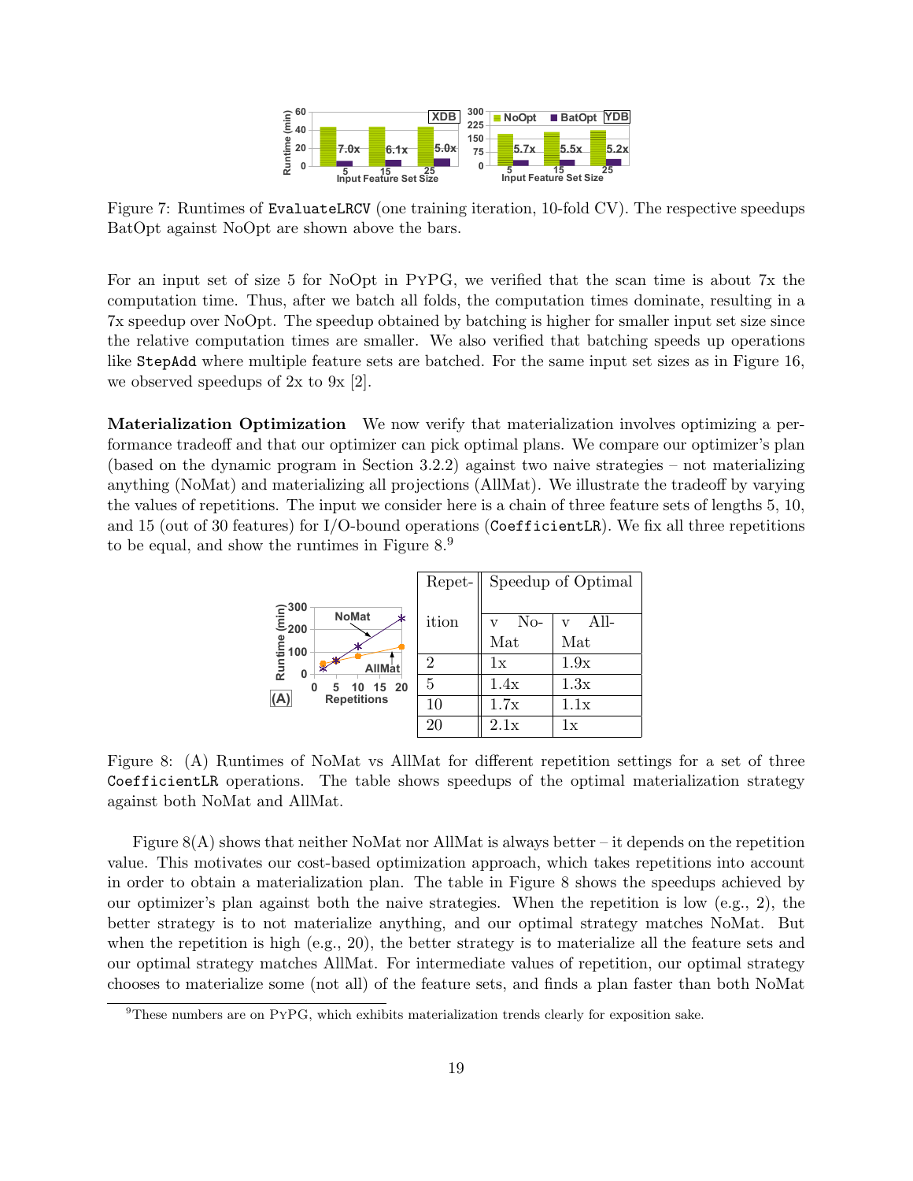Figure 7: Runtimes of EvaluateLRCV (one training iteration, 10-fold CV). The respective speedups BatOpt against NoOpt are shown above the bars.

For an input set of size 5 for NoOpt in PyPG, we verified that the scan time is about 7x the computation time. Thus, after we batch all folds, the computation times dominate, resulting in a 7x speedup over NoOpt. The speedup obtained by batching is higher for smaller input set size since the relative computation times are smaller. We also verified that batching speeds up operations like StepAdd where multiple feature sets are batched. For the same input set sizes as in Figure 16, we observed speedups of 2x to 9x [2].

**Materialization Optimization** We now verify that materialization involves optimizing a performance tradeoff and that our optimizer can pick optimal plans. We compare our optimizer's plan (based on the dynamic program in Section 3.2.2) against two naive strategies – not materializing anything (NoMat) and materializing all projections (AllMat). We illustrate the tradeoff by varying the values of repetitions. The input we consider here is a chain of three feature sets of lengths 5, 10, and 15 (out of 30 features) for I/O-bound operations (CoefficientLR). We fix all three repetitions to be equal, and show the runtimes in Figure 8.[9]

| Repetition | Speedup of Optimal | |
|---|---|---|
| | v NoMat | v AllMat |
| 2 | 1x | 1.9x |
| 5 | 1.4x | 1.3x |
| 10 | 1.7x | 1.1x |
| 20 | 2.1x | 1x |

Figure 8: (A) Runtimes of NoMat vs AllMat for different repetition settings for a set of three CoefficientLR operations. The table shows speedups of the optimal materialization strategy against both NoMat and AllMat.

Figure 8(A) shows that neither NoMat nor AllMat is always better – it depends on the repetition value. This motivates our cost-based optimization approach, which takes repetitions into account in order to obtain a materialization plan. The table in Figure 8 shows the speedups achieved by our optimizer's plan against both the naive strategies. When the repetition is low (e.g., 2), the better strategy is to not materialize anything, and our optimal strategy matches NoMat. But when the repetition is high (e.g., 20), the better strategy is to materialize all the feature sets and our optimal strategy matches AllMat. For intermediate values of repetition, our optimal strategy chooses to materialize some (not all) of the feature sets, and finds a plan faster than both NoMat

[9] These numbers are on PyPG, which exhibits materialization trends clearly for exposition sake.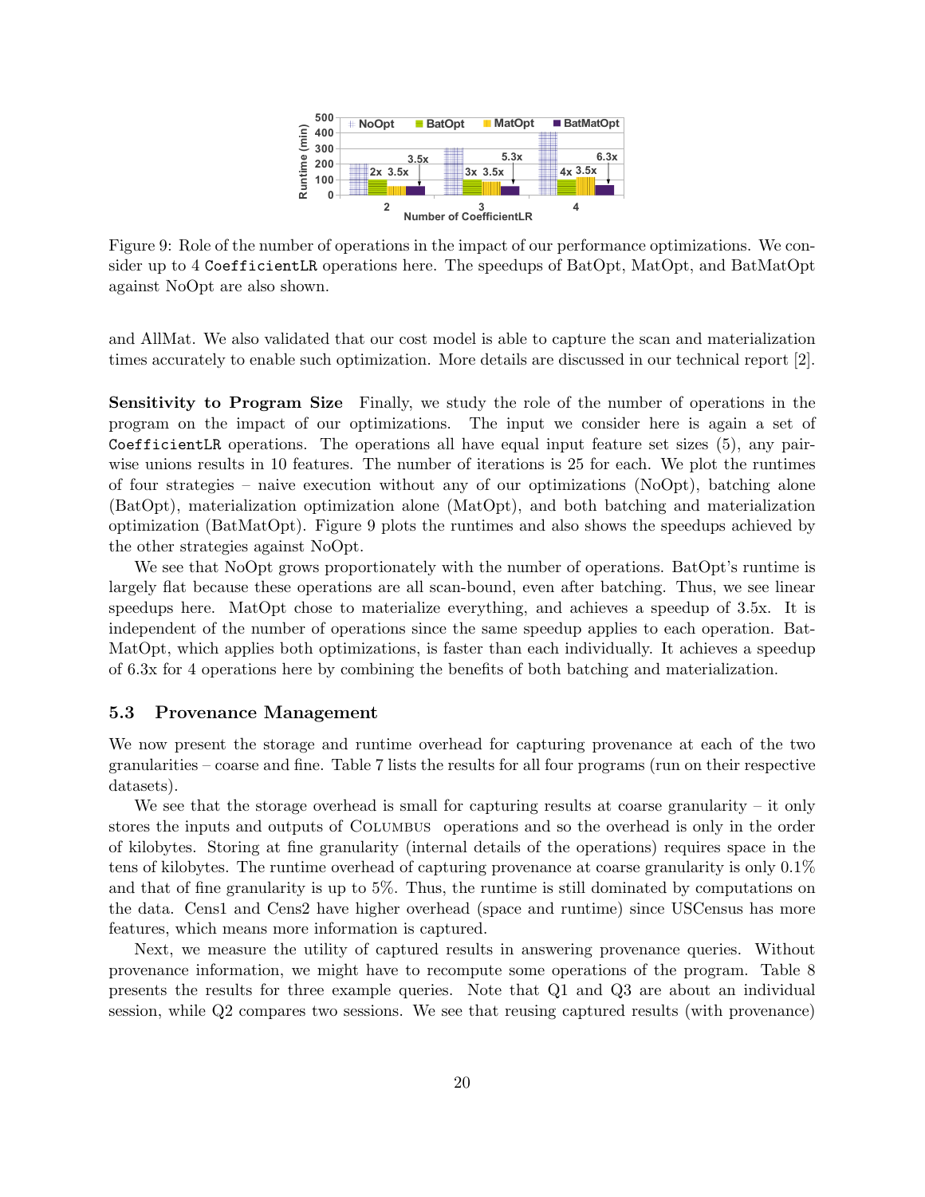Figure 9: Role of the number of operations in the impact of our performance optimizations. We consider up to 4 `CoefficientLR` operations here. The speedups of BatOpt, MatOpt, and BatMatOpt against NoOpt are also shown.

and AllMat. We also validated that our cost model is able to capture the scan and materialization times accurately to enable such optimization. More details are discussed in our technical report [2].

**Sensitivity to Program Size** Finally, we study the role of the number of operations in the program on the impact of our optimizations. The input we consider here is again a set of `CoefficientLR` operations. The operations all have equal input feature set sizes (5), any pair-wise unions results in 10 features. The number of iterations is 25 for each. We plot the runtimes of four strategies – naive execution without any of our optimizations (NoOpt), batching alone (BatOpt), materialization optimization alone (MatOpt), and both batching and materialization optimization (BatMatOpt). Figure 9 plots the runtimes and also shows the speedups achieved by the other strategies against NoOpt.

We see that NoOpt grows proportionately with the number of operations. BatOpt's runtime is largely flat because these operations are all scan-bound, even after batching. Thus, we see linear speedups here. MatOpt chose to materialize everything, and achieves a speedup of 3.5x. It is independent of the number of operations since the same speedup applies to each operation. BatMatOpt, which applies both optimizations, is faster than each individually. It achieves a speedup of 6.3x for 4 operations here by combining the benefits of both batching and materialization.

### 5.3 Provenance Management

We now present the storage and runtime overhead for capturing provenance at each of the two granularities – coarse and fine. Table 7 lists the results for all four programs (run on their respective datasets).

We see that the storage overhead is small for capturing results at coarse granularity – it only stores the inputs and outputs of Columbus operations and so the overhead is only in the order of kilobytes. Storing at fine granularity (internal details of the operations) requires space in the tens of kilobytes. The runtime overhead of capturing provenance at coarse granularity is only 0.1% and that of fine granularity is up to 5%. Thus, the runtime is still dominated by computations on the data. Cens1 and Cens2 have higher overhead (space and runtime) since USCensus has more features, which means more information is captured.

Next, we measure the utility of captured results in answering provenance queries. Without provenance information, we might have to recompute some operations of the program. Table 8 presents the results for three example queries. Note that Q1 and Q3 are about an individual session, while Q2 compares two sessions. We see that reusing captured results (with provenance)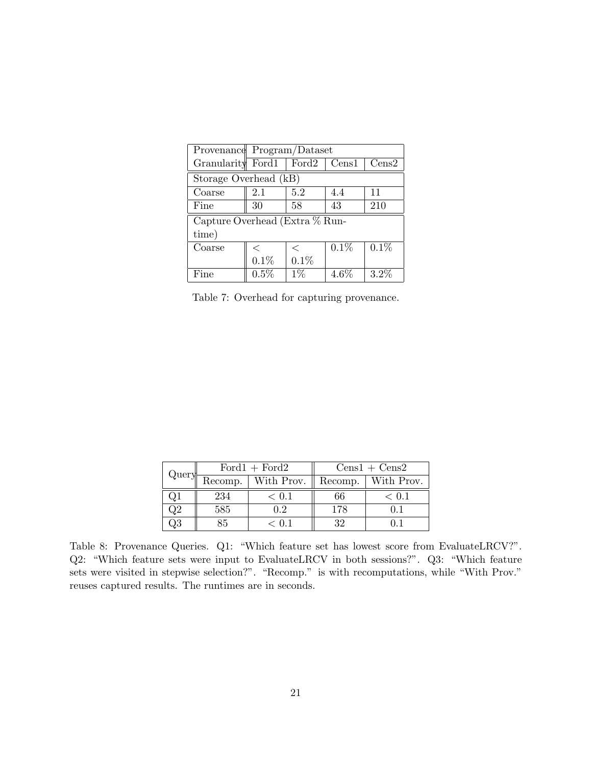| Provenance Granularity | Program/Dataset | | | |
|---|---|---|---|---|
| | Ford1 | Ford2 | Cens1 | Cens2 |
| Storage Overhead (kB) | | | | |
| Coarse | 2.1 | 5.2 | 4.4 | 11 |
| Fine | 30 | 58 | 43 | 210 |
| Capture Overhead (Extra % Runtime) | | | | |
| Coarse | $<$ 0.1% | $<$ 0.1% | 0.1% | 0.1% |
| Fine | 0.5% | 1% | 4.6% | 3.2% |

Table 7: Overhead for capturing provenance.

| Query | Ford1 + Ford2 | | Cens1 + Cens2 | |
|---|---|---|---|---|
| | Recomp. | With Prov. | Recomp. | With Prov. |
| Q1 | 234 | $< 0.1$ | 66 | $< 0.1$ |
| Q2 | 585 | 0.2 | 178 | 0.1 |
| Q3 | 85 | $< 0.1$ | 32 | 0.1 |

Table 8: Provenance Queries. Q1: "Which feature set has lowest score from EvaluateLRCV?". Q2: "Which feature sets were input to EvaluateLRCV in both sessions?". Q3: "Which feature sets were visited in stepwise selection?". "Recomp." is with recomputations, while "With Prov." reuses captured results. The runtimes are in seconds.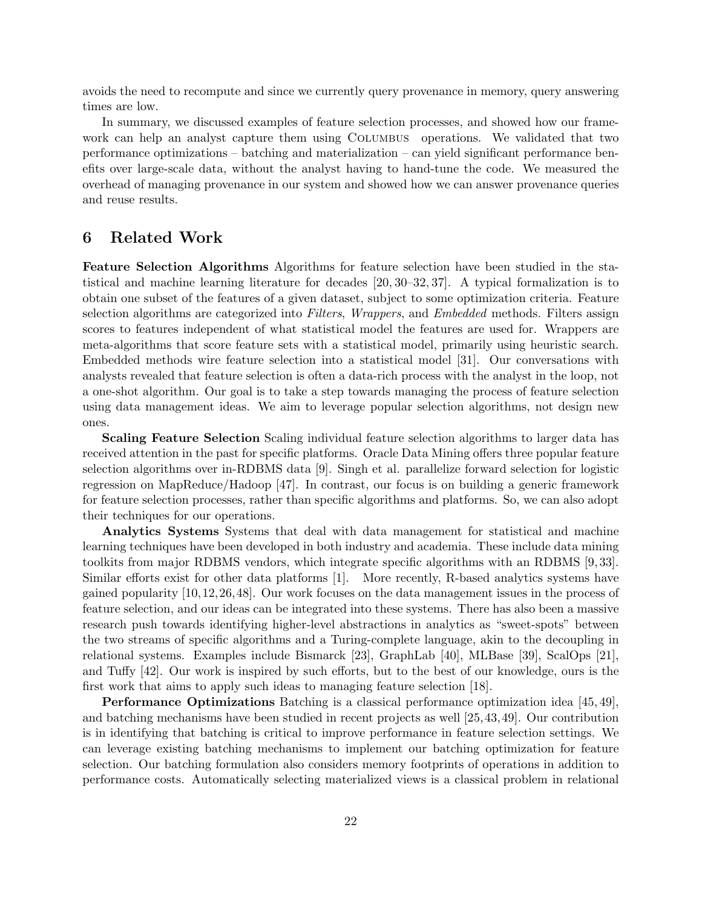avoids the need to recompute and since we currently query provenance in memory, query answering times are low.

In summary, we discussed examples of feature selection processes, and showed how our framework can help an analyst capture them using Columbus operations. We validated that two performance optimizations – batching and materialization – can yield significant performance benefits over large-scale data, without the analyst having to hand-tune the code. We measured the overhead of managing provenance in our system and showed how we can answer provenance queries and reuse results.

## 6 Related Work

**Feature Selection Algorithms** Algorithms for feature selection have been studied in the statistical and machine learning literature for decades [20, 30–32, 37]. A typical formalization is to obtain one subset of the features of a given dataset, subject to some optimization criteria. Feature selection algorithms are categorized into *Filters*, *Wrappers*, and *Embedded* methods. Filters assign scores to features independent of what statistical model the features are used for. Wrappers are meta-algorithms that score feature sets with a statistical model, primarily using heuristic search. Embedded methods wire feature selection into a statistical model [31]. Our conversations with analysts revealed that feature selection is often a data-rich process with the analyst in the loop, not a one-shot algorithm. Our goal is to take a step towards managing the process of feature selection using data management ideas. We aim to leverage popular selection algorithms, not design new ones.

**Scaling Feature Selection** Scaling individual feature selection algorithms to larger data has received attention in the past for specific platforms. Oracle Data Mining offers three popular feature selection algorithms over in-RDBMS data [9]. Singh et al. parallelize forward selection for logistic regression on MapReduce/Hadoop [47]. In contrast, our focus is on building a generic framework for feature selection processes, rather than specific algorithms and platforms. So, we can also adopt their techniques for our operations.

**Analytics Systems** Systems that deal with data management for statistical and machine learning techniques have been developed in both industry and academia. These include data mining toolkits from major RDBMS vendors, which integrate specific algorithms with an RDBMS [9, 33]. Similar efforts exist for other data platforms [1]. More recently, R-based analytics systems have gained popularity [10, 12, 26, 48]. Our work focuses on the data management issues in the process of feature selection, and our ideas can be integrated into these systems. There has also been a massive research push towards identifying higher-level abstractions in analytics as "sweet-spots" between the two streams of specific algorithms and a Turing-complete language, akin to the decoupling in relational systems. Examples include Bismarck [23], GraphLab [40], MLBase [39], ScalOps [21], and Tuffy [42]. Our work is inspired by such efforts, but to the best of our knowledge, ours is the first work that aims to apply such ideas to managing feature selection [18].

**Performance Optimizations** Batching is a classical performance optimization idea [45, 49], and batching mechanisms have been studied in recent projects as well [25, 43, 49]. Our contribution is in identifying that batching is critical to improve performance in feature selection settings. We can leverage existing batching mechanisms to implement our batching optimization for feature selection. Our batching formulation also considers memory footprints of operations in addition to performance costs. Automatically selecting materialized views is a classical problem in relational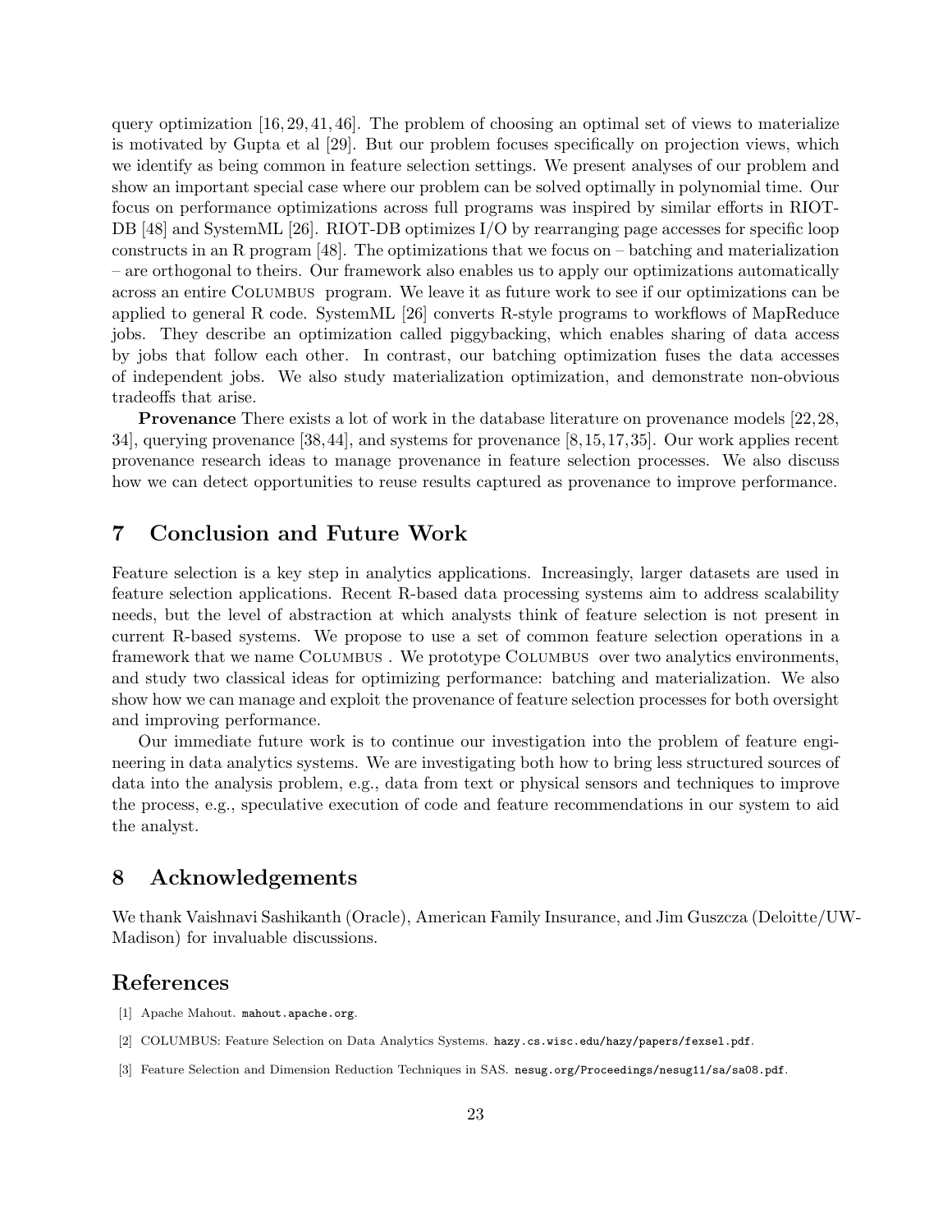query optimization [16, 29, 41, 46]. The problem of choosing an optimal set of views to materialize is motivated by Gupta et al [29]. But our problem focuses specifically on projection views, which we identify as being common in feature selection settings. We present analyses of our problem and show an important special case where our problem can be solved optimally in polynomial time. Our focus on performance optimizations across full programs was inspired by similar efforts in RIOT-DB [48] and SystemML [26]. RIOT-DB optimizes I/O by rearranging page accesses for specific loop constructs in an R program [48]. The optimizations that we focus on – batching and materialization – are orthogonal to theirs. Our framework also enables us to apply our optimizations automatically across an entire COLUMBUS program. We leave it as future work to see if our optimizations can be applied to general R code. SystemML [26] converts R-style programs to workflows of MapReduce jobs. They describe an optimization called piggybacking, which enables sharing of data access by jobs that follow each other. In contrast, our batching optimization fuses the data accesses of independent jobs. We also study materialization optimization, and demonstrate non-obvious tradeoffs that arise.

**Provenance** There exists a lot of work in the database literature on provenance models [22, 28, 34], querying provenance [38, 44], and systems for provenance [8, 15, 17, 35]. Our work applies recent provenance research ideas to manage provenance in feature selection processes. We also discuss how we can detect opportunities to reuse results captured as provenance to improve performance.

# 7 Conclusion and Future Work

Feature selection is a key step in analytics applications. Increasingly, larger datasets are used in feature selection applications. Recent R-based data processing systems aim to address scalability needs, but the level of abstraction at which analysts think of feature selection is not present in current R-based systems. We propose to use a set of common feature selection operations in a framework that we name COLUMBUS . We prototype COLUMBUS over two analytics environments, and study two classical ideas for optimizing performance: batching and materialization. We also show how we can manage and exploit the provenance of feature selection processes for both oversight and improving performance.

Our immediate future work is to continue our investigation into the problem of feature engineering in data analytics systems. We are investigating both how to bring less structured sources of data into the analysis problem, e.g., data from text or physical sensors and techniques to improve the process, e.g., speculative execution of code and feature recommendations in our system to aid the analyst.

# 8 Acknowledgements

We thank Vaishnavi Sashikanth (Oracle), American Family Insurance, and Jim Guszcza (Deloitte/UW-Madison) for invaluable discussions.

# References

[1] Apache Mahout. mahout.apache.org.

[2] COLUMBUS: Feature Selection on Data Analytics Systems. hazy.cs.wisc.edu/hazy/papers/fexsel.pdf.

[3] Feature Selection and Dimension Reduction Techniques in SAS. nesug.org/Proceedings/nesug11/sa/sa08.pdf.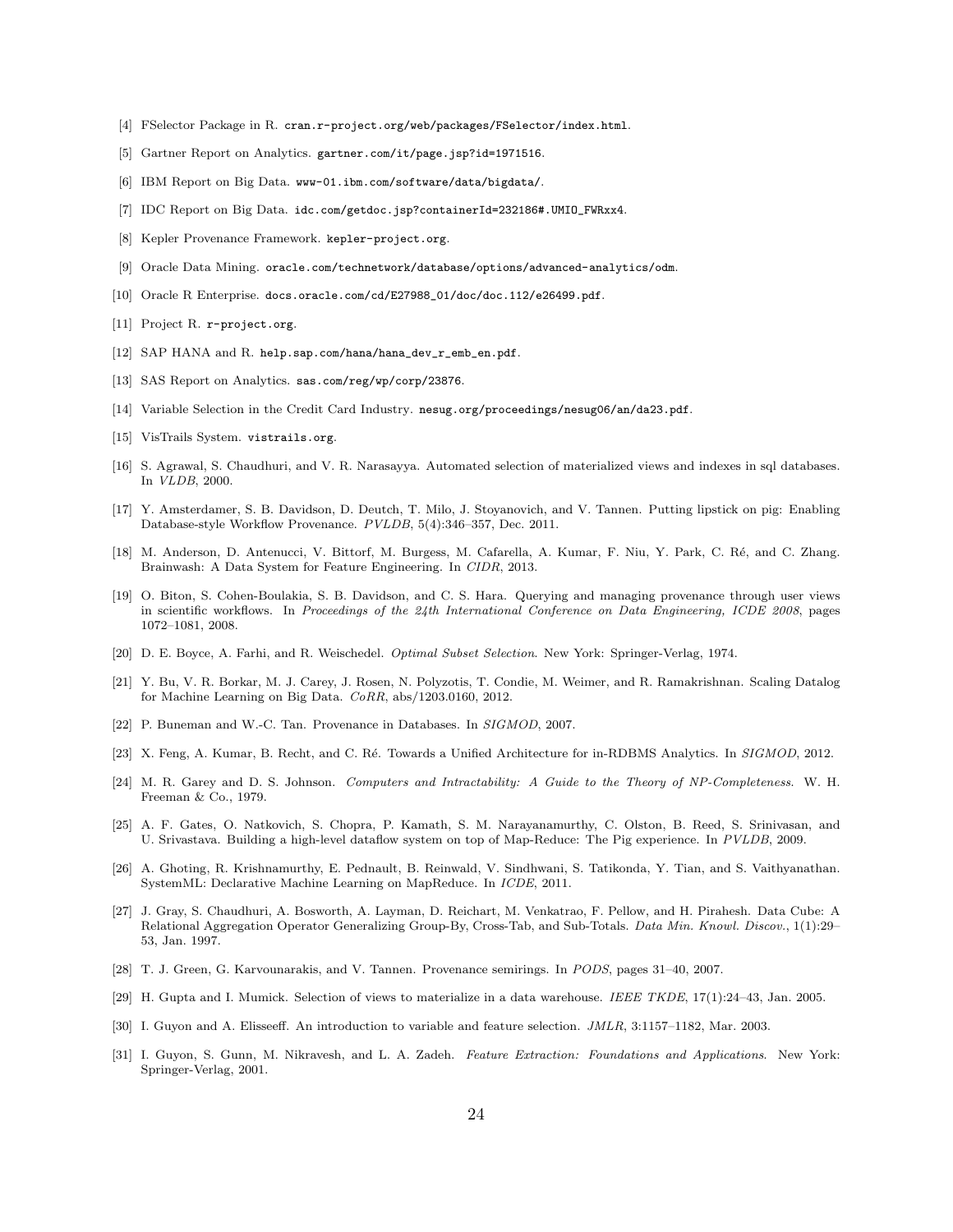[4] FSelector Package in R. `cran.r-project.org/web/packages/FSelector/index.html`.

[5] Gartner Report on Analytics. `gartner.com/it/page.jsp?id=1971516`.

[6] IBM Report on Big Data. `www-01.ibm.com/software/data/bigdata/`.

[7] IDC Report on Big Data. `idc.com/getdoc.jsp?containerId=232186#.UMIO_FWRxx4`.

[8] Kepler Provenance Framework. `kepler-project.org`.

[9] Oracle Data Mining. `oracle.com/technetwork/database/options/advanced-analytics/odm`.

[10] Oracle R Enterprise. `docs.oracle.com/cd/E27988_01/doc/doc.112/e26499.pdf`.

[11] Project R. `r-project.org`.

[12] SAP HANA and R. `help.sap.com/hana/hana_dev_r_emb_en.pdf`.

[13] SAS Report on Analytics. `sas.com/reg/wp/corp/23876`.

[14] Variable Selection in the Credit Card Industry. `nesug.org/proceedings/nesug06/an/da23.pdf`.

[15] VisTrails System. `vistrails.org`.

[16] S. Agrawal, S. Chaudhuri, and V. R. Narasayya. Automated selection of materialized views and indexes in sql databases. In *VLDB*, 2000.

[17] Y. Amsterdamer, S. B. Davidson, D. Deutch, T. Milo, J. Stoyanovich, and V. Tannen. Putting lipstick on pig: Enabling Database-style Workflow Provenance. *PVLDB*, 5(4):346–357, Dec. 2011.

[18] M. Anderson, D. Antenucci, V. Bittorf, M. Burgess, M. Cafarella, A. Kumar, F. Niu, Y. Park, C. Ré, and C. Zhang. Brainwash: A Data System for Feature Engineering. In *CIDR*, 2013.

[19] O. Biton, S. Cohen-Boulakia, S. B. Davidson, and C. S. Hara. Querying and managing provenance through user views in scientific workflows. In *Proceedings of the 24th International Conference on Data Engineering, ICDE 2008*, pages 1072–1081, 2008.

[20] D. E. Boyce, A. Farhi, and R. Weischedel. *Optimal Subset Selection*. New York: Springer-Verlag, 1974.

[21] Y. Bu, V. R. Borkar, M. J. Carey, J. Rosen, N. Polyzotis, T. Condie, M. Weimer, and R. Ramakrishnan. Scaling Datalog for Machine Learning on Big Data. *CoRR*, abs/1203.0160, 2012.

[22] P. Buneman and W.-C. Tan. Provenance in Databases. In *SIGMOD*, 2007.

[23] X. Feng, A. Kumar, B. Recht, and C. Ré. Towards a Unified Architecture for in-RDBMS Analytics. In *SIGMOD*, 2012.

[24] M. R. Garey and D. S. Johnson. *Computers and Intractability: A Guide to the Theory of NP-Completeness*. W. H. Freeman & Co., 1979.

[25] A. F. Gates, O. Natkovich, S. Chopra, P. Kamath, S. M. Narayanamurthy, C. Olston, B. Reed, S. Srinivasan, and U. Srivastava. Building a high-level dataflow system on top of Map-Reduce: The Pig experience. In *PVLDB*, 2009.

[26] A. Ghoting, R. Krishnamurthy, E. Pednault, B. Reinwald, V. Sindhwani, S. Tatikonda, Y. Tian, and S. Vaithyanathan. SystemML: Declarative Machine Learning on MapReduce. In *ICDE*, 2011.

[27] J. Gray, S. Chaudhuri, A. Bosworth, A. Layman, D. Reichart, M. Venkatrao, F. Pellow, and H. Pirahesh. Data Cube: A Relational Aggregation Operator Generalizing Group-By, Cross-Tab, and Sub-Totals. *Data Min. Knowl. Discov.*, 1(1):29–53, Jan. 1997.

[28] T. J. Green, G. Karvounarakis, and V. Tannen. Provenance semirings. In *PODS*, pages 31–40, 2007.

[29] H. Gupta and I. Mumick. Selection of views to materialize in a data warehouse. *IEEE TKDE*, 17(1):24–43, Jan. 2005.

[30] I. Guyon and A. Elisseeff. An introduction to variable and feature selection. *JMLR*, 3:1157–1182, Mar. 2003.

[31] I. Guyon, S. Gunn, M. Nikravesh, and L. A. Zadeh. *Feature Extraction: Foundations and Applications*. New York: Springer-Verlag, 2001.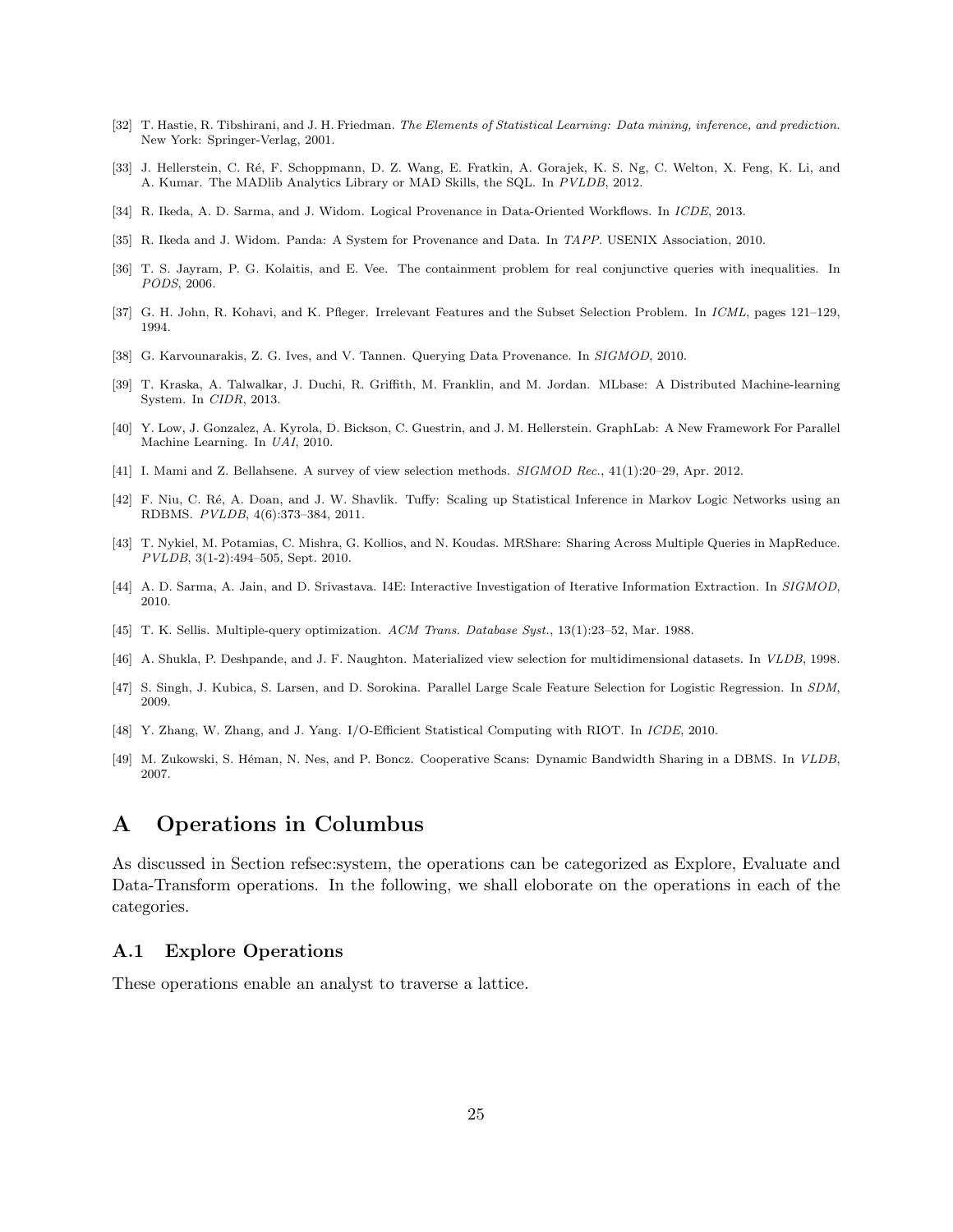[32] T. Hastie, R. Tibshirani, and J. H. Friedman. *The Elements of Statistical Learning: Data mining, inference, and prediction*. New York: Springer-Verlag, 2001.

[33] J. Hellerstein, C. Ré, F. Schoppmann, D. Z. Wang, E. Fratkin, A. Gorajek, K. S. Ng, C. Welton, X. Feng, K. Li, and A. Kumar. The MADlib Analytics Library or MAD Skills, the SQL. In *PVLDB*, 2012.

[34] R. Ikeda, A. D. Sarma, and J. Widom. Logical Provenance in Data-Oriented Workflows. In *ICDE*, 2013.

[35] R. Ikeda and J. Widom. Panda: A System for Provenance and Data. In *TAPP*. USENIX Association, 2010.

[36] T. S. Jayram, P. G. Kolaitis, and E. Vee. The containment problem for real conjunctive queries with inequalities. In *PODS*, 2006.

[37] G. H. John, R. Kohavi, and K. Pfleger. Irrelevant Features and the Subset Selection Problem. In *ICML*, pages 121–129, 1994.

[38] G. Karvounarakis, Z. G. Ives, and V. Tannen. Querying Data Provenance. In *SIGMOD*, 2010.

[39] T. Kraska, A. Talwalkar, J. Duchi, R. Griffith, M. Franklin, and M. Jordan. MLbase: A Distributed Machine-learning System. In *CIDR*, 2013.

[40] Y. Low, J. Gonzalez, A. Kyrola, D. Bickson, C. Guestrin, and J. M. Hellerstein. GraphLab: A New Framework For Parallel Machine Learning. In *UAI*, 2010.

[41] I. Mami and Z. Bellahsene. A survey of view selection methods. *SIGMOD Rec.*, 41(1):20–29, Apr. 2012.

[42] F. Niu, C. Ré, A. Doan, and J. W. Shavlik. Tuffy: Scaling up Statistical Inference in Markov Logic Networks using an RDBMS. *PVLDB*, 4(6):373–384, 2011.

[43] T. Nykiel, M. Potamias, C. Mishra, G. Kollios, and N. Koudas. MRShare: Sharing Across Multiple Queries in MapReduce. *PVLDB*, 3(1-2):494–505, Sept. 2010.

[44] A. D. Sarma, A. Jain, and D. Srivastava. I4E: Interactive Investigation of Iterative Information Extraction. In *SIGMOD*, 2010.

[45] T. K. Sellis. Multiple-query optimization. *ACM Trans. Database Syst.*, 13(1):23–52, Mar. 1988.

[46] A. Shukla, P. Deshpande, and J. F. Naughton. Materialized view selection for multidimensional datasets. In *VLDB*, 1998.

[47] S. Singh, J. Kubica, S. Larsen, and D. Sorokina. Parallel Large Scale Feature Selection for Logistic Regression. In *SDM*, 2009.

[48] Y. Zhang, W. Zhang, and J. Yang. I/O-Efficient Statistical Computing with RIOT. In *ICDE*, 2010.

[49] M. Zukowski, S. Héman, N. Nes, and P. Boncz. Cooperative Scans: Dynamic Bandwidth Sharing in a DBMS. In *VLDB*, 2007.

# A Operations in Columbus

As discussed in Section refsec:system, the operations can be categorized as Explore, Evaluate and Data-Transform operations. In the following, we shall eloborate on the operations in each of the categories.

## A.1 Explore Operations

These operations enable an analyst to traverse a lattice.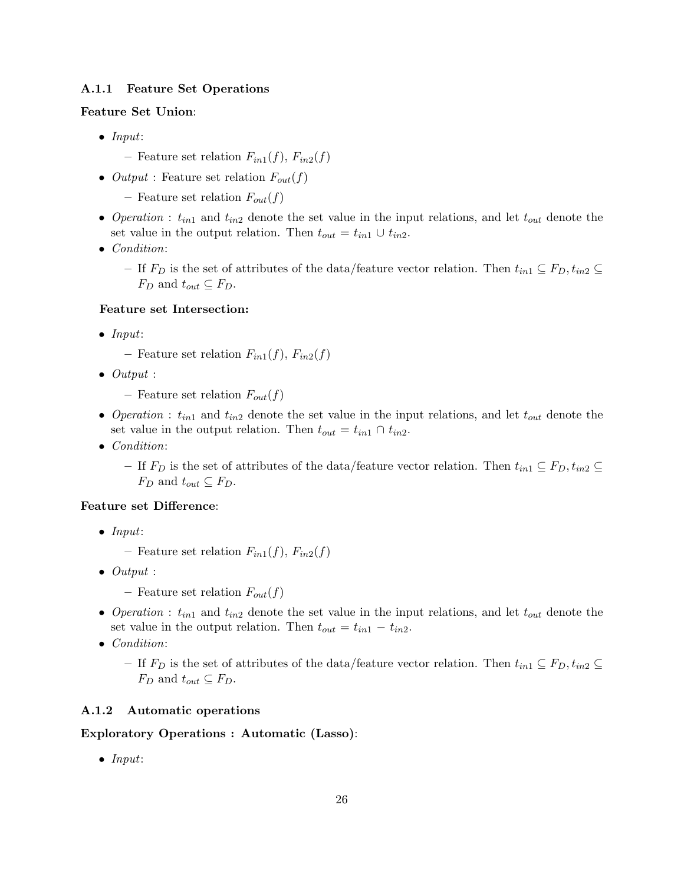### A.1.1 Feature Set Operations

**Feature Set Union**:

- *Input*:
  - Feature set relation $F_{in1}(f)$, $F_{in2}(f)$
- *Output* : Feature set relation $F_{out}(f)$
  - Feature set relation $F_{out}(f)$
- *Operation* : $t_{in1}$ and $t_{in2}$ denote the set value in the input relations, and let $t_{out}$ denote the set value in the output relation. Then $t_{out} = t_{in1} \cup t_{in2}$.
- *Condition*:
  - If $F_D$ is the set of attributes of the data/feature vector relation. Then $t_{in1} \subseteq F_D, t_{in2} \subseteq F_D$ and $t_{out} \subseteq F_D$.

**Feature set Intersection:**

- *Input*:
  - Feature set relation $F_{in1}(f)$, $F_{in2}(f)$
- *Output* :
  - Feature set relation $F_{out}(f)$
- *Operation* : $t_{in1}$ and $t_{in2}$ denote the set value in the input relations, and let $t_{out}$ denote the set value in the output relation. Then $t_{out} = t_{in1} \cap t_{in2}$.
- *Condition*:
  - If $F_D$ is the set of attributes of the data/feature vector relation. Then $t_{in1} \subseteq F_D, t_{in2} \subseteq F_D$ and $t_{out} \subseteq F_D$.

**Feature set Difference**:

- *Input*:
  - Feature set relation $F_{in1}(f)$, $F_{in2}(f)$
- *Output* :
  - Feature set relation $F_{out}(f)$
- *Operation* : $t_{in1}$ and $t_{in2}$ denote the set value in the input relations, and let $t_{out}$ denote the set value in the output relation. Then $t_{out} = t_{in1} - t_{in2}$.
- *Condition*:
  - If $F_D$ is the set of attributes of the data/feature vector relation. Then $t_{in1} \subseteq F_D, t_{in2} \subseteq F_D$ and $t_{out} \subseteq F_D$.

### A.1.2 Automatic operations

**Exploratory Operations : Automatic (Lasso)**:

- *Input*: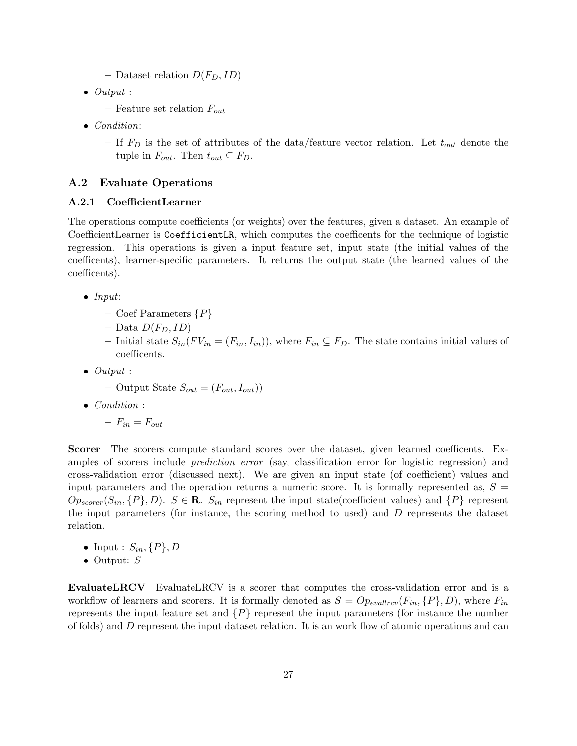- Dataset relation $D(F_D, ID)$

- *Output* :
  - Feature set relation $F_{out}$
- *Condition*:
  - If $F_D$ is the set of attributes of the data/feature vector relation. Let $t_{out}$ denote the tuple in $F_{out}$. Then $t_{out} \subseteq F_D$.

## A.2 Evaluate Operations

### A.2.1 CoefficientLearner

The operations compute coefficients (or weights) over the features, given a dataset. An example of CoefficientLearner is `CoefficientLR`, which computes the coefficents for the technique of logistic regression. This operations is given a input feature set, input state (the initial values of the coefficents), learner-specific parameters. It returns the output state (the learned values of the coefficents).

- *Input*:
  - Coef Parameters $\{P\}$
  - Data $D(F_D, ID)$
  - Initial state $S_{in}(FV_{in} = (F_{in}, I_{in}))$, where $F_{in} \subseteq F_D$. The state contains initial values of coefficents.
- *Output* :
  - Output State $S_{out} = (F_{out}, I_{out}))$
- *Condition* :
  - $F_{in} = F_{out}$

**Scorer** The scorers compute standard scores over the dataset, given learned coefficents. Examples of scorers include *prediction error* (say, classification error for logistic regression) and cross-validation error (discussed next). We are given an input state (of coefficient) values and input parameters and the operation returns a numeric score. It is formally represented as, $S = Op_{scorer}(S_{in}, \{P\}, D)$. $S \in \mathbf{R}$. $S_{in}$ represent the input state(coefficient values) and $\{P\}$ represent the input parameters (for instance, the scoring method to used) and $D$ represents the dataset relation.

- Input : $S_{in}, \{P\}, D$
- Output: $S$

**EvaluateLRCV** EvaluateLRCV is a scorer that computes the cross-validation error and is a workflow of learners and scorers. It is formally denoted as $S = Op_{evallrcv}(F_{in}, \{P\}, D)$, where $F_{in}$ represents the input feature set and $\{P\}$ represent the input parameters (for instance the number of folds) and $D$ represent the input dataset relation. It is an work flow of atomic operations and can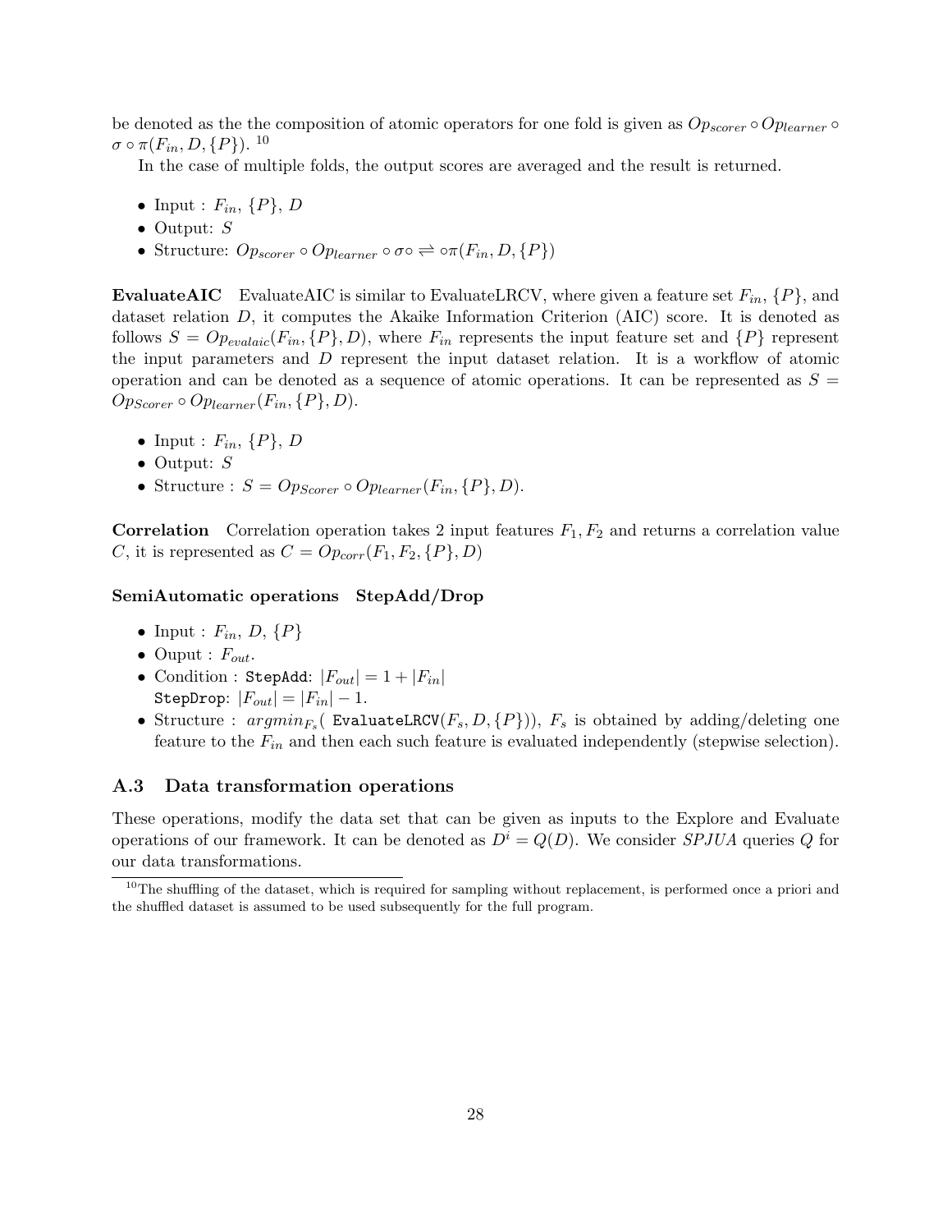be denoted as the the composition of atomic operators for one fold is given as $Op_{scorer} \circ Op_{learner} \circ \sigma \circ \pi(F_{in}, D, \{P\})$. [10]

In the case of multiple folds, the output scores are averaged and the result is returned.

- Input : $F_{in}$, $\{P\}$, $D$
- Output: $S$
- Structure: $Op_{scorer} \circ Op_{learner} \circ \sigma \circ \rightleftharpoons \circ \pi(F_{in}, D, \{P\})$

**EvaluateAIC** EvaluateAIC is similar to EvaluateLRCV, where given a feature set $F_{in}$, $\{P\}$, and dataset relation $D$, it computes the Akaike Information Criterion (AIC) score. It is denoted as follows $S = Op_{evalaic}(F_{in}, \{P\}, D)$, where $F_{in}$ represents the input feature set and $\{P\}$ represent the input parameters and $D$ represent the input dataset relation. It is a workflow of atomic operation and can be denoted as a sequence of atomic operations. It can be represented as $S = Op_{Scorer} \circ Op_{learner}(F_{in}, \{P\}, D)$.

- Input : $F_{in}$, $\{P\}$, $D$
- Output: $S$
- Structure : $S = Op_{Scorer} \circ Op_{learner}(F_{in}, \{P\}, D)$.

**Correlation** Correlation operation takes 2 input features $F_1, F_2$ and returns a correlation value $C$, it is represented as $C = Op_{corr}(F_1, F_2, \{P\}, D)$

**SemiAutomatic operations StepAdd/Drop**

- Input : $F_{in}$, $D$, $\{P\}$
- Ouput : $F_{out}$.
- Condition : `StepAdd`: $|F_{out}| = 1 + |F_{in}|$
  `StepDrop`: $|F_{out}| = |F_{in}| - 1$.
- Structure : $argmin_{F_s}($ `EvaluateLRCV`$(F_s, D, \{P\}))$, $F_s$ is obtained by adding/deleting one feature to the $F_{in}$ and then each such feature is evaluated independently (stepwise selection).

### A.3 Data transformation operations

These operations, modify the data set that can be given as inputs to the Explore and Evaluate operations of our framework. It can be denoted as $D^i = Q(D)$. We consider *SPJUA* queries $Q$ for our data transformations.

[10] The shuffling of the dataset, which is required for sampling without replacement, is performed once a priori and the shuffled dataset is assumed to be used subsequently for the full program.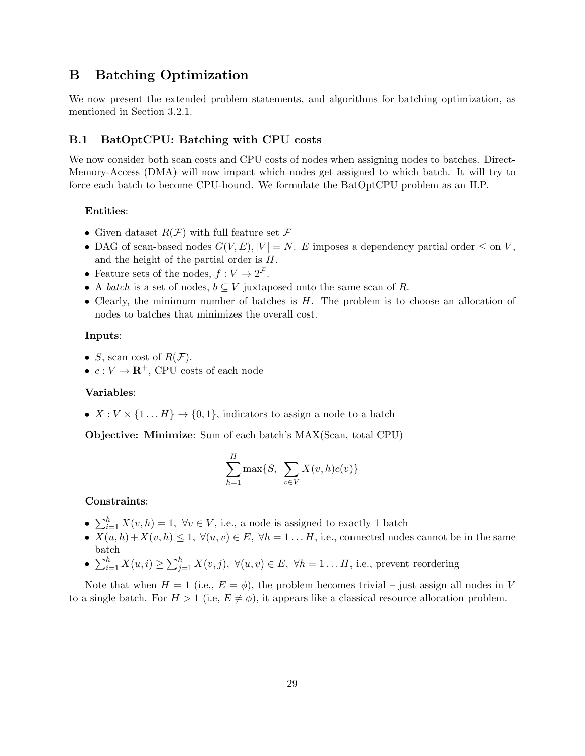# B Batching Optimization

We now present the extended problem statements, and algorithms for batching optimization, as mentioned in Section 3.2.1.

## B.1 BatOptCPU: Batching with CPU costs

We now consider both scan costs and CPU costs of nodes when assigning nodes to batches. Direct-Memory-Access (DMA) will now impact which nodes get assigned to which batch. It will try to force each batch to become CPU-bound. We formulate the BatOptCPU problem as an ILP.

**Entities**:

- Given dataset $R(\mathcal{F})$ with full feature set $\mathcal{F}$
- DAG of scan-based nodes $G(V, E), |V| = N$. $E$ imposes a dependency partial order $\leq$ on $V$, and the height of the partial order is $H$.
- Feature sets of the nodes, $f : V \to 2^{\mathcal{F}}$.
- A *batch* is a set of nodes, $b \subseteq V$ juxtaposed onto the same scan of $R$.
- Clearly, the minimum number of batches is $H$. The problem is to choose an allocation of nodes to batches that minimizes the overall cost.

**Inputs**:

- $S$, scan cost of $R(\mathcal{F})$.
- $c : V \to \mathbf{R}^+$, CPU costs of each node

**Variables**:

- $X : V \times \{1 \dots H\} \to \{0, 1\}$, indicators to assign a node to a batch

**Objective: Minimize**: Sum of each batch's MAX(Scan, total CPU)

$$\sum_{h=1}^{H} \max\{S, \sum_{v \in V} X(v, h)c(v)\}$$

**Constraints**:

- $\sum_{i=1}^{h} X(v, h) = 1, \ \forall v \in V$, i.e., a node is assigned to exactly 1 batch
- $X(u, h) + X(v, h) \leq 1, \ \forall (u, v) \in E, \ \forall h = 1 \dots H$, i.e., connected nodes cannot be in the same batch
- $\sum_{i=1}^{h} X(u, i) \geq \sum_{j=1}^{h} X(v, j), \ \forall (u, v) \in E, \ \forall h = 1 \dots H$, i.e., prevent reordering

Note that when $H = 1$ (i.e., $E = \phi$), the problem becomes trivial – just assign all nodes in $V$ to a single batch. For $H > 1$ (i.e, $E \neq \phi$), it appears like a classical resource allocation problem.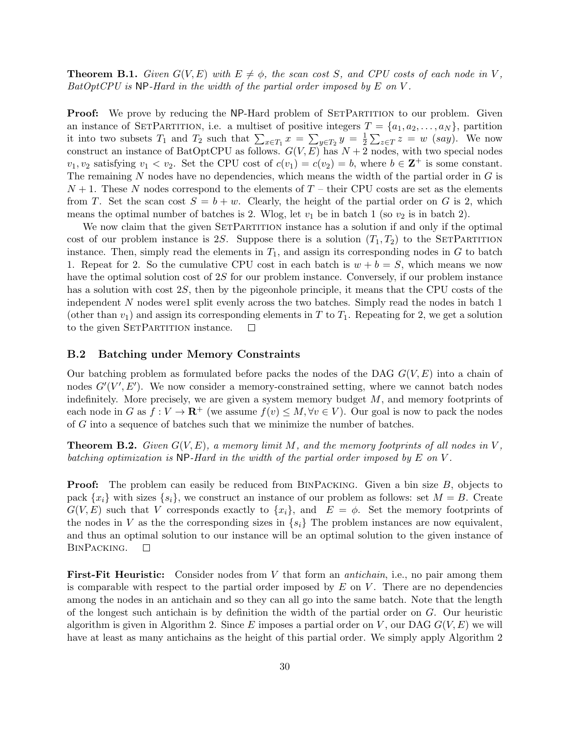**Theorem B.1.** *Given $G(V, E)$ with $E \neq \phi$, the scan cost $S$, and CPU costs of each node in $V$, BatOptCPU is* NP*-Hard in the width of the partial order imposed by $E$ on $V$.*

**Proof:** We prove by reducing the NP-Hard problem of SetPartition to our problem. Given an instance of SetPartition, i.e. a multiset of positive integers $T = \{a_1, a_2, \ldots, a_N\}$, partition it into two subsets $T_1$ and $T_2$ such that $\sum_{x \in T_1} x = \sum_{y \in T_2} y = \frac{1}{2} \sum_{z \in T} z = w$ *(say)*. We now construct an instance of BatOptCPU as follows. $G(V, E)$ has $N + 2$ nodes, with two special nodes $v_1, v_2$ satisfying $v_1 < v_2$. Set the CPU cost of $c(v_1) = c(v_2) = b$, where $b \in \mathbf{Z}^+$ is some constant. The remaining $N$ nodes have no dependencies, which means the width of the partial order in $G$ is $N + 1$. These $N$ nodes correspond to the elements of $T$ – their CPU costs are set as the elements from $T$. Set the scan cost $S = b + w$. Clearly, the height of the partial order on $G$ is 2, which means the optimal number of batches is 2. Wlog, let $v_1$ be in batch 1 (so $v_2$ is in batch 2).

We now claim that the given SetPartition instance has a solution if and only if the optimal cost of our problem instance is $2S$. Suppose there is a solution $(T_1, T_2)$ to the SetPartition instance. Then, simply read the elements in $T_1$, and assign its corresponding nodes in $G$ to batch 1. Repeat for 2. So the cumulative CPU cost in each batch is $w + b = S$, which means we now have the optimal solution cost of $2S$ for our problem instance. Conversely, if our problem instance has a solution with cost $2S$, then by the pigeonhole principle, it means that the CPU costs of the independent $N$ nodes were1 split evenly across the two batches. Simply read the nodes in batch 1 (other than $v_1$) and assign its corresponding elements in $T$ to $T_1$. Repeating for 2, we get a solution to the given SetPartition instance. □

## B.2 Batching under Memory Constraints

Our batching problem as formulated before packs the nodes of the DAG $G(V, E)$ into a chain of nodes $G'(V', E')$. We now consider a memory-constrained setting, where we cannot batch nodes indefinitely. More precisely, we are given a system memory budget $M$, and memory footprints of each node in $G$ as $f : V \to \mathbf{R}^+$ (we assume $f(v) \leq M, \forall v \in V$). Our goal is now to pack the nodes of $G$ into a sequence of batches such that we minimize the number of batches.

**Theorem B.2.** *Given $G(V, E)$, a memory limit $M$, and the memory footprints of all nodes in $V$, batching optimization is* NP*-Hard in the width of the partial order imposed by $E$ on $V$.*

**Proof:** The problem can easily be reduced from BinPacking. Given a bin size $B$, objects to pack $\{x_i\}$ with sizes $\{s_i\}$, we construct an instance of our problem as follows: set $M = B$. Create $G(V, E)$ such that $V$ corresponds exactly to $\{x_i\}$, and $E = \phi$. Set the memory footprints of the nodes in $V$ as the the corresponding sizes in $\{s_i\}$ The problem instances are now equivalent, and thus an optimal solution to our instance will be an optimal solution to the given instance of BinPacking. □

**First-Fit Heuristic:** Consider nodes from $V$ that form an *antichain*, i.e., no pair among them is comparable with respect to the partial order imposed by $E$ on $V$. There are no dependencies among the nodes in an antichain and so they can all go into the same batch. Note that the length of the longest such antichain is by definition the width of the partial order on $G$. Our heuristic algorithm is given in Algorithm 2. Since $E$ imposes a partial order on $V$, our DAG $G(V, E)$ we will have at least as many antichains as the height of this partial order. We simply apply Algorithm 2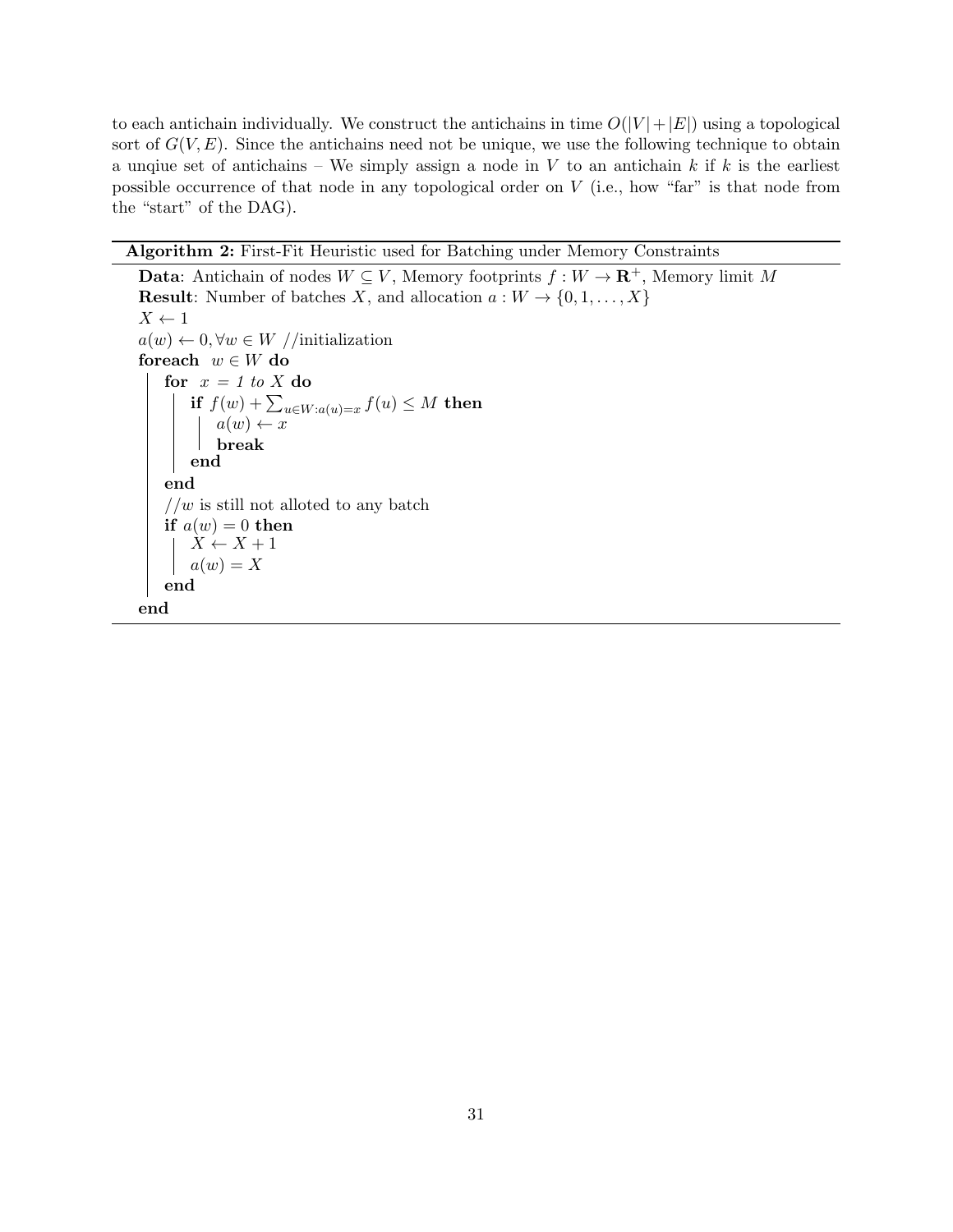to each antichain individually. We construct the antichains in time $O(|V|+|E|)$ using a topological sort of $G(V, E)$. Since the antichains need not be unique, we use the following technique to obtain a unqiue set of antichains – We simply assign a node in $V$ to an antichain $k$ if $k$ is the earliest possible occurrence of that node in any topological order on $V$ (i.e., how "far" is that node from the "start" of the DAG).

**Algorithm 2:** First-Fit Heuristic used for Batching under Memory Constraints

```
Data: Antichain of nodes W ⊆ V, Memory footprints f : W → R⁺, Memory limit M
Result: Number of batches X, and allocation a : W → {0, 1, ..., X}
X ← 1
a(w) ← 0, ∀w ∈ W //initialization
foreach w ∈ W do
    for x = 1 to X do
        if f(w) + Σ_{u∈W:a(u)=x} f(u) ≤ M then
            a(w) ← x
            break
        end
    end
    //w is still not alloted to any batch
    if a(w) = 0 then
        X ← X + 1
        a(w) = X
    end
end
```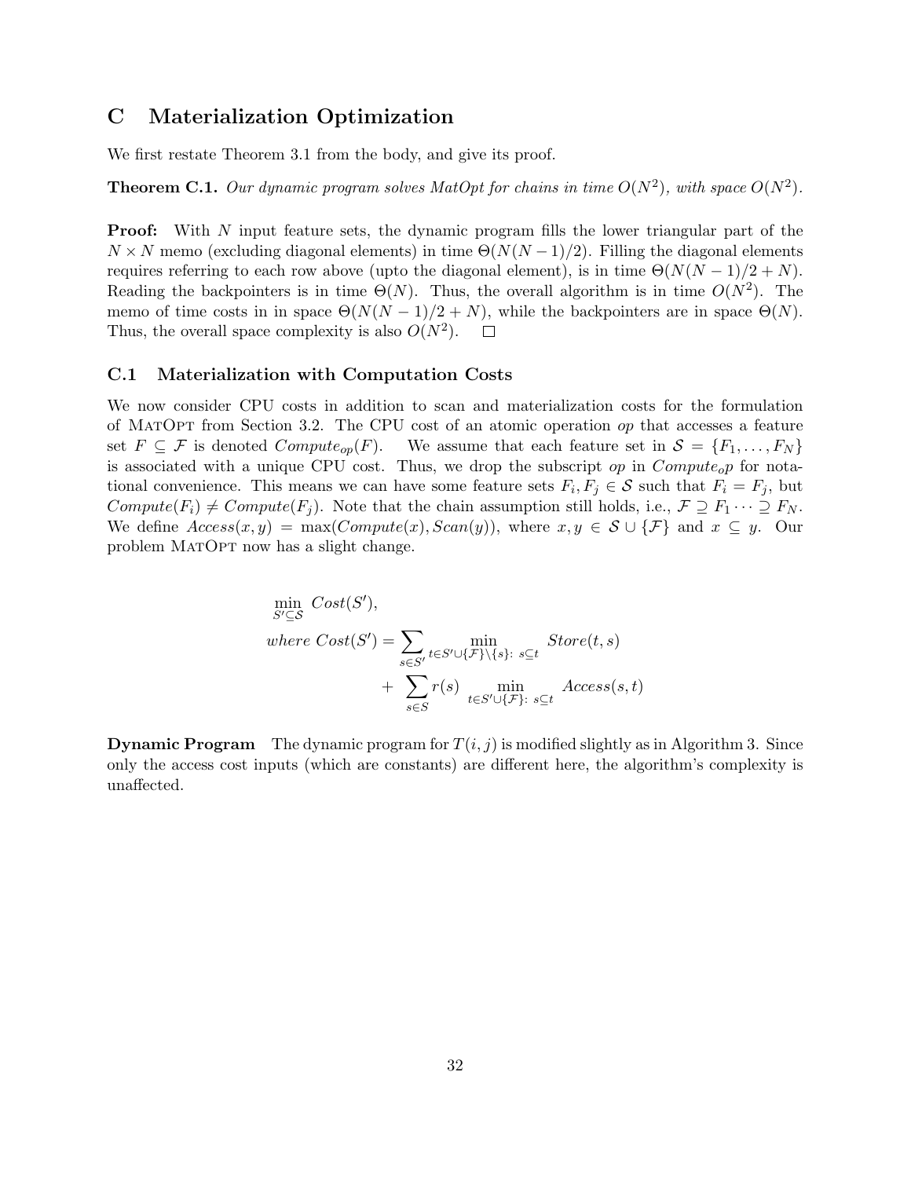# C Materialization Optimization

We first restate Theorem 3.1 from the body, and give its proof.

**Theorem C.1.** *Our dynamic program solves MatOpt for chains in time $O(N^2)$, with space $O(N^2)$.*

**Proof:** With $N$ input feature sets, the dynamic program fills the lower triangular part of the $N \times N$ memo (excluding diagonal elements) in time $\Theta(N(N-1)/2)$. Filling the diagonal elements requires referring to each row above (upto the diagonal element), is in time $\Theta(N(N-1)/2 + N)$. Reading the backpointers is in time $\Theta(N)$. Thus, the overall algorithm is in time $O(N^2)$. The memo of time costs in in space $\Theta(N(N-1)/2 + N)$, while the backpointers are in space $\Theta(N)$. Thus, the overall space complexity is also $O(N^2)$. □

## C.1 Materialization with Computation Costs

We now consider CPU costs in addition to scan and materialization costs for the formulation of MatOpt from Section 3.2. The CPU cost of an atomic operation *op* that accesses a feature set $F \subseteq \mathcal{F}$ is denoted $Compute_{op}(F)$. We assume that each feature set in $\mathcal{S} = \{F_1, \ldots, F_N\}$ is associated with a unique CPU cost. Thus, we drop the subscript *op* in $Compute_op$ for notational convenience. This means we can have some feature sets $F_i, F_j \in \mathcal{S}$ such that $F_i = F_j$, but $Compute(F_i) \neq Compute(F_j)$. Note that the chain assumption still holds, i.e., $\mathcal{F} \supseteq F_1 \cdots \supseteq F_N$. We define $Access(x, y) = \max(Compute(x), Scan(y))$, where $x, y \in \mathcal{S} \cup \{\mathcal{F}\}$ and $x \subseteq y$. Our problem MatOpt now has a slight change.

$$
\begin{aligned}
&\min_{S' \subseteq \mathcal{S}} \; Cost(S'), \\
&\textit{where } Cost(S') = \sum_{s \in S'} \min_{t \in S' \cup \{\mathcal{F}\} \setminus \{s\}:\; s \subseteq t} Store(t, s) \\
&\qquad\qquad + \sum_{s \in S} r(s) \min_{t \in S' \cup \{\mathcal{F}\}:\; s \subseteq t} Access(s, t)
\end{aligned}
$$

**Dynamic Program** The dynamic program for $T(i, j)$ is modified slightly as in Algorithm 3. Since only the access cost inputs (which are constants) are different here, the algorithm's complexity is unaffected.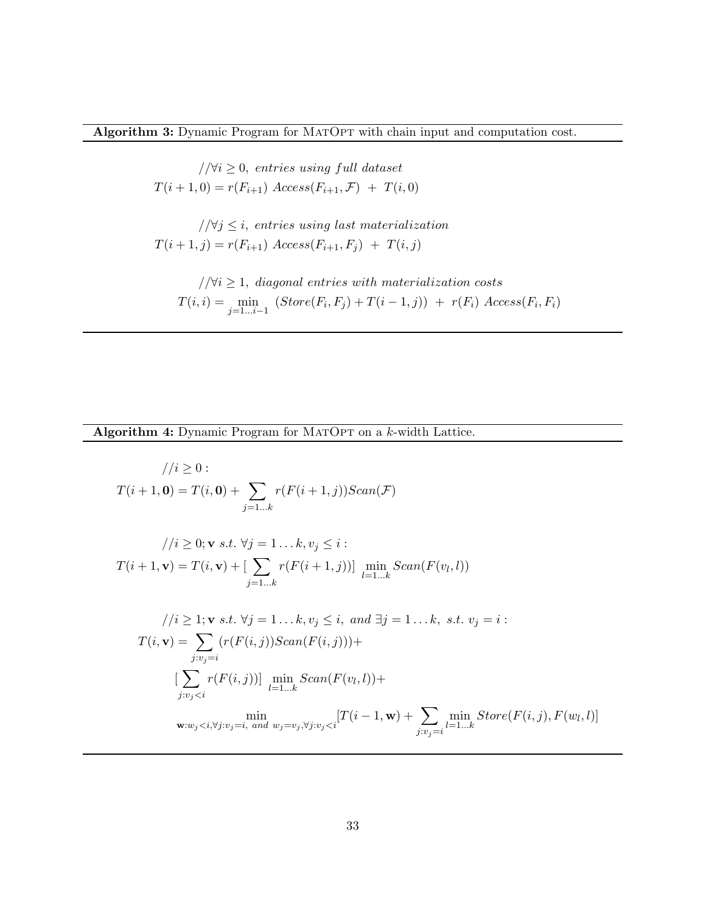**Algorithm 3:** Dynamic Program for MatOpt with chain input and computation cost.

$$//\forall i \geq 0, \; \textit{entries using full dataset}$$
$$T(i+1, 0) = r(F_{i+1}) \; Access(F_{i+1}, \mathcal{F}) \; + \; T(i, 0)$$

$$//\forall j \leq i, \; \textit{entries using last materialization}$$
$$T(i+1, j) = r(F_{i+1}) \; Access(F_{i+1}, F_j) \; + \; T(i, j)$$

$$//\forall i \geq 1, \; \textit{diagonal entries with materialization costs}$$
$$T(i, i) = \min_{j=1 \ldots i-1} \; (Store(F_i, F_j) + T(i-1, j)) \; + \; r(F_i) \; Access(F_i, F_i)$$

---

**Algorithm 4:** Dynamic Program for MatOpt on a $k$-width Lattice.

$$//i \geq 0 :$$
$$T(i+1, \mathbf{0}) = T(i, \mathbf{0}) + \sum_{j=1 \ldots k} r(F(i+1, j)) Scan(\mathcal{F})$$

$$//i \geq 0; \mathbf{v} \; s.t. \; \forall j = 1 \ldots k, v_j \leq i :$$
$$T(i+1, \mathbf{v}) = T(i, \mathbf{v}) + [\sum_{j=1 \ldots k} r(F(i+1, j))] \; \min_{l=1 \ldots k} Scan(F(v_l, l))$$

$$//i \geq 1; \mathbf{v} \; s.t. \; \forall j = 1 \ldots k, v_j \leq i, \; and \; \exists j = 1 \ldots k, \; s.t. \; v_j = i :$$
$$\begin{aligned} T(i, \mathbf{v}) = & \sum_{j:v_j=i} (r(F(i,j)) Scan(F(i,j))) + \\ & [\sum_{j:v_j<i} r(F(i,j))] \; \min_{l=1 \ldots k} Scan(F(v_l, l)) + \\ & \min_{\mathbf{w}:w_j<i, \forall j:v_j=i, \; and \; w_j=v_j, \forall j:v_j<i} [T(i-1, \mathbf{w}) + \sum_{j:v_j=i} \min_{l=1 \ldots k} Store(F(i,j), F(w_l, l)] \end{aligned}$$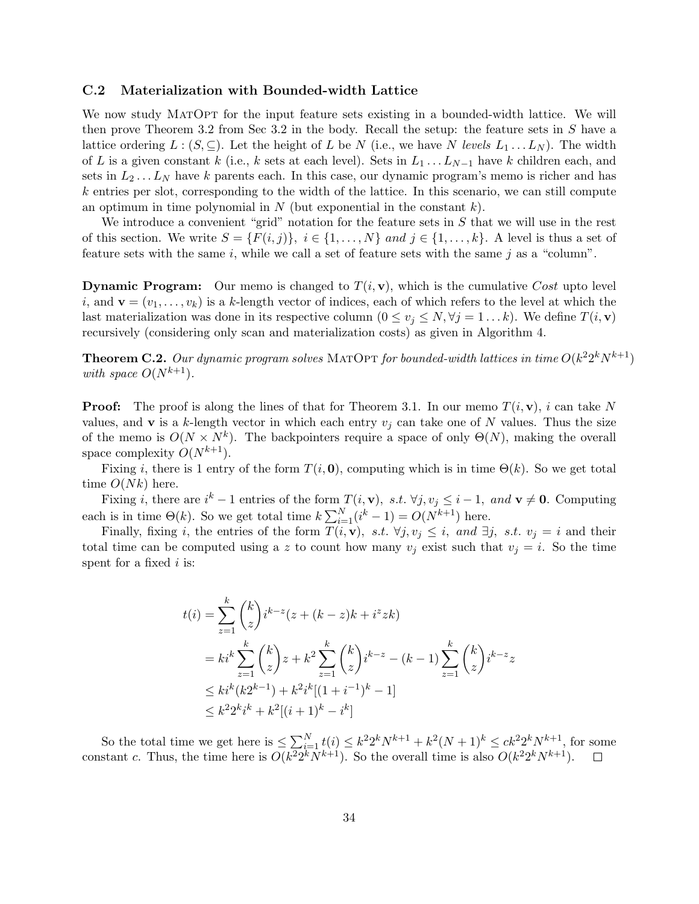### C.2 Materialization with Bounded-width Lattice

We now study MatOpt for the input feature sets existing in a bounded-width lattice. We will then prove Theorem 3.2 from Sec 3.2 in the body. Recall the setup: the feature sets in $S$ have a lattice ordering $L : (S, \subseteq)$. Let the height of $L$ be $N$ (i.e., we have $N$ *levels* $L_1 \dots L_N$). The width of $L$ is a given constant $k$ (i.e., $k$ sets at each level). Sets in $L_1 \dots L_{N-1}$ have $k$ children each, and sets in $L_2 \dots L_N$ have $k$ parents each. In this case, our dynamic program's memo is richer and has $k$ entries per slot, corresponding to the width of the lattice. In this scenario, we can still compute an optimum in time polynomial in $N$ (but exponential in the constant $k$).

We introduce a convenient "grid" notation for the feature sets in $S$ that we will use in the rest of this section. We write $S = \{F(i,j)\},\ i \in \{1,\dots,N\}$ *and* $j \in \{1,\dots,k\}$. A level is thus a set of feature sets with the same $i$, while we call a set of feature sets with the same $j$ as a "column".

**Dynamic Program:** Our memo is changed to $T(i, \mathbf{v})$, which is the cumulative *Cost* upto level $i$, and $\mathbf{v} = (v_1, \dots, v_k)$ is a $k$-length vector of indices, each of which refers to the level at which the last materialization was done in its respective column ($0 \le v_j \le N, \forall j = 1 \dots k$). We define $T(i, \mathbf{v})$ recursively (considering only scan and materialization costs) as given in Algorithm 4.

**Theorem C.2.** *Our dynamic program solves* MatOpt *for bounded-width lattices in time* $O(k^2 2^k N^{k+1})$ *with space* $O(N^{k+1})$.

**Proof:** The proof is along the lines of that for Theorem 3.1. In our memo $T(i, \mathbf{v})$, $i$ can take $N$ values, and $\mathbf{v}$ is a $k$-length vector in which each entry $v_j$ can take one of $N$ values. Thus the size of the memo is $O(N \times N^k)$. The backpointers require a space of only $\Theta(N)$, making the overall space complexity $O(N^{k+1})$.

Fixing $i$, there is 1 entry of the form $T(i, \mathbf{0})$, computing which is in time $\Theta(k)$. So we get total time $O(Nk)$ here.

Fixing $i$, there are $i^k - 1$ entries of the form $T(i, \mathbf{v}),\ s.t.\ \forall j, v_j \le i-1,\ and\ \mathbf{v} \ne \mathbf{0}$. Computing each is in time $\Theta(k)$. So we get total time $k \sum_{i=1}^{N} (i^k - 1) = O(N^{k+1})$ here.

Finally, fixing $i$, the entries of the form $T(i, \mathbf{v}),\ s.t.\ \forall j, v_j \le i,\ and\ \exists j,\ s.t.\ v_j = i$ and their total time can be computed using a $z$ to count how many $v_j$ exist such that $v_j = i$. So the time spent for a fixed $i$ is:

$$
\begin{aligned}
t(i) &= \sum_{z=1}^{k} \binom{k}{z} i^{k-z} (z + (k-z)k + i^z z k) \\
&= k i^k \sum_{z=1}^{k} \binom{k}{z} z + k^2 \sum_{z=1}^{k} \binom{k}{z} i^{k-z} - (k-1) \sum_{z=1}^{k} \binom{k}{z} i^{k-z} z \\
&\le k i^k (k 2^{k-1}) + k^2 i^k [(1 + i^{-1})^k - 1] \\
&\le k^2 2^k i^k + k^2 [(i+1)^k - i^k]
\end{aligned}
$$

So the total time we get here is $\le \sum_{i=1}^{N} t(i) \le k^2 2^k N^{k+1} + k^2 (N+1)^k \le c k^2 2^k N^{k+1}$, for some constant $c$. Thus, the time here is $O(k^2 2^k N^{k+1})$. So the overall time is also $O(k^2 2^k N^{k+1})$. $\square$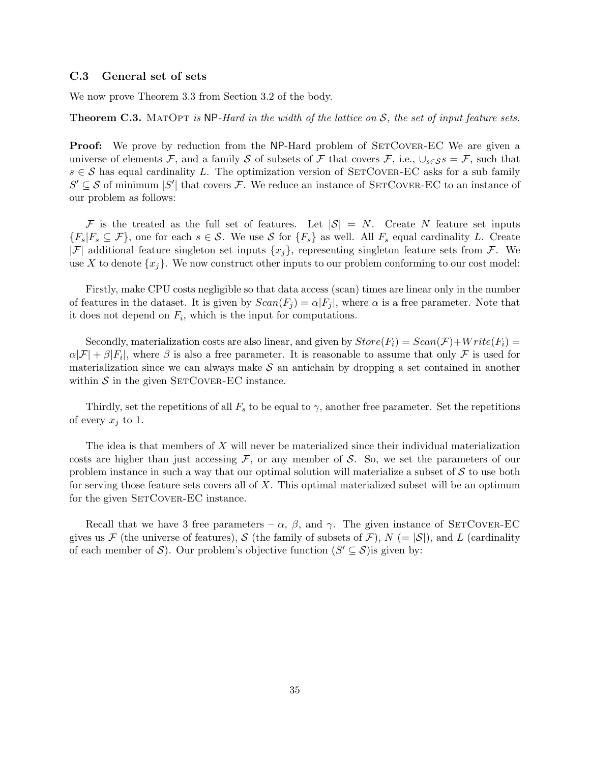### C.3 General set of sets

We now prove Theorem 3.3 from Section 3.2 of the body.

**Theorem C.3.** MatOpt *is* NP*-Hard in the width of the lattice on* $\mathcal{S}$*, the set of input feature sets.*

**Proof:** We prove by reduction from the NP-Hard problem of SetCover-EC We are given a universe of elements $\mathcal{F}$, and a family $\mathcal{S}$ of subsets of $\mathcal{F}$ that covers $\mathcal{F}$, i.e., $\cup_{s \in \mathcal{S}} s = \mathcal{F}$, such that $s \in \mathcal{S}$ has equal cardinality $L$. The optimization version of SetCover-EC asks for a sub family $S' \subseteq \mathcal{S}$ of minimum $|S'|$ that covers $\mathcal{F}$. We reduce an instance of SetCover-EC to an instance of our problem as follows:

$\mathcal{F}$ is the treated as the full set of features. Let $|\mathcal{S}| = N$. Create $N$ feature set inputs $\{F_s | F_s \subseteq \mathcal{F}\}$, one for each $s \in \mathcal{S}$. We use $\mathcal{S}$ for $\{F_s\}$ as well. All $F_s$ equal cardinality $L$. Create $|\mathcal{F}|$ additional feature singleton set inputs $\{x_j\}$, representing singleton feature sets from $\mathcal{F}$. We use $X$ to denote $\{x_j\}$. We now construct other inputs to our problem conforming to our cost model:

Firstly, make CPU costs negligible so that data access (scan) times are linear only in the number of features in the dataset. It is given by $Scan(F_j) = \alpha |F_j|$, where $\alpha$ is a free parameter. Note that it does not depend on $F_i$, which is the input for computations.

Secondly, materialization costs are also linear, and given by $Store(F_i) = Scan(\mathcal{F}) + Write(F_i) = \alpha |\mathcal{F}| + \beta |F_i|$, where $\beta$ is also a free parameter. It is reasonable to assume that only $\mathcal{F}$ is used for materialization since we can always make $\mathcal{S}$ an antichain by dropping a set contained in another within $\mathcal{S}$ in the given SetCover-EC instance.

Thirdly, set the repetitions of all $F_s$ to be equal to $\gamma$, another free parameter. Set the repetitions of every $x_j$ to 1.

The idea is that members of $X$ will never be materialized since their individual materialization costs are higher than just accessing $\mathcal{F}$, or any member of $\mathcal{S}$. So, we set the parameters of our problem instance in such a way that our optimal solution will materialize a subset of $\mathcal{S}$ to use both for serving those feature sets covers all of $X$. This optimal materialized subset will be an optimum for the given SetCover-EC instance.

Recall that we have 3 free parameters – $\alpha$, $\beta$, and $\gamma$. The given instance of SetCover-EC gives us $\mathcal{F}$ (the universe of features), $\mathcal{S}$ (the family of subsets of $\mathcal{F}$), $N$ ($= |\mathcal{S}|$), and $L$ (cardinality of each member of $\mathcal{S}$). Our problem's objective function ($S' \subseteq \mathcal{S}$)is given by: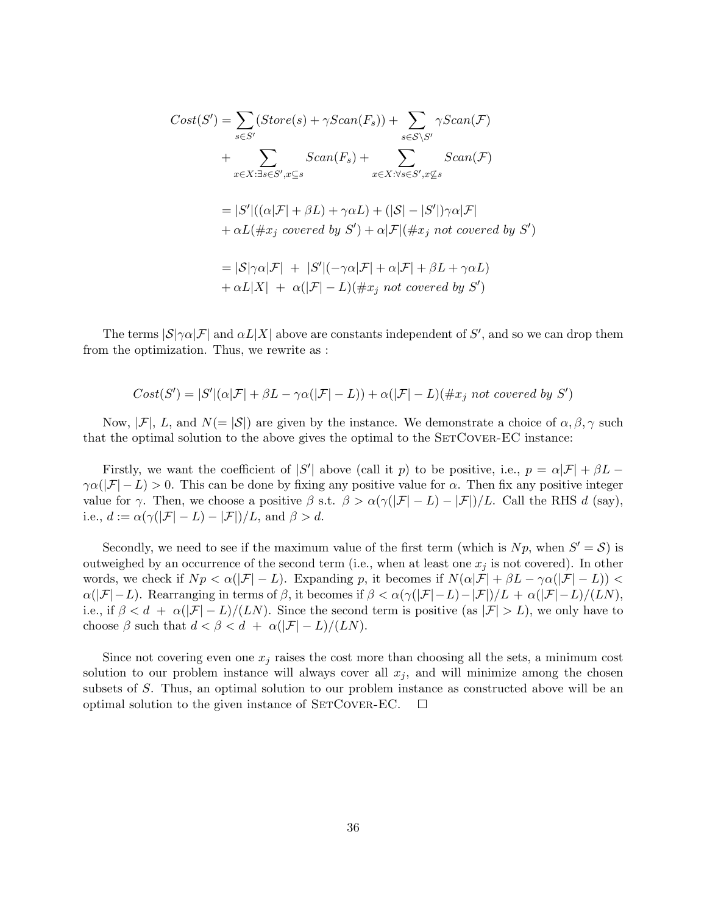$$
\begin{aligned}
Cost(S') &= \sum_{s \in S'} (Store(s) + \gamma Scan(F_s)) + \sum_{s \in \mathcal{S} \setminus S'} \gamma Scan(\mathcal{F}) \\
&+ \sum_{x \in X : \exists s \in S', x \subseteq s} Scan(F_s) + \sum_{x \in X : \forall s \in S', x \not\subseteq s} Scan(\mathcal{F}) \\
&= |S'|((\alpha|\mathcal{F}| + \beta L) + \gamma \alpha L) + (|\mathcal{S}| - |S'|)\gamma\alpha|\mathcal{F}| \\
&+ \alpha L(\#x_j \textit{ covered by } S') + \alpha|\mathcal{F}|(\#x_j \textit{ not covered by } S') \\
&= |\mathcal{S}|\gamma\alpha|\mathcal{F}| \;+\; |S'|(-\gamma\alpha|\mathcal{F}| + \alpha|\mathcal{F}| + \beta L + \gamma\alpha L) \\
&+ \alpha L|X| \;+\; \alpha(|\mathcal{F}| - L)(\#x_j \textit{ not covered by } S')
\end{aligned}
$$

The terms $|\mathcal{S}|\gamma\alpha|\mathcal{F}|$ and $\alpha L|X|$ above are constants independent of $S'$, and so we can drop them from the optimization. Thus, we rewrite as :

$$
Cost(S') = |S'|(\alpha|\mathcal{F}| + \beta L - \gamma\alpha(|\mathcal{F}| - L)) + \alpha(|\mathcal{F}| - L)(\#x_j \textit{ not covered by } S')
$$

Now, $|\mathcal{F}|$, $L$, and $N(= |\mathcal{S}|)$ are given by the instance. We demonstrate a choice of $\alpha, \beta, \gamma$ such that the optimal solution to the above gives the optimal to the SetCover-EC instance:

Firstly, we want the coefficient of $|S'|$ above (call it $p$) to be positive, i.e., $p = \alpha|\mathcal{F}| + \beta L - \gamma\alpha(|\mathcal{F}| - L) > 0$. This can be done by fixing any positive value for $\alpha$. Then fix any positive integer value for $\gamma$. Then, we choose a positive $\beta$ s.t. $\beta > \alpha(\gamma(|\mathcal{F}| - L) - |\mathcal{F}|)/L$. Call the RHS $d$ (say), i.e., $d := \alpha(\gamma(|\mathcal{F}| - L) - |\mathcal{F}|)/L$, and $\beta > d$.

Secondly, we need to see if the maximum value of the first term (which is $Np$, when $S' = \mathcal{S}$) is outweighed by an occurrence of the second term (i.e., when at least one $x_j$ is not covered). In other words, we check if $Np < \alpha(|\mathcal{F}| - L)$. Expanding $p$, it becomes if $N(\alpha|\mathcal{F}| + \beta L - \gamma\alpha(|\mathcal{F}| - L)) < \alpha(|\mathcal{F}| - L)$. Rearranging in terms of $\beta$, it becomes if $\beta < \alpha(\gamma(|\mathcal{F}| - L) - |\mathcal{F}|)/L \;+\; \alpha(|\mathcal{F}| - L)/(LN)$, i.e., if $\beta < d \;+\; \alpha(|\mathcal{F}| - L)/(LN)$. Since the second term is positive (as $|\mathcal{F}| > L$), we only have to choose $\beta$ such that $d < \beta < d \;+\; \alpha(|\mathcal{F}| - L)/(LN)$.

Since not covering even one $x_j$ raises the cost more than choosing all the sets, a minimum cost solution to our problem instance will always cover all $x_j$, and will minimize among the chosen subsets of $S$. Thus, an optimal solution to our problem instance as constructed above will be an optimal solution to the given instance of SetCover-EC. □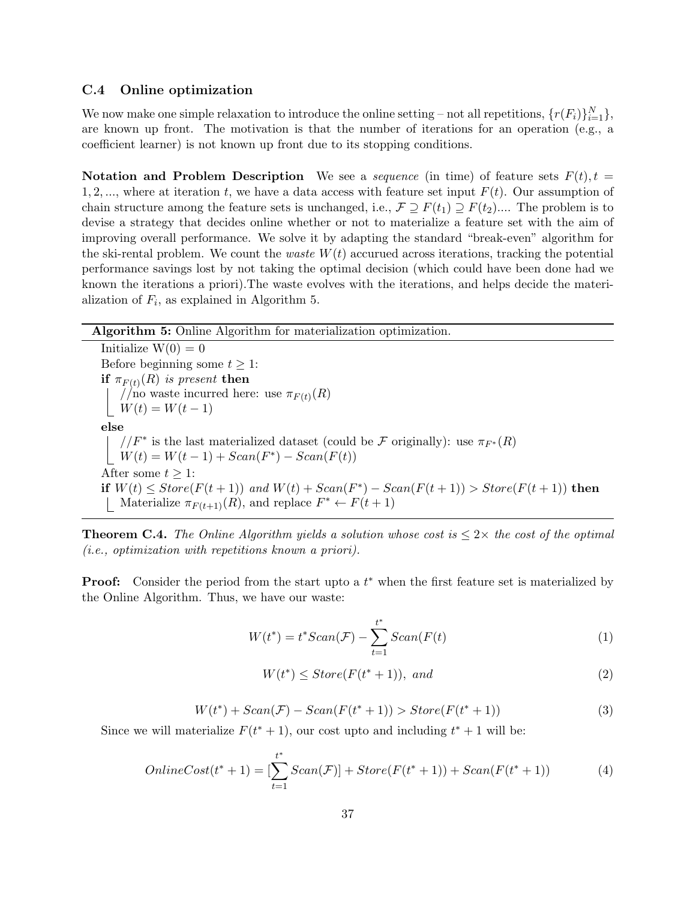### C.4 Online optimization

We now make one simple relaxation to introduce the online setting – not all repetitions, $\{r(F_i)\}_{i=1}^N\}$, are known up front. The motivation is that the number of iterations for an operation (e.g., a coefficient learner) is not known up front due to its stopping conditions.

**Notation and Problem Description** We see a *sequence* (in time) of feature sets $F(t), t = 1, 2, ...,$ where at iteration $t$, we have a data access with feature set input $F(t)$. Our assumption of chain structure among the feature sets is unchanged, i.e., $\mathcal{F} \supseteq F(t_1) \supseteq F(t_2)$.... The problem is to devise a strategy that decides online whether or not to materialize a feature set with the aim of improving overall performance. We solve it by adapting the standard "break-even" algorithm for the ski-rental problem. We count the *waste* $W(t)$ accurued across iterations, tracking the potential performance savings lost by not taking the optimal decision (which could have been done had we known the iterations a priori).The waste evolves with the iterations, and helps decide the materialization of $F_i$, as explained in Algorithm 5.

**Algorithm 5:** Online Algorithm for materialization optimization.

Initialize W(0) = 0
Before beginning some $t \geq 1$:
**if** $\pi_{F(t)}(R)$ *is present* **then**
  //no waste incurred here: use $\pi_{F(t)}(R)$
  $W(t) = W(t-1)$
**else**
  //$F^*$ is the last materialized dataset (could be $\mathcal{F}$ originally): use $\pi_{F^*}(R)$
  $W(t) = W(t-1) + Scan(F^*) - Scan(F(t))$
After some $t \geq 1$:
**if** $W(t) \leq Store(F(t+1))$ *and* $W(t) + Scan(F^*) - Scan(F(t+1)) > Store(F(t+1))$ **then**
  Materialize $\pi_{F(t+1)}(R)$, and replace $F^* \leftarrow F(t+1)$

**Theorem C.4.** *The Online Algorithm yields a solution whose cost is $\leq 2\times$ the cost of the optimal (i.e., optimization with repetitions known a priori).*

**Proof:** Consider the period from the start upto a $t^*$ when the first feature set is materialized by the Online Algorithm. Thus, we have our waste:

$$W(t^*) = t^* Scan(\mathcal{F}) - \sum_{t=1}^{t^*} Scan(F(t) \tag{1}$$

$$W(t^*) \leq Store(F(t^*+1)), \; and \tag{2}$$

$$W(t^*) + Scan(\mathcal{F}) - Scan(F(t^*+1)) > Store(F(t^*+1)) \tag{3}$$

Since we will materialize $F(t^*+1)$, our cost upto and including $t^*+1$ will be:

$$OnlineCost(t^*+1) = [\sum_{t=1}^{t^*} Scan(\mathcal{F})] + Store(F(t^*+1)) + Scan(F(t^*+1)) \tag{4}$$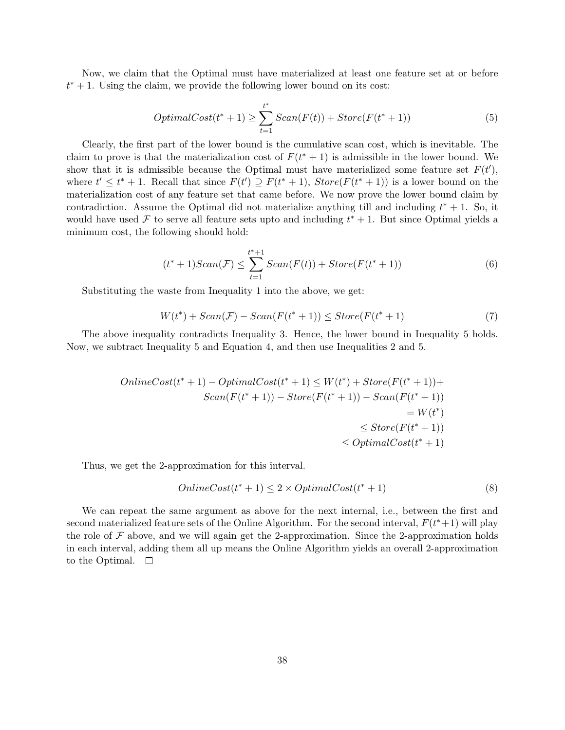Now, we claim that the Optimal must have materialized at least one feature set at or before $t^* + 1$. Using the claim, we provide the following lower bound on its cost:

$$OptimalCost(t^* + 1) \geq \sum_{t=1}^{t^*} Scan(F(t)) + Store(F(t^* + 1)) \tag{5}$$

Clearly, the first part of the lower bound is the cumulative scan cost, which is inevitable. The claim to prove is that the materialization cost of $F(t^* + 1)$ is admissible in the lower bound. We show that it is admissible because the Optimal must have materialized some feature set $F(t')$, where $t' \leq t^* + 1$. Recall that since $F(t') \supseteq F(t^* + 1)$, $Store(F(t^* + 1))$ is a lower bound on the materialization cost of any feature set that came before. We now prove the lower bound claim by contradiction. Assume the Optimal did not materialize anything till and including $t^* + 1$. So, it would have used $\mathcal{F}$ to serve all feature sets upto and including $t^* + 1$. But since Optimal yields a minimum cost, the following should hold:

$$(t^* + 1)Scan(\mathcal{F}) \leq \sum_{t=1}^{t^*+1} Scan(F(t)) + Store(F(t^* + 1)) \tag{6}$$

Substituting the waste from Inequality 1 into the above, we get:

$$W(t^*) + Scan(\mathcal{F}) - Scan(F(t^* + 1)) \leq Store(F(t^* + 1) \tag{7}$$

The above inequality contradicts Inequality 3. Hence, the lower bound in Inequality 5 holds. Now, we subtract Inequality 5 and Equation 4, and then use Inequalities 2 and 5.

$$\begin{aligned}
OnlineCost(t^* + 1) - OptimalCost(t^* + 1) \leq W(t^*) + Store(F(t^* + 1)) + \\
Scan(F(t^* + 1)) - Store(F(t^* + 1)) - Scan(F(t^* + 1)) \\
= W(t^*) \\
\leq Store(F(t^* + 1)) \\
\leq OptimalCost(t^* + 1)
\end{aligned}$$

Thus, we get the 2-approximation for this interval.

$$OnlineCost(t^* + 1) \leq 2 \times OptimalCost(t^* + 1) \tag{8}$$

We can repeat the same argument as above for the next internal, i.e., between the first and second materialized feature sets of the Online Algorithm. For the second interval, $F(t^*+1)$ will play the role of $\mathcal{F}$ above, and we will again get the 2-approximation. Since the 2-approximation holds in each interval, adding them all up means the Online Algorithm yields an overall 2-approximation to the Optimal. $\square$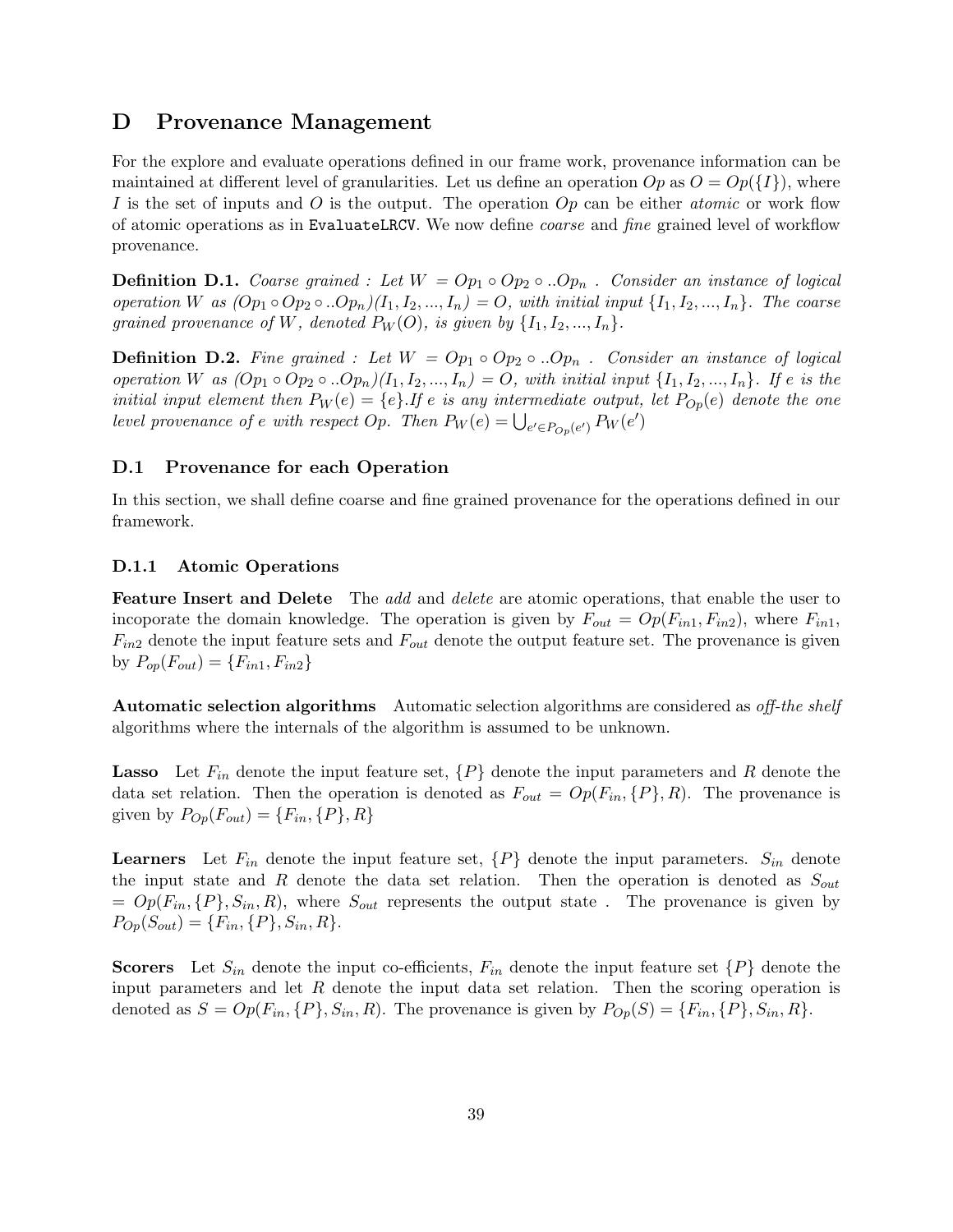# D Provenance Management

For the explore and evaluate operations defined in our frame work, provenance information can be maintained at different level of granularities. Let us define an operation $Op$ as $O = Op(\{I\})$, where $I$ is the set of inputs and $O$ is the output. The operation $Op$ can be either *atomic* or work flow of atomic operations as in `EvaluateLRCV`. We now define *coarse* and *fine* grained level of workflow provenance.

**Definition D.1.** *Coarse grained : Let $W = Op_1 \circ Op_2 \circ ..Op_n$ . Consider an instance of logical operation $W$ as $(Op_1 \circ Op_2 \circ ..Op_n)(I_1, I_2, ..., I_n) = O$, with initial input $\{I_1, I_2, ..., I_n\}$. The coarse grained provenance of $W$, denoted $P_W(O)$, is given by $\{I_1, I_2, ..., I_n\}$.*

**Definition D.2.** *Fine grained : Let $W = Op_1 \circ Op_2 \circ ..Op_n$ . Consider an instance of logical operation $W$ as $(Op_1 \circ Op_2 \circ ..Op_n)(I_1, I_2, ..., I_n) = O$, with initial input $\{I_1, I_2, ..., I_n\}$. If $e$ is the initial input element then $P_W(e) = \{e\}$.If $e$ is any intermediate output, let $P_{Op}(e)$ denote the one level provenance of $e$ with respect $Op$. Then $P_W(e) = \bigcup_{e' \in P_{Op}(e')} P_W(e')$*

## D.1 Provenance for each Operation

In this section, we shall define coarse and fine grained provenance for the operations defined in our framework.

### D.1.1 Atomic Operations

**Feature Insert and Delete** The *add* and *delete* are atomic operations, that enable the user to incoporate the domain knowledge. The operation is given by $F_{out} = Op(F_{in1}, F_{in2})$, where $F_{in1}$, $F_{in2}$ denote the input feature sets and $F_{out}$ denote the output feature set. The provenance is given by $P_{op}(F_{out}) = \{F_{in1}, F_{in2}\}$

**Automatic selection algorithms** Automatic selection algorithms are considered as *off-the shelf* algorithms where the internals of the algorithm is assumed to be unknown.

**Lasso** Let $F_{in}$ denote the input feature set, $\{P\}$ denote the input parameters and $R$ denote the data set relation. Then the operation is denoted as $F_{out} = Op(F_{in}, \{P\}, R)$. The provenance is given by $P_{Op}(F_{out}) = \{F_{in}, \{P\}, R\}$

**Learners** Let $F_{in}$ denote the input feature set, $\{P\}$ denote the input parameters. $S_{in}$ denote the input state and $R$ denote the data set relation. Then the operation is denoted as $S_{out} = Op(F_{in}, \{P\}, S_{in}, R)$, where $S_{out}$ represents the output state . The provenance is given by $P_{Op}(S_{out}) = \{F_{in}, \{P\}, S_{in}, R\}$.

**Scorers** Let $S_{in}$ denote the input co-efficients, $F_{in}$ denote the input feature set $\{P\}$ denote the input parameters and let $R$ denote the input data set relation. Then the scoring operation is denoted as $S = Op(F_{in}, \{P\}, S_{in}, R)$. The provenance is given by $P_{Op}(S) = \{F_{in}, \{P\}, S_{in}, R\}$.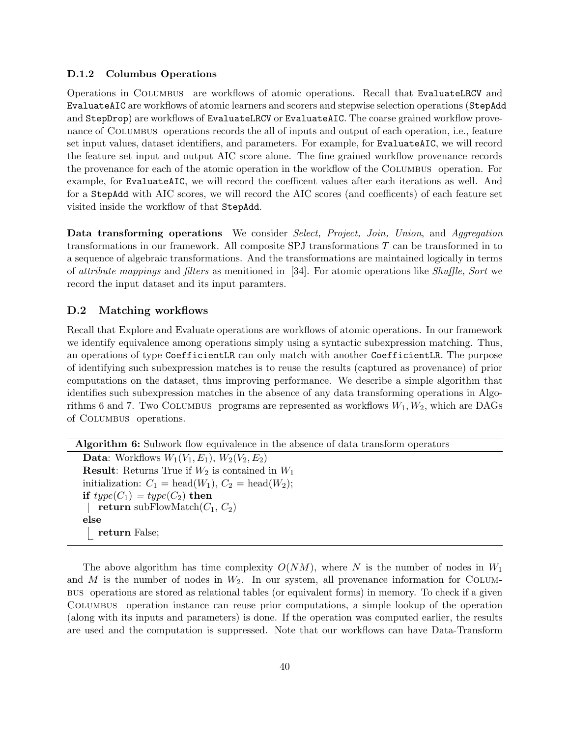#### D.1.2 Columbus Operations

Operations in Columbus are workflows of atomic operations. Recall that `EvaluateLRCV` and `EvaluateAIC` are workflows of atomic learners and scorers and stepwise selection operations (`StepAdd` and `StepDrop`) are workflows of `EvaluateLRCV` or `EvaluateAIC`. The coarse grained workflow provenance of Columbus operations records the all of inputs and output of each operation, i.e., feature set input values, dataset identifiers, and parameters. For example, for `EvaluateAIC`, we will record the feature set input and output AIC score alone. The fine grained workflow provenance records the provenance for each of the atomic operation in the workflow of the Columbus operation. For example, for `EvaluateAIC`, we will record the coefficent values after each iterations as well. And for a `StepAdd` with AIC scores, we will record the AIC scores (and coefficents) of each feature set visited inside the workflow of that `StepAdd`.

**Data transforming operations** We consider *Select, Project, Join, Union*, and *Aggregation* transformations in our framework. All composite SPJ transformations $T$ can be transformed in to a sequence of algebraic transformations. And the transformations are maintained logically in terms of *attribute mappings* and *filters* as menitioned in [34]. For atomic operations like *Shuffle, Sort* we record the input dataset and its input paramters.

### D.2 Matching workflows

Recall that Explore and Evaluate operations are workflows of atomic operations. In our framework we identify equivalence among operations simply using a syntactic subexpression matching. Thus, an operations of type `CoefficientLR` can only match with another `CoefficientLR`. The purpose of identifying such subexpression matches is to reuse the results (captured as provenance) of prior computations on the dataset, thus improving performance. We describe a simple algorithm that identifies such subexpression matches in the absence of any data transforming operations in Algorithms 6 and 7. Two Columbus programs are represented as workflows $W_1, W_2$, which are DAGs of Columbus operations.

**Algorithm 6:** Subwork flow equivalence in the absence of data transform operators

```
Data: Workflows W1(V1, E1), W2(V2, E2)
Result: Returns True if W2 is contained in W1
initialization: C1 = head(W1), C2 = head(W2);
if type(C1) = type(C2) then
    return subFlowMatch(C1, C2)
else
    return False;
```

The above algorithm has time complexity $O(NM)$, where $N$ is the number of nodes in $W_1$ and $M$ is the number of nodes in $W_2$. In our system, all provenance information for Columbus operations are stored as relational tables (or equivalent forms) in memory. To check if a given Columbus operation instance can reuse prior computations, a simple lookup of the operation (along with its inputs and parameters) is done. If the operation was computed earlier, the results are used and the computation is suppressed. Note that our workflows can have Data-Transform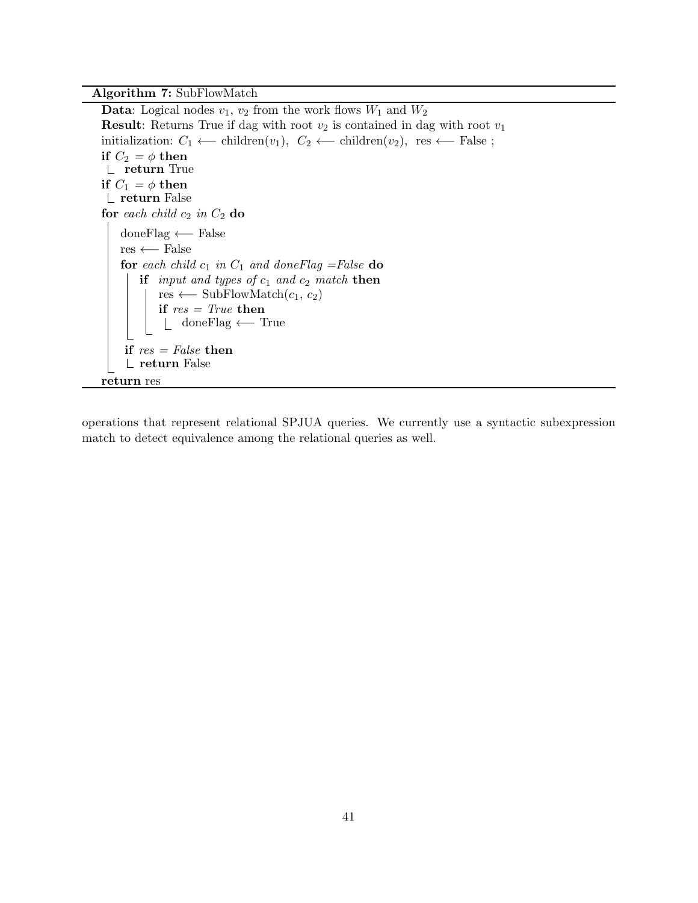**Algorithm 7:** SubFlowMatch

**Data**: Logical nodes $v_1$, $v_2$ from the work flows $W_1$ and $W_2$
**Result**: Returns True if dag with root $v_2$ is contained in dag with root $v_1$
initialization: $C_1 \longleftarrow$ children($v_1$), $C_2 \longleftarrow$ children($v_2$), res $\longleftarrow$ False ;

```
if C_2 = φ then
    return True
if C_1 = φ then
    return False
for each child c_2 in C_2 do
    doneFlag ⟵ False
    res ⟵ False
    for each child c_1 in C_1 and doneFlag = False do
        if input and types of c_1 and c_2 match then
            res ⟵ SubFlowMatch(c_1, c_2)
            if res = True then
                doneFlag ⟵ True
    if res = False then
        return False
return res
```

operations that represent relational SPJUA queries. We currently use a syntactic subexpression match to detect equivalence among the relational queries as well.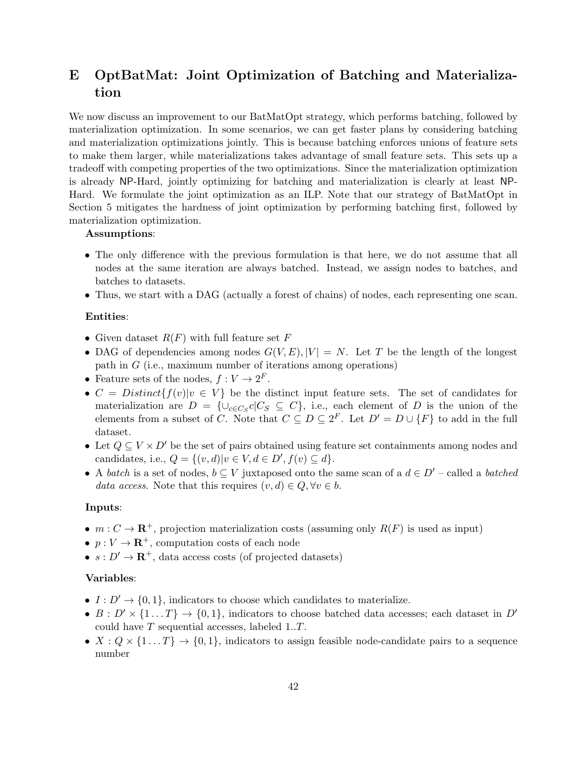# E OptBatMat: Joint Optimization of Batching and Materialization

We now discuss an improvement to our BatMatOpt strategy, which performs batching, followed by materialization optimization. In some scenarios, we can get faster plans by considering batching and materialization optimizations jointly. This is because batching enforces unions of feature sets to make them larger, while materializations takes advantage of small feature sets. This sets up a tradeoff with competing properties of the two optimizations. Since the materialization optimization is already NP-Hard, jointly optimizing for batching and materialization is clearly at least NP-Hard. We formulate the joint optimization as an ILP. Note that our strategy of BatMatOpt in Section 5 mitigates the hardness of joint optimization by performing batching first, followed by materialization optimization.

**Assumptions**:

- The only difference with the previous formulation is that here, we do not assume that all nodes at the same iteration are always batched. Instead, we assign nodes to batches, and batches to datasets.
- Thus, we start with a DAG (actually a forest of chains) of nodes, each representing one scan.

**Entities**:

- Given dataset $R(F)$ with full feature set $F$
- DAG of dependencies among nodes $G(V, E), |V| = N$. Let $T$ be the length of the longest path in $G$ (i.e., maximum number of iterations among operations)
- Feature sets of the nodes, $f : V \rightarrow 2^F$.
- $C = Distinct\{f(v)|v \in V\}$ be the distinct input feature sets. The set of candidates for materialization are $D = \{\cup_{c \in C_S} c | C_S \subseteq C\}$, i.e., each element of $D$ is the union of the elements from a subset of $C$. Note that $C \subseteq D \subseteq 2^F$. Let $D' = D \cup \{F\}$ to add in the full dataset.
- Let $Q \subseteq V \times D'$ be the set of pairs obtained using feature set containments among nodes and candidates, i.e., $Q = \{(v, d)|v \in V, d \in D', f(v) \subseteq d\}$.
- A *batch* is a set of nodes, $b \subseteq V$ juxtaposed onto the same scan of a $d \in D'$ – called a *batched data access*. Note that this requires $(v, d) \in Q, \forall v \in b$.

**Inputs**:

- $m : C \rightarrow \mathbf{R}^+$, projection materialization costs (assuming only $R(F)$ is used as input)
- $p : V \rightarrow \mathbf{R}^+$, computation costs of each node
- $s : D' \rightarrow \mathbf{R}^+$, data access costs (of projected datasets)

**Variables**:

- $I : D' \rightarrow \{0, 1\}$, indicators to choose which candidates to materialize.
- $B : D' \times \{1 \ldots T\} \rightarrow \{0, 1\}$, indicators to choose batched data accesses; each dataset in $D'$ could have $T$ sequential accesses, labeled $1..T$.
- $X : Q \times \{1 \ldots T\} \rightarrow \{0, 1\}$, indicators to assign feasible node-candidate pairs to a sequence number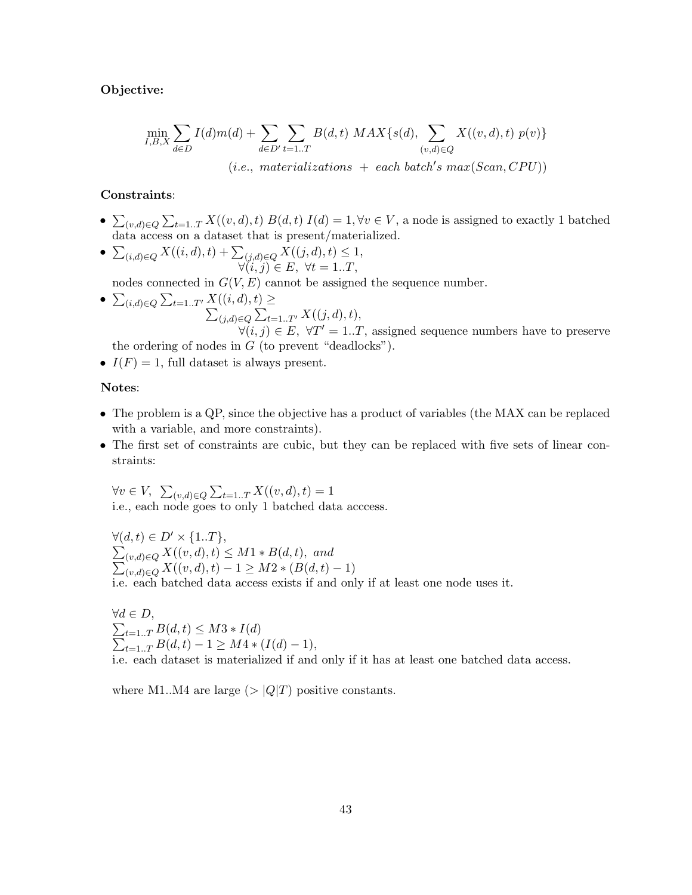**Objective:**

$$\min_{I,B,X} \sum_{d \in D} I(d)m(d) + \sum_{d \in D'} \sum_{t=1..T} B(d,t)\ MAX\{s(d), \sum_{(v,d) \in Q} X((v,d),t)\ p(v)\}$$

$$(i.e.,\ materializations\ +\ each\ batch's\ max(Scan, CPU))$$

**Constraints**:

- $\sum_{(v,d)\in Q} \sum_{t=1..T} X((v,d),t)\ B(d,t)\ I(d) = 1, \forall v \in V$, a node is assigned to exactly 1 batched data access on a dataset that is present/materialized.
- $\sum_{(i,d)\in Q} X((i,d),t) + \sum_{(j,d)\in Q} X((j,d),t) \leq 1,$
  $\forall (i,j) \in E,\ \forall t = 1..T,$
  nodes connected in $G(V,E)$ cannot be assigned the sequence number.
- $\sum_{(i,d)\in Q} \sum_{t=1..T'} X((i,d),t) \geq$
  $\sum_{(j,d)\in Q} \sum_{t=1..T'} X((j,d),t),$
  $\forall (i,j) \in E,\ \forall T' = 1..T$, assigned sequence numbers have to preserve the ordering of nodes in $G$ (to prevent "deadlocks").
- $I(F) = 1$, full dataset is always present.

**Notes**:

- The problem is a QP, since the objective has a product of variables (the MAX can be replaced with a variable, and more constraints).
- The first set of constraints are cubic, but they can be replaced with five sets of linear constraints:

  $\forall v \in V,\ \sum_{(v,d)\in Q} \sum_{t=1..T} X((v,d),t) = 1$
  i.e., each node goes to only 1 batched data acccess.

  $\forall (d,t) \in D' \times \{1..T\},$
  $\sum_{(v,d)\in Q} X((v,d),t) \leq M1 * B(d,t),\ and$
  $\sum_{(v,d)\in Q} X((v,d),t) - 1 \geq M2 * (B(d,t) - 1)$
  i.e. each batched data access exists if and only if at least one node uses it.

  $\forall d \in D,$
  $\sum_{t=1..T} B(d,t) \leq M3 * I(d)$
  $\sum_{t=1..T} B(d,t) - 1 \geq M4 * (I(d) - 1),$
  i.e. each dataset is materialized if and only if it has at least one batched data access.

  where M1..M4 are large ($> |Q|T$) positive constants.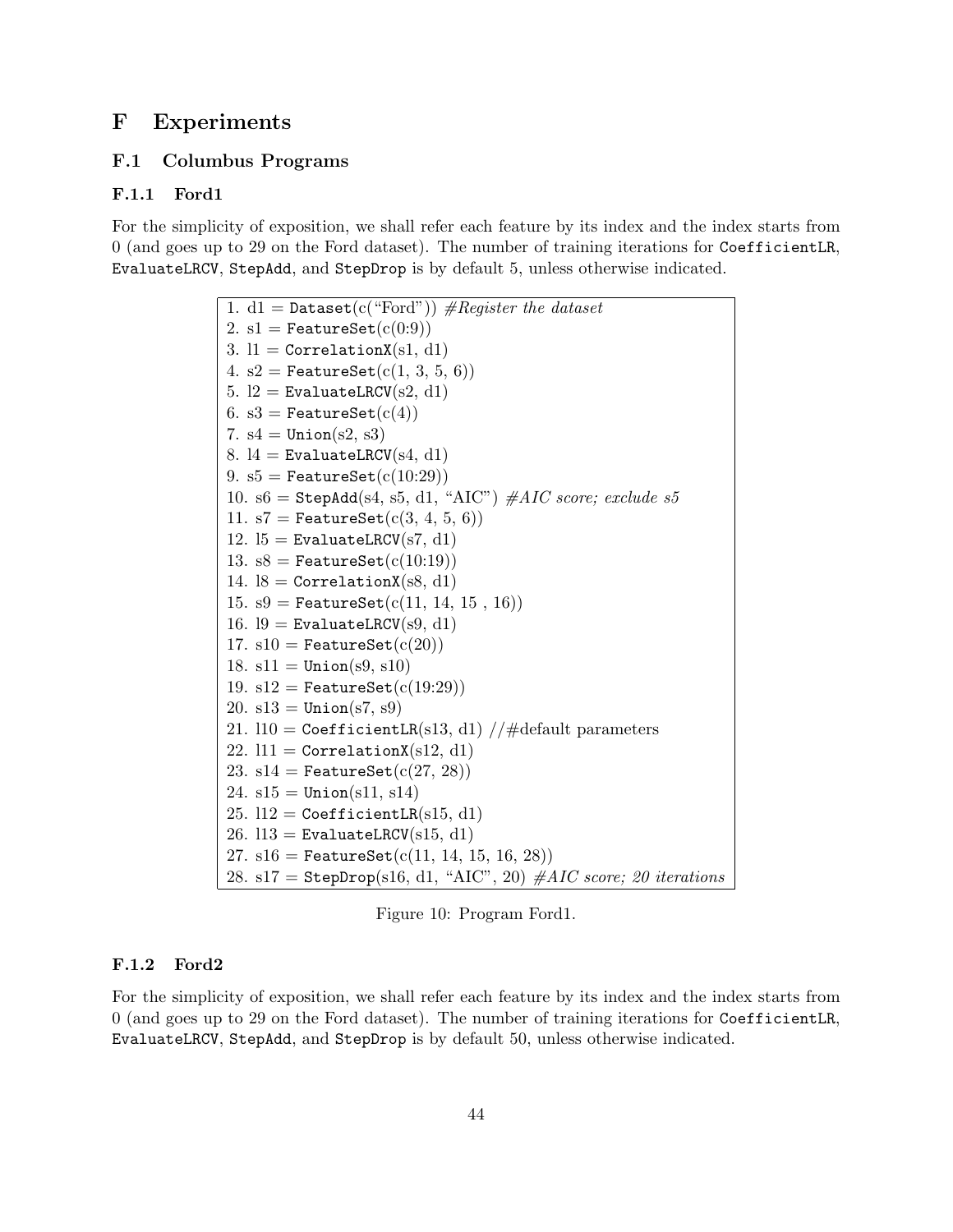# F Experiments

## F.1 Columbus Programs

### F.1.1 Ford1

For the simplicity of exposition, we shall refer each feature by its index and the index starts from 0 (and goes up to 29 on the Ford dataset). The number of training iterations for `CoefficientLR`, `EvaluateLRCV`, `StepAdd`, and `StepDrop` is by default 5, unless otherwise indicated.

```
1. d1 = Dataset(c("Ford")) #Register the dataset
2. s1 = FeatureSet(c(0:9))
3. l1 = CorrelationX(s1, d1)
4. s2 = FeatureSet(c(1, 3, 5, 6))
5. l2 = EvaluateLRCV(s2, d1)
6. s3 = FeatureSet(c(4))
7. s4 = Union(s2, s3)
8. l4 = EvaluateLRCV(s4, d1)
9. s5 = FeatureSet(c(10:29))
10. s6 = StepAdd(s4, s5, d1, "AIC") #AIC score; exclude s5
11. s7 = FeatureSet(c(3, 4, 5, 6))
12. l5 = EvaluateLRCV(s7, d1)
13. s8 = FeatureSet(c(10:19))
14. l8 = CorrelationX(s8, d1)
15. s9 = FeatureSet(c(11, 14, 15 , 16))
16. l9 = EvaluateLRCV(s9, d1)
17. s10 = FeatureSet(c(20))
18. s11 = Union(s9, s10)
19. s12 = FeatureSet(c(19:29))
20. s13 = Union(s7, s9)
21. l10 = CoefficientLR(s13, d1) //#default parameters
22. l11 = CorrelationX(s12, d1)
23. s14 = FeatureSet(c(27, 28))
24. s15 = Union(s11, s14)
25. l12 = CoefficientLR(s15, d1)
26. l13 = EvaluateLRCV(s15, d1)
27. s16 = FeatureSet(c(11, 14, 15, 16, 28))
28. s17 = StepDrop(s16, d1, "AIC", 20) #AIC score; 20 iterations
```

Figure 10: Program Ford1.

### F.1.2 Ford2

For the simplicity of exposition, we shall refer each feature by its index and the index starts from 0 (and goes up to 29 on the Ford dataset). The number of training iterations for `CoefficientLR`, `EvaluateLRCV`, `StepAdd`, and `StepDrop` is by default 50, unless otherwise indicated.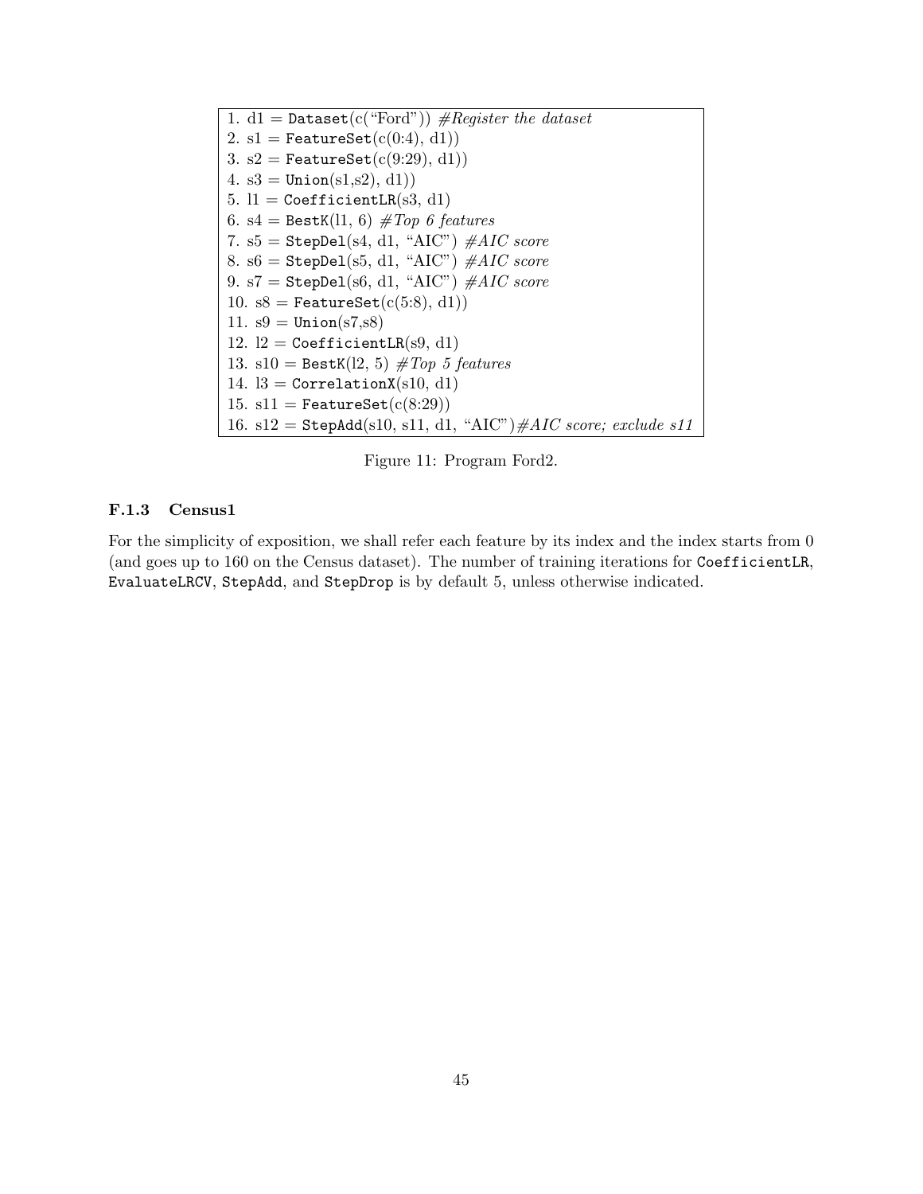```
1. d1 = Dataset(c("Ford")) #Register the dataset
2. s1 = FeatureSet(c(0:4), d1))
3. s2 = FeatureSet(c(9:29), d1))
4. s3 = Union(s1,s2), d1))
5. l1 = CoefficientLR(s3, d1)
6. s4 = BestK(l1, 6) #Top 6 features
7. s5 = StepDel(s4, d1, "AIC") #AIC score
8. s6 = StepDel(s5, d1, "AIC") #AIC score
9. s7 = StepDel(s6, d1, "AIC") #AIC score
10. s8 = FeatureSet(c(5:8), d1))
11. s9 = Union(s7,s8)
12. l2 = CoefficientLR(s9, d1)
13. s10 = BestK(l2, 5) #Top 5 features
14. l3 = CorrelationX(s10, d1)
15. s11 = FeatureSet(c(8:29))
16. s12 = StepAdd(s10, s11, d1, "AIC")#AIC score; exclude s11
```

Figure 11: Program Ford2.

### F.1.3 Census1

For the simplicity of exposition, we shall refer each feature by its index and the index starts from 0 (and goes up to 160 on the Census dataset). The number of training iterations for `CoefficientLR`, `EvaluateLRCV`, `StepAdd`, and `StepDrop` is by default 5, unless otherwise indicated.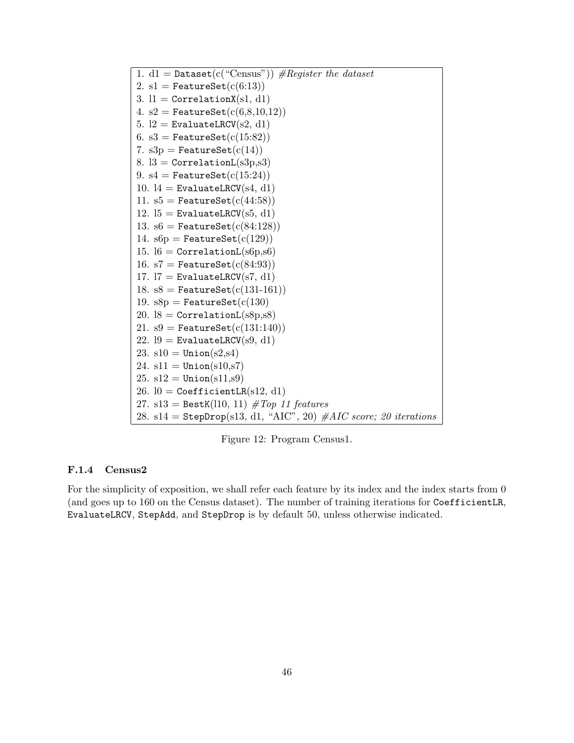```
1. d1 = Dataset(c("Census")) #Register the dataset
2. s1 = FeatureSet(c(6:13))
3. l1 = CorrelationX(s1, d1)
4. s2 = FeatureSet(c(6,8,10,12))
5. l2 = EvaluateLRCV(s2, d1)
6. s3 = FeatureSet(c(15:82))
7. s3p = FeatureSet(c(14))
8. l3 = CorrelationL(s3p,s3)
9. s4 = FeatureSet(c(15:24))
10. l4 = EvaluateLRCV(s4, d1)
11. s5 = FeatureSet(c(44:58))
12. l5 = EvaluateLRCV(s5, d1)
13. s6 = FeatureSet(c(84:128))
14. s6p = FeatureSet(c(129))
15. l6 = CorrelationL(s6p,s6)
16. s7 = FeatureSet(c(84:93))
17. l7 = EvaluateLRCV(s7, d1)
18. s8 = FeatureSet(c(131-161))
19. s8p = FeatureSet(c(130)
20. l8 = CorrelationL(s8p,s8)
21. s9 = FeatureSet(c(131:140))
22. l9 = EvaluateLRCV(s9, d1)
23. s10 = Union(s2,s4)
24. s11 = Union(s10,s7)
25. s12 = Union(s11,s9)
26. l0 = CoefficientLR(s12, d1)
27. s13 = BestK(l10, 11) #Top 11 features
28. s14 = StepDrop(s13, d1, "AIC", 20) #AIC score; 20 iterations
```

Figure 12: Program Census1.

#### F.1.4 Census2

For the simplicity of exposition, we shall refer each feature by its index and the index starts from 0 (and goes up to 160 on the Census dataset). The number of training iterations for `CoefficientLR`, `EvaluateLRCV`, `StepAdd`, and `StepDrop` is by default 50, unless otherwise indicated.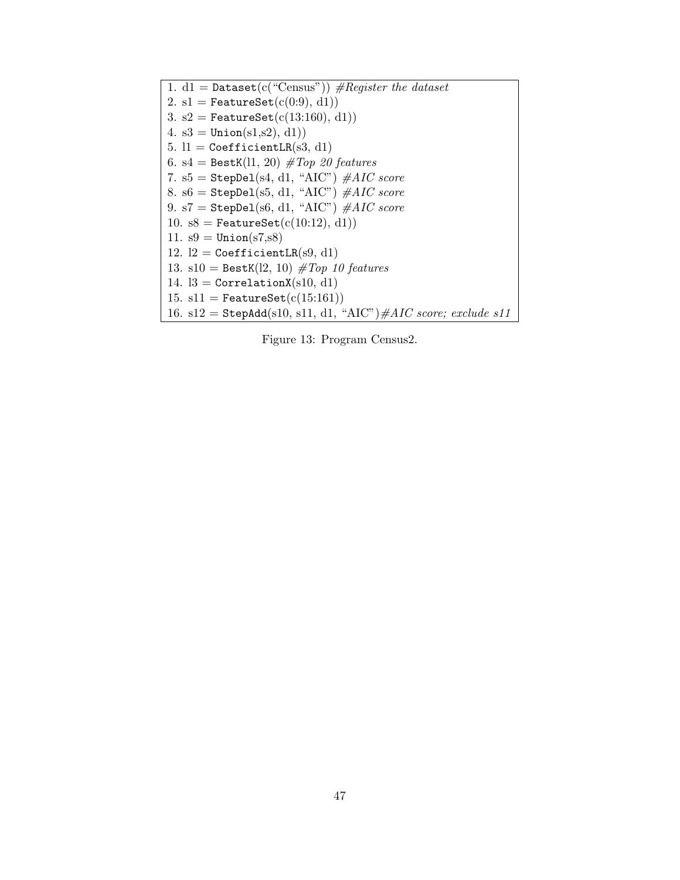```
1. d1 = Dataset(c("Census")) #Register the dataset
2. s1 = FeatureSet(c(0:9), d1))
3. s2 = FeatureSet(c(13:160), d1))
4. s3 = Union(s1,s2), d1))
5. l1 = CoefficientLR(s3, d1)
6. s4 = BestK(l1, 20) #Top 20 features
7. s5 = StepDel(s4, d1, "AIC") #AIC score
8. s6 = StepDel(s5, d1, "AIC") #AIC score
9. s7 = StepDel(s6, d1, "AIC") #AIC score
10. s8 = FeatureSet(c(10:12), d1))
11. s9 = Union(s7,s8)
12. l2 = CoefficientLR(s9, d1)
13. s10 = BestK(l2, 10) #Top 10 features
14. l3 = CorrelationX(s10, d1)
15. s11 = FeatureSet(c(15:161))
16. s12 = StepAdd(s10, s11, d1, "AIC")#AIC score; exclude s11
```

Figure 13: Program Census2.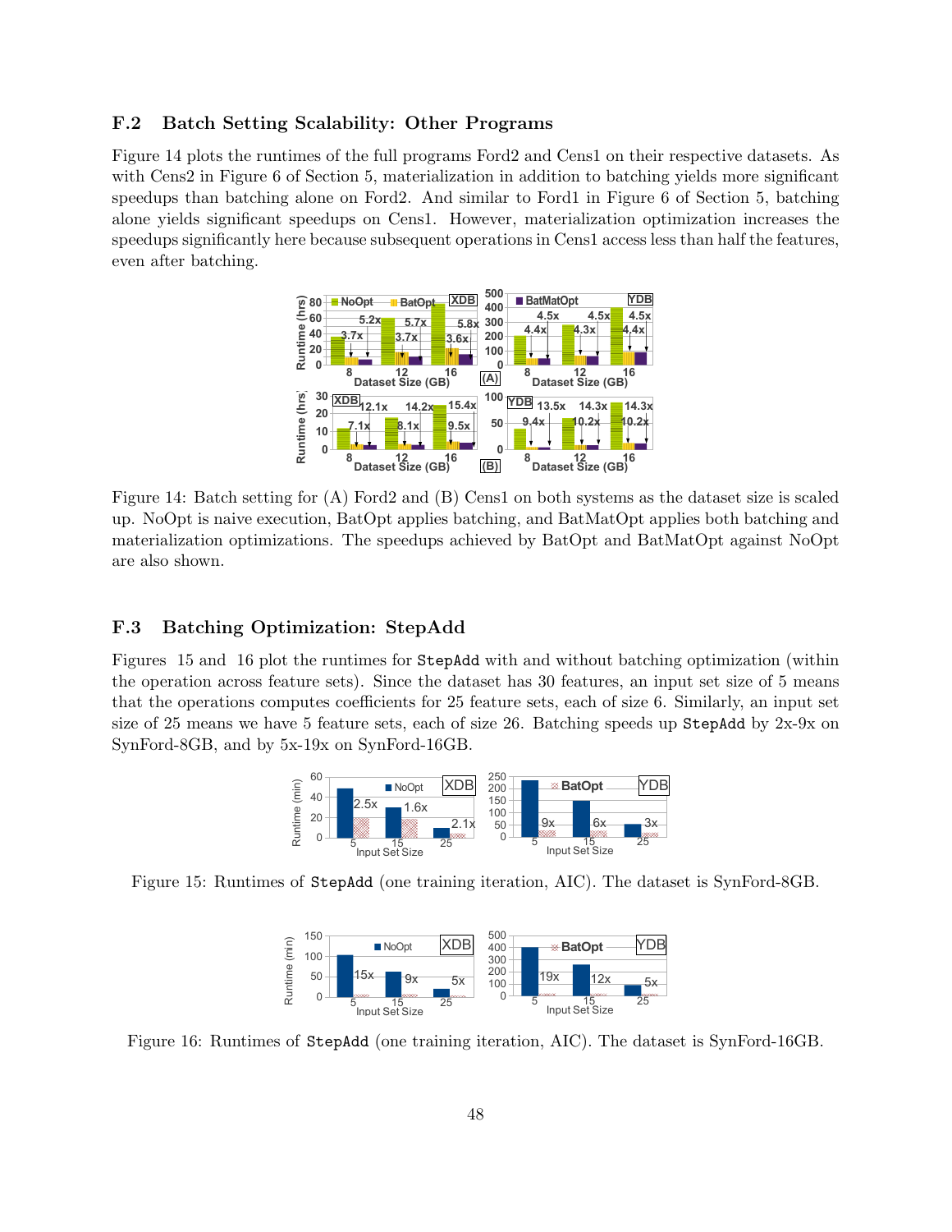### F.2 Batch Setting Scalability: Other Programs

Figure 14 plots the runtimes of the full programs Ford2 and Cens1 on their respective datasets. As with Cens2 in Figure 6 of Section 5, materialization in addition to batching yields more significant speedups than batching alone on Ford2. And similar to Ford1 in Figure 6 of Section 5, batching alone yields significant speedups on Cens1. However, materialization optimization increases the speedups significantly here because subsequent operations in Cens1 access less than half the features, even after batching.

Figure 14: Batch setting for (A) Ford2 and (B) Cens1 on both systems as the dataset size is scaled up. NoOpt is naive execution, BatOpt applies batching, and BatMatOpt applies both batching and materialization optimizations. The speedups achieved by BatOpt and BatMatOpt against NoOpt are also shown.

### F.3 Batching Optimization: StepAdd

Figures 15 and 16 plot the runtimes for `StepAdd` with and without batching optimization (within the operation across feature sets). Since the dataset has 30 features, an input set size of 5 means that the operations computes coefficients for 25 feature sets, each of size 6. Similarly, an input set size of 25 means we have 5 feature sets, each of size 26. Batching speeds up `StepAdd` by 2x-9x on SynFord-8GB, and by 5x-19x on SynFord-16GB.

Figure 15: Runtimes of `StepAdd` (one training iteration, AIC). The dataset is SynFord-8GB.

Figure 16: Runtimes of `StepAdd` (one training iteration, AIC). The dataset is SynFord-16GB.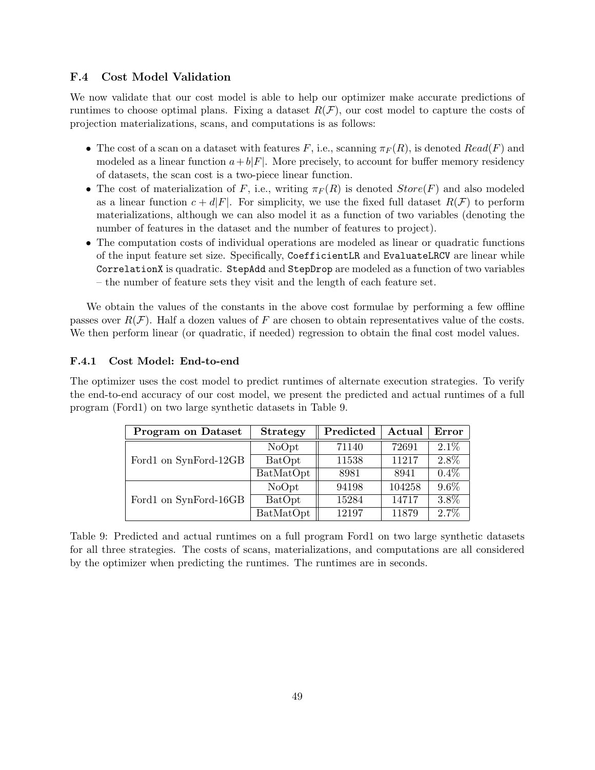### F.4 Cost Model Validation

We now validate that our cost model is able to help our optimizer make accurate predictions of runtimes to choose optimal plans. Fixing a dataset $R(\mathcal{F})$, our cost model to capture the costs of projection materializations, scans, and computations is as follows:

- The cost of a scan on a dataset with features $F$, i.e., scanning $\pi_F(R)$, is denoted $Read(F)$ and modeled as a linear function $a + b|F|$. More precisely, to account for buffer memory residency of datasets, the scan cost is a two-piece linear function.
- The cost of materialization of $F$, i.e., writing $\pi_F(R)$ is denoted $Store(F)$ and also modeled as a linear function $c + d|F|$. For simplicity, we use the fixed full dataset $R(\mathcal{F})$ to perform materializations, although we can also model it as a function of two variables (denoting the number of features in the dataset and the number of features to project).
- The computation costs of individual operations are modeled as linear or quadratic functions of the input feature set size. Specifically, `CoefficientLR` and `EvaluateLRCV` are linear while `CorrelationX` is quadratic. `StepAdd` and `StepDrop` are modeled as a function of two variables – the number of feature sets they visit and the length of each feature set.

We obtain the values of the constants in the above cost formulae by performing a few offline passes over $R(\mathcal{F})$. Half a dozen values of $F$ are chosen to obtain representatives value of the costs. We then perform linear (or quadratic, if needed) regression to obtain the final cost model values.

#### F.4.1 Cost Model: End-to-end

The optimizer uses the cost model to predict runtimes of alternate execution strategies. To verify the end-to-end accuracy of our cost model, we present the predicted and actual runtimes of a full program (Ford1) on two large synthetic datasets in Table 9.

| Program on Dataset | Strategy | Predicted | Actual | Error |
|---|---|---|---|---|
| Ford1 on SynFord-12GB | NoOpt | 71140 | 72691 | 2.1% |
| | BatOpt | 11538 | 11217 | 2.8% |
| | BatMatOpt | 8981 | 8941 | 0.4% |
| Ford1 on SynFord-16GB | NoOpt | 94198 | 104258 | 9.6% |
| | BatOpt | 15284 | 14717 | 3.8% |
| | BatMatOpt | 12197 | 11879 | 2.7% |

Table 9: Predicted and actual runtimes on a full program Ford1 on two large synthetic datasets for all three strategies. The costs of scans, materializations, and computations are all considered by the optimizer when predicting the runtimes. The runtimes are in seconds.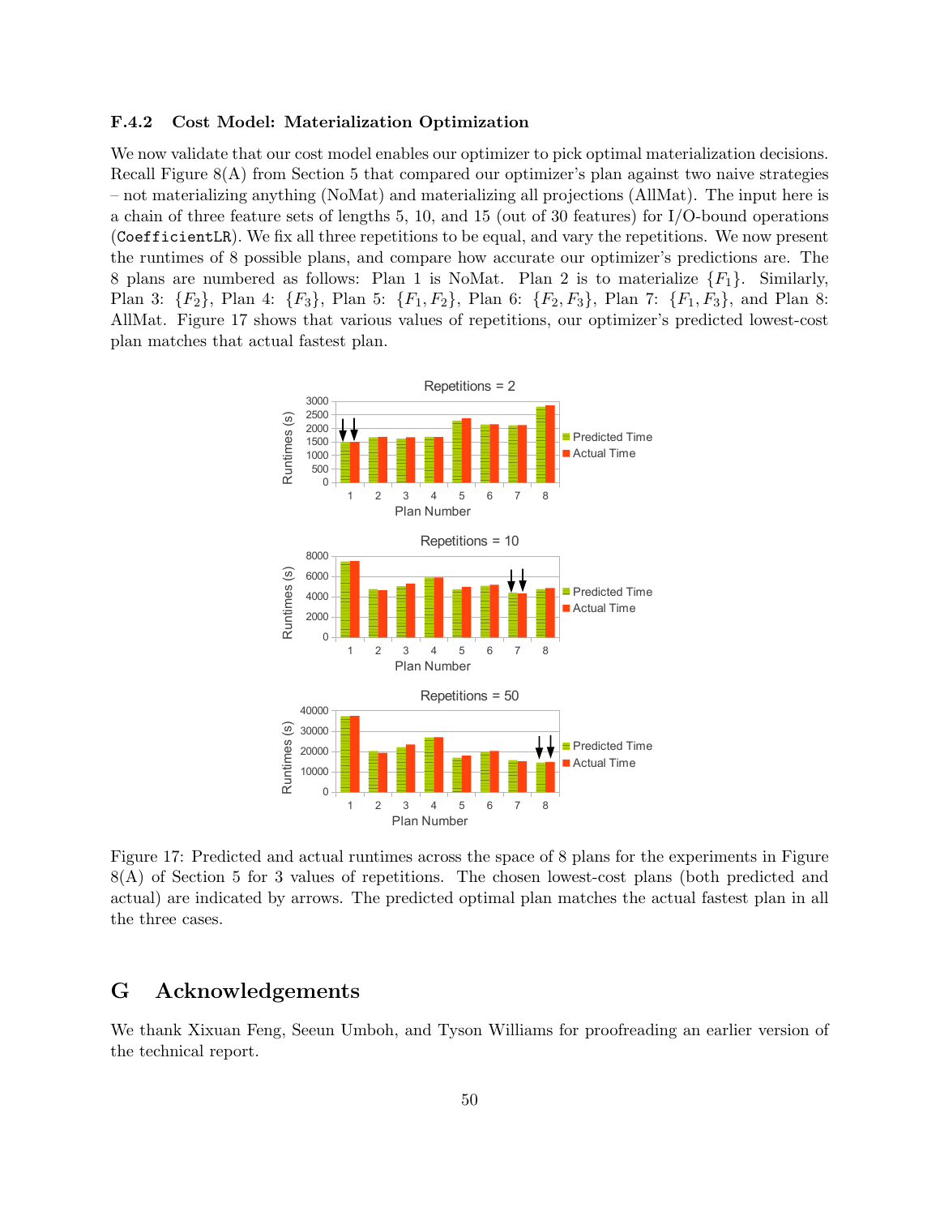### F.4.2 Cost Model: Materialization Optimization

We now validate that our cost model enables our optimizer to pick optimal materialization decisions. Recall Figure 8(A) from Section 5 that compared our optimizer's plan against two naive strategies – not materializing anything (NoMat) and materializing all projections (AllMat). The input here is a chain of three feature sets of lengths 5, 10, and 15 (out of 30 features) for I/O-bound operations (`CoefficientLR`). We fix all three repetitions to be equal, and vary the repetitions. We now present the runtimes of 8 possible plans, and compare how accurate our optimizer's predictions are. The 8 plans are numbered as follows: Plan 1 is NoMat. Plan 2 is to materialize $\{F_1\}$. Similarly, Plan 3: $\{F_2\}$, Plan 4: $\{F_3\}$, Plan 5: $\{F_1, F_2\}$, Plan 6: $\{F_2, F_3\}$, Plan 7: $\{F_1, F_3\}$, and Plan 8: AllMat. Figure 17 shows that various values of repetitions, our optimizer's predicted lowest-cost plan matches that actual fastest plan.

Repetitions = 2

Runtimes (s)

3000
2500
2000
1500
1000
500
0

1 2 3 4 5 6 7 8

Plan Number

Predicted Time
Actual Time

Repetitions = 10

Runtimes (s)

8000
6000
4000
2000
0

1 2 3 4 5 6 7 8

Plan Number

Predicted Time
Actual Time

Repetitions = 50

Runtimes (s)

40000
30000
20000
10000
0

1 2 3 4 5 6 7 8

Plan Number

Predicted Time
Actual Time

Figure 17: Predicted and actual runtimes across the space of 8 plans for the experiments in Figure 8(A) of Section 5 for 3 values of repetitions. The chosen lowest-cost plans (both predicted and actual) are indicated by arrows. The predicted optimal plan matches the actual fastest plan in all the three cases.

## G Acknowledgements

We thank Xixuan Feng, Seeun Umboh, and Tyson Williams for proofreading an earlier version of the technical report.